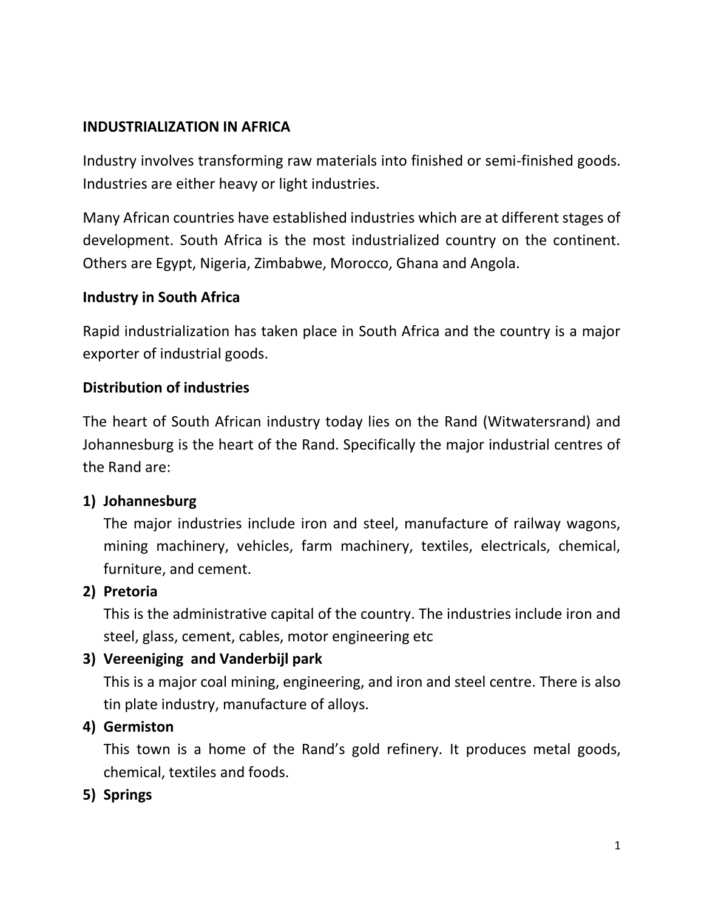# INDUSTRIALIZATION IN AFRICA

Industry involves transforming raw materials into finished or semi-finished goods. Industries are either heavy or light industries.

Many African countries have established industries which are at different stages of development. South Africa is the most industrialized country on the continent. Others are Egypt, Nigeria, Zimbabwe, Morocco, Ghana and Angola.

## Industry in South Africa

Rapid industrialization has taken place in South Africa and the country is a major exporter of industrial goods.

### Distribution of industries

The heart of South African industry today lies on the Rand (Witwatersrand) and Johannesburg is the heart of the Rand. Specifically the major industrial centres of the Rand are:

1) **Johannesburg**
   The major industries include iron and steel, manufacture of railway wagons, mining machinery, vehicles, farm machinery, textiles, electricals, chemical, furniture, and cement.
2) **Pretoria**
   This is the administrative capital of the country. The industries include iron and steel, glass, cement, cables, motor engineering etc
3) **Vereeniging and Vanderbijl park**
   This is a major coal mining, engineering, and iron and steel centre. There is also tin plate industry, manufacture of alloys.
4) **Germiston**
   This town is a home of the Rand's gold refinery. It produces metal goods, chemical, textiles and foods.
5) **Springs**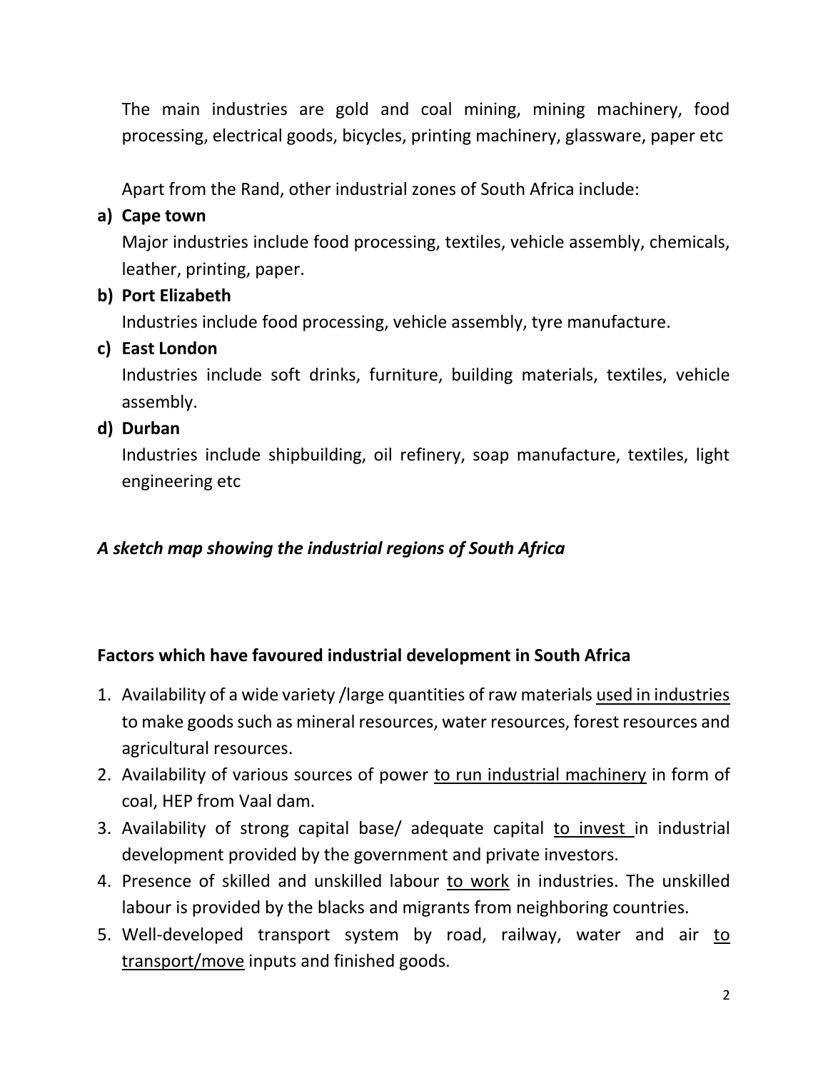The main industries are gold and coal mining, mining machinery, food processing, electrical goods, bicycles, printing machinery, glassware, paper etc

Apart from the Rand, other industrial zones of South Africa include:

**a) Cape town**

Major industries include food processing, textiles, vehicle assembly, chemicals, leather, printing, paper.

**b) Port Elizabeth**

Industries include food processing, vehicle assembly, tyre manufacture.

**c) East London**

Industries include soft drinks, furniture, building materials, textiles, vehicle assembly.

**d) Durban**

Industries include shipbuilding, oil refinery, soap manufacture, textiles, light engineering etc

***A sketch map showing the industrial regions of South Africa***

**Factors which have favoured industrial development in South Africa**

1. Availability of a wide variety /large quantities of raw materials <u>used in industries</u> to make goods such as mineral resources, water resources, forest resources and agricultural resources.
2. Availability of various sources of power <u>to run industrial machinery</u> in form of coal, HEP from Vaal dam.
3. Availability of strong capital base/ adequate capital <u>to invest</u> in industrial development provided by the government and private investors.
4. Presence of skilled and unskilled labour <u>to work</u> in industries. The unskilled labour is provided by the blacks and migrants from neighboring countries.
5. Well-developed transport system by road, railway, water and air <u>to transport/move</u> inputs and finished goods.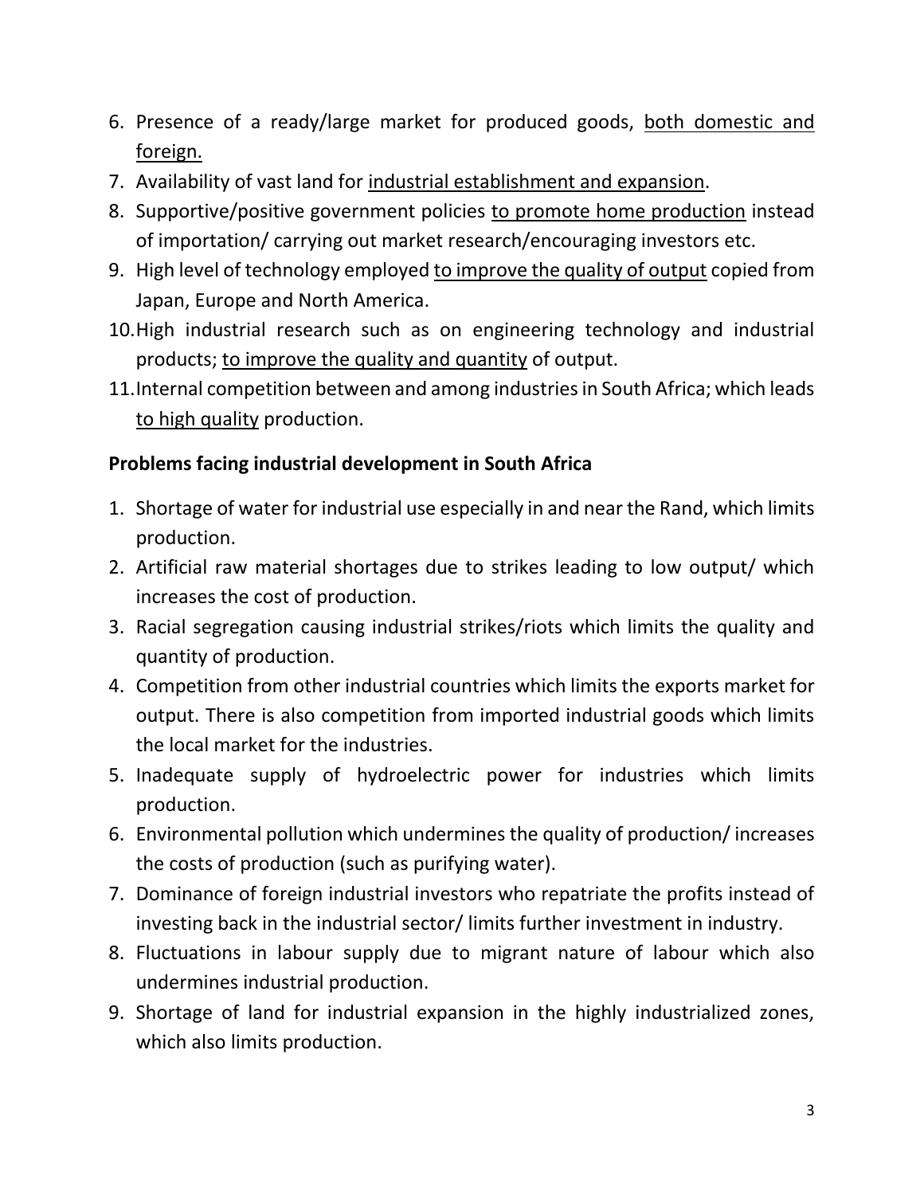6. Presence of a ready/large market for produced goods, <u>both domestic and foreign.</u>
7. Availability of vast land for <u>industrial establishment and expansion</u>.
8. Supportive/positive government policies <u>to promote home production</u> instead of importation/ carrying out market research/encouraging investors etc.
9. High level of technology employed <u>to improve the quality of output</u> copied from Japan, Europe and North America.
10. High industrial research such as on engineering technology and industrial products; <u>to improve the quality and quantity</u> of output.
11. Internal competition between and among industries in South Africa; which leads <u>to high quality</u> production.

**Problems facing industrial development in South Africa**

1. Shortage of water for industrial use especially in and near the Rand, which limits production.
2. Artificial raw material shortages due to strikes leading to low output/ which increases the cost of production.
3. Racial segregation causing industrial strikes/riots which limits the quality and quantity of production.
4. Competition from other industrial countries which limits the exports market for output. There is also competition from imported industrial goods which limits the local market for the industries.
5. Inadequate supply of hydroelectric power for industries which limits production.
6. Environmental pollution which undermines the quality of production/ increases the costs of production (such as purifying water).
7. Dominance of foreign industrial investors who repatriate the profits instead of investing back in the industrial sector/ limits further investment in industry.
8. Fluctuations in labour supply due to migrant nature of labour which also undermines industrial production.
9. Shortage of land for industrial expansion in the highly industrialized zones, which also limits production.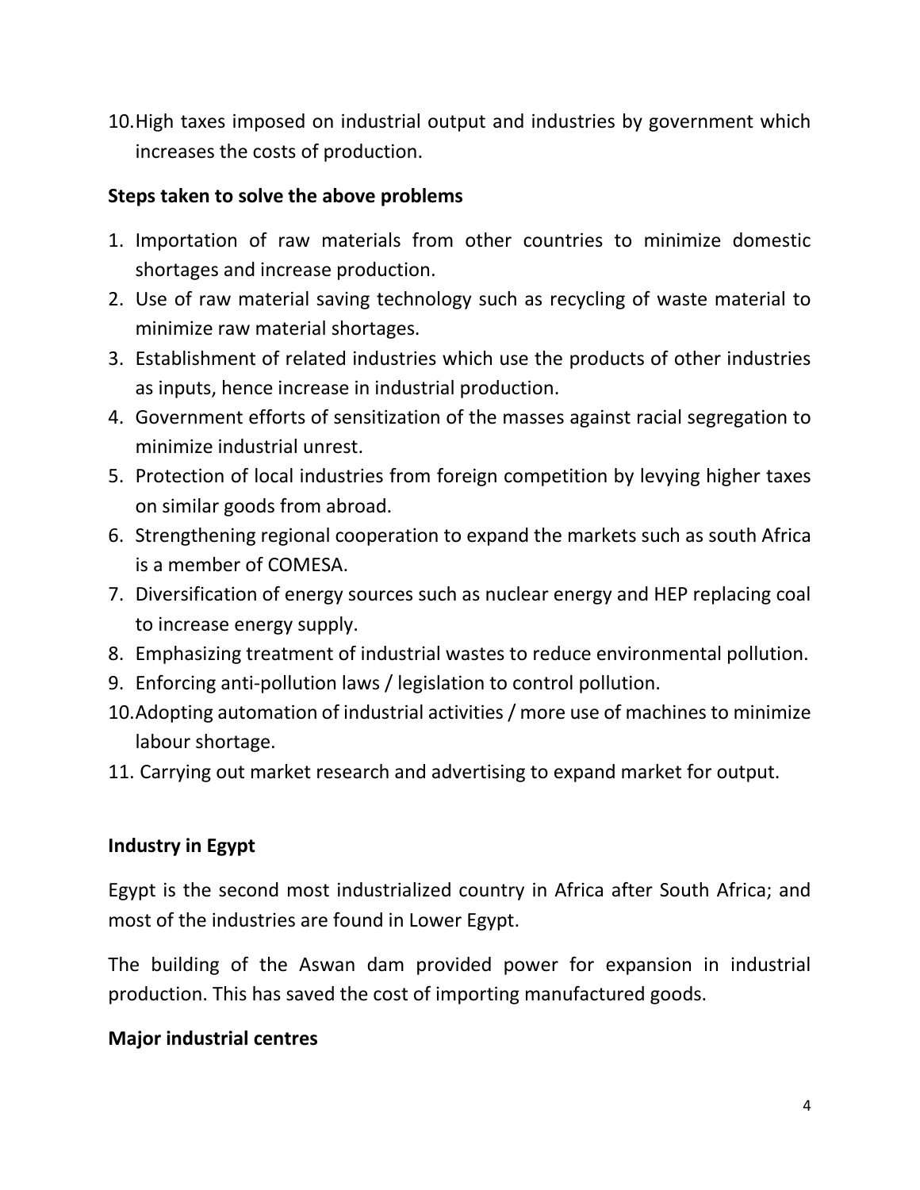10. High taxes imposed on industrial output and industries by government which increases the costs of production.

**Steps taken to solve the above problems**

1. Importation of raw materials from other countries to minimize domestic shortages and increase production.
2. Use of raw material saving technology such as recycling of waste material to minimize raw material shortages.
3. Establishment of related industries which use the products of other industries as inputs, hence increase in industrial production.
4. Government efforts of sensitization of the masses against racial segregation to minimize industrial unrest.
5. Protection of local industries from foreign competition by levying higher taxes on similar goods from abroad.
6. Strengthening regional cooperation to expand the markets such as south Africa is a member of COMESA.
7. Diversification of energy sources such as nuclear energy and HEP replacing coal to increase energy supply.
8. Emphasizing treatment of industrial wastes to reduce environmental pollution.
9. Enforcing anti-pollution laws / legislation to control pollution.
10. Adopting automation of industrial activities / more use of machines to minimize labour shortage.
11. Carrying out market research and advertising to expand market for output.

**Industry in Egypt**

Egypt is the second most industrialized country in Africa after South Africa; and most of the industries are found in Lower Egypt.

The building of the Aswan dam provided power for expansion in industrial production. This has saved the cost of importing manufactured goods.

**Major industrial centres**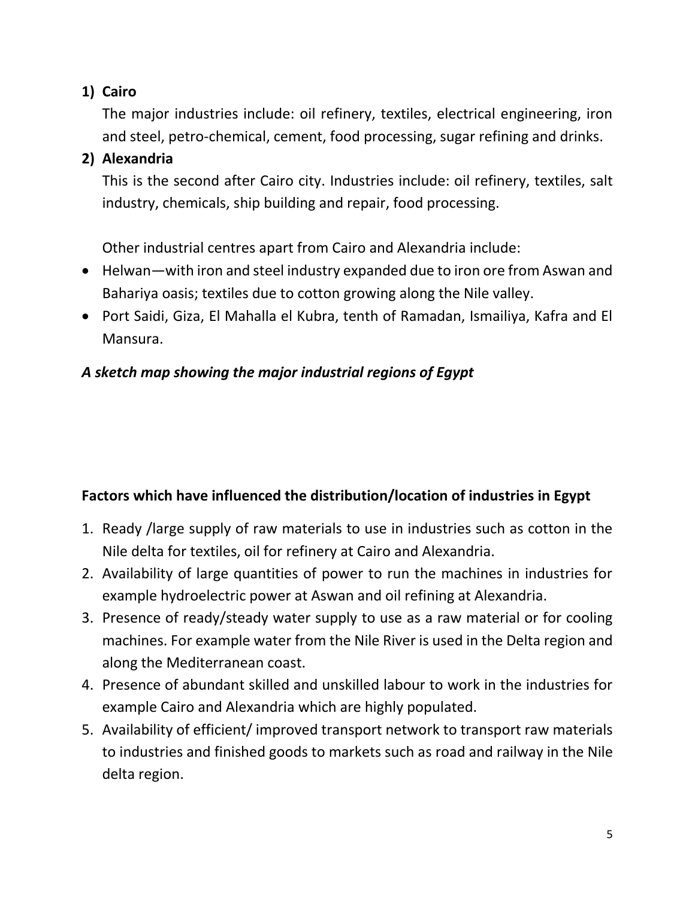**1) Cairo**

The major industries include: oil refinery, textiles, electrical engineering, iron and steel, petro-chemical, cement, food processing, sugar refining and drinks.

**2) Alexandria**

This is the second after Cairo city. Industries include: oil refinery, textiles, salt industry, chemicals, ship building and repair, food processing.

Other industrial centres apart from Cairo and Alexandria include:

- Helwan—with iron and steel industry expanded due to iron ore from Aswan and Bahariya oasis; textiles due to cotton growing along the Nile valley.
- Port Saidi, Giza, El Mahalla el Kubra, tenth of Ramadan, Ismailiya, Kafra and El Mansura.

***A sketch map showing the major industrial regions of Egypt***

**Factors which have influenced the distribution/location of industries in Egypt**

1. Ready /large supply of raw materials to use in industries such as cotton in the Nile delta for textiles, oil for refinery at Cairo and Alexandria.
2. Availability of large quantities of power to run the machines in industries for example hydroelectric power at Aswan and oil refining at Alexandria.
3. Presence of ready/steady water supply to use as a raw material or for cooling machines. For example water from the Nile River is used in the Delta region and along the Mediterranean coast.
4. Presence of abundant skilled and unskilled labour to work in the industries for example Cairo and Alexandria which are highly populated.
5. Availability of efficient/ improved transport network to transport raw materials to industries and finished goods to markets such as road and railway in the Nile delta region.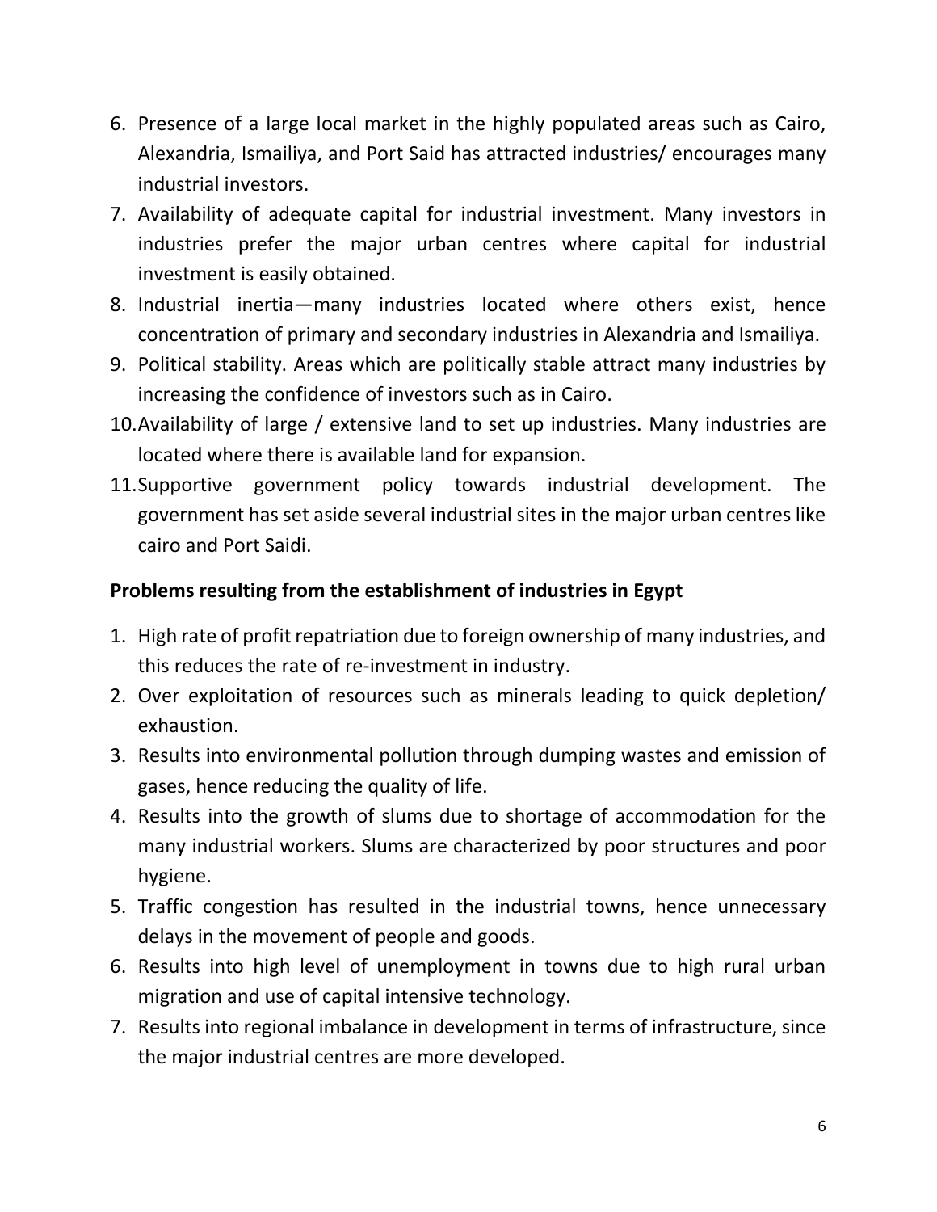6. Presence of a large local market in the highly populated areas such as Cairo, Alexandria, Ismailiya, and Port Said has attracted industries/ encourages many industrial investors.
7. Availability of adequate capital for industrial investment. Many investors in industries prefer the major urban centres where capital for industrial investment is easily obtained.
8. Industrial inertia—many industries located where others exist, hence concentration of primary and secondary industries in Alexandria and Ismailiya.
9. Political stability. Areas which are politically stable attract many industries by increasing the confidence of investors such as in Cairo.
10. Availability of large / extensive land to set up industries. Many industries are located where there is available land for expansion.
11. Supportive government policy towards industrial development. The government has set aside several industrial sites in the major urban centres like cairo and Port Saidi.

**Problems resulting from the establishment of industries in Egypt**

1. High rate of profit repatriation due to foreign ownership of many industries, and this reduces the rate of re-investment in industry.
2. Over exploitation of resources such as minerals leading to quick depletion/ exhaustion.
3. Results into environmental pollution through dumping wastes and emission of gases, hence reducing the quality of life.
4. Results into the growth of slums due to shortage of accommodation for the many industrial workers. Slums are characterized by poor structures and poor hygiene.
5. Traffic congestion has resulted in the industrial towns, hence unnecessary delays in the movement of people and goods.
6. Results into high level of unemployment in towns due to high rural urban migration and use of capital intensive technology.
7. Results into regional imbalance in development in terms of infrastructure, since the major industrial centres are more developed.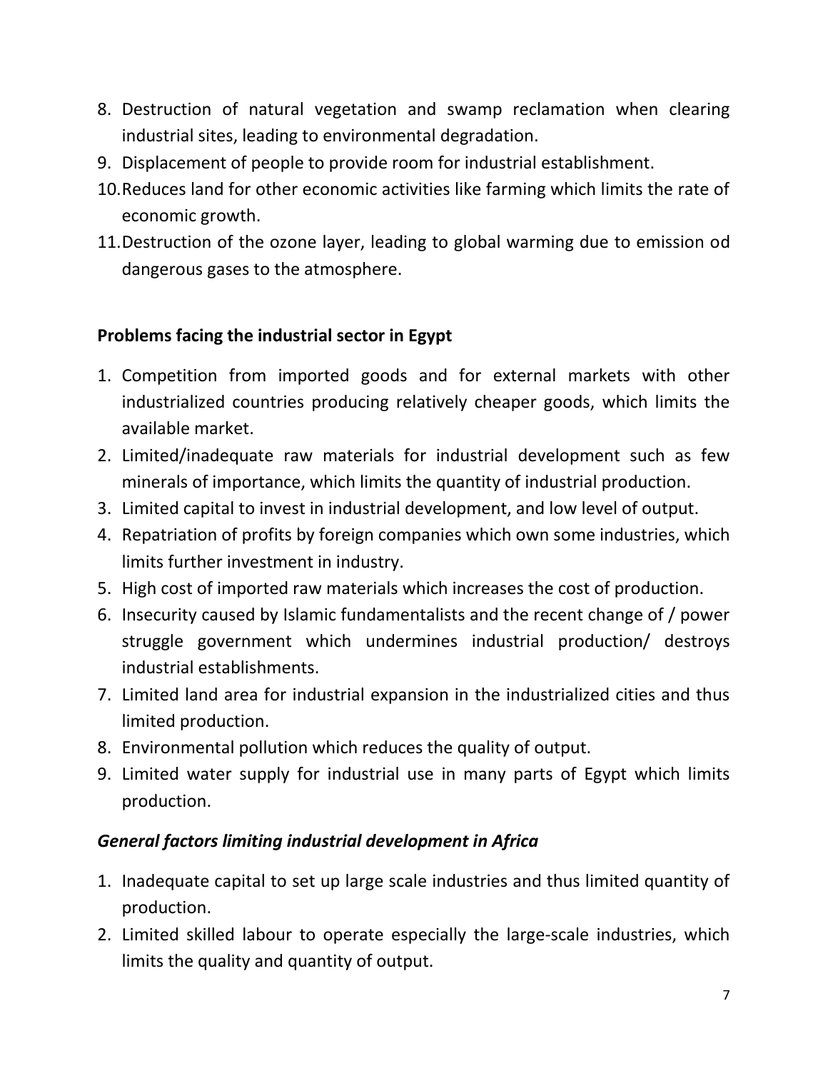8. Destruction of natural vegetation and swamp reclamation when clearing industrial sites, leading to environmental degradation.
9. Displacement of people to provide room for industrial establishment.
10. Reduces land for other economic activities like farming which limits the rate of economic growth.
11. Destruction of the ozone layer, leading to global warming due to emission od dangerous gases to the atmosphere.

**Problems facing the industrial sector in Egypt**

1. Competition from imported goods and for external markets with other industrialized countries producing relatively cheaper goods, which limits the available market.
2. Limited/inadequate raw materials for industrial development such as few minerals of importance, which limits the quantity of industrial production.
3. Limited capital to invest in industrial development, and low level of output.
4. Repatriation of profits by foreign companies which own some industries, which limits further investment in industry.
5. High cost of imported raw materials which increases the cost of production.
6. Insecurity caused by Islamic fundamentalists and the recent change of / power struggle government which undermines industrial production/ destroys industrial establishments.
7. Limited land area for industrial expansion in the industrialized cities and thus limited production.
8. Environmental pollution which reduces the quality of output.
9. Limited water supply for industrial use in many parts of Egypt which limits production.

***General factors limiting industrial development in Africa***

1. Inadequate capital to set up large scale industries and thus limited quantity of production.
2. Limited skilled labour to operate especially the large-scale industries, which limits the quality and quantity of output.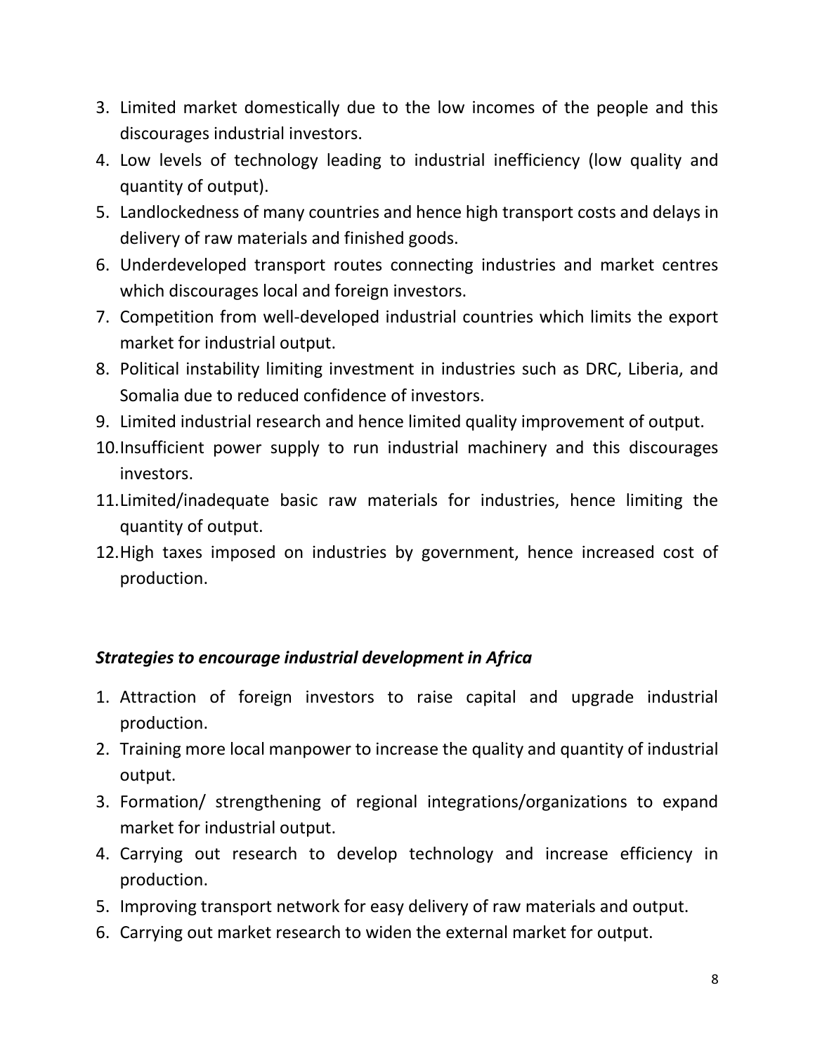3. Limited market domestically due to the low incomes of the people and this discourages industrial investors.
4. Low levels of technology leading to industrial inefficiency (low quality and quantity of output).
5. Landlockedness of many countries and hence high transport costs and delays in delivery of raw materials and finished goods.
6. Underdeveloped transport routes connecting industries and market centres which discourages local and foreign investors.
7. Competition from well-developed industrial countries which limits the export market for industrial output.
8. Political instability limiting investment in industries such as DRC, Liberia, and Somalia due to reduced confidence of investors.
9. Limited industrial research and hence limited quality improvement of output.
10. Insufficient power supply to run industrial machinery and this discourages investors.
11. Limited/inadequate basic raw materials for industries, hence limiting the quantity of output.
12. High taxes imposed on industries by government, hence increased cost of production.

***Strategies to encourage industrial development in Africa***

1. Attraction of foreign investors to raise capital and upgrade industrial production.
2. Training more local manpower to increase the quality and quantity of industrial output.
3. Formation/ strengthening of regional integrations/organizations to expand market for industrial output.
4. Carrying out research to develop technology and increase efficiency in production.
5. Improving transport network for easy delivery of raw materials and output.
6. Carrying out market research to widen the external market for output.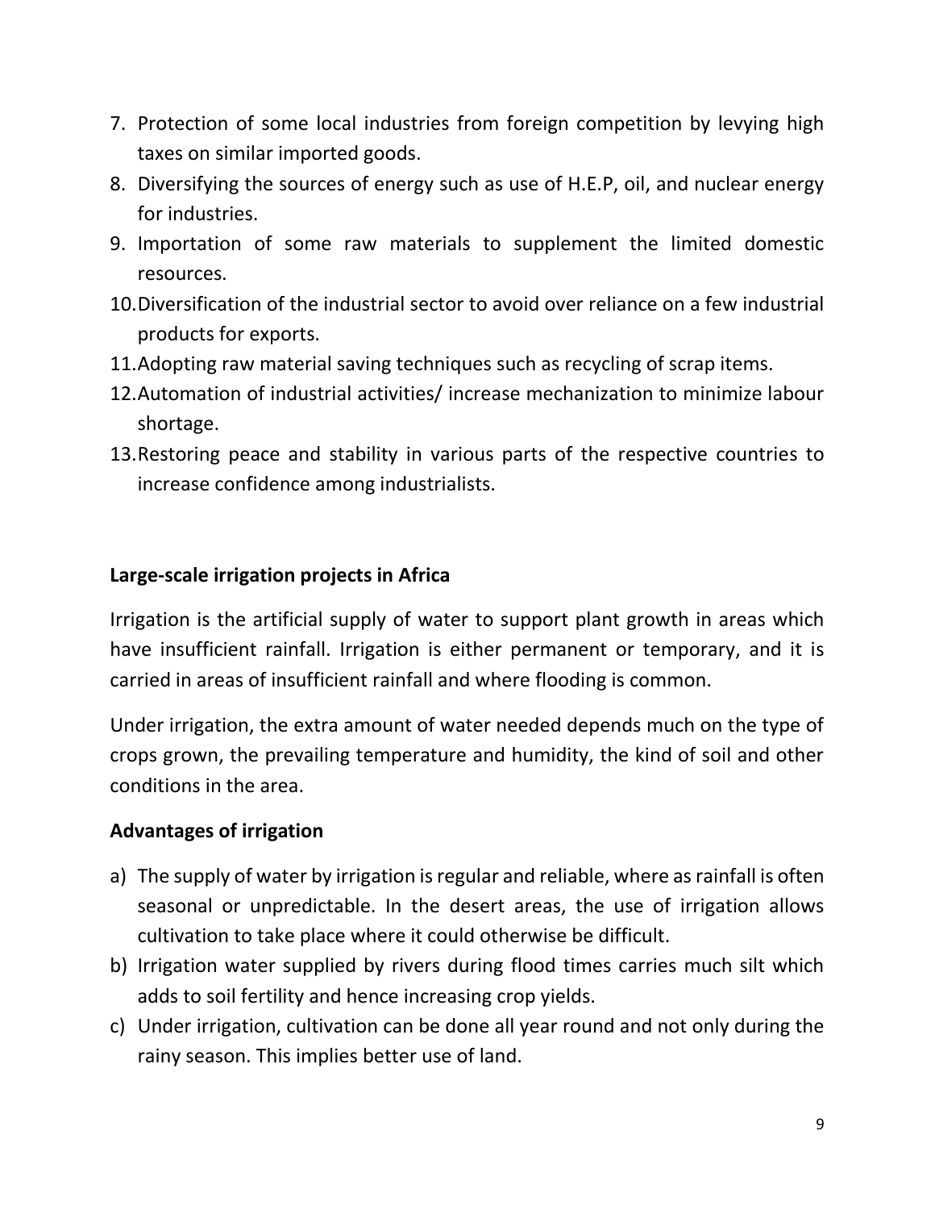7. Protection of some local industries from foreign competition by levying high taxes on similar imported goods.
8. Diversifying the sources of energy such as use of H.E.P, oil, and nuclear energy for industries.
9. Importation of some raw materials to supplement the limited domestic resources.
10. Diversification of the industrial sector to avoid over reliance on a few industrial products for exports.
11. Adopting raw material saving techniques such as recycling of scrap items.
12. Automation of industrial activities/ increase mechanization to minimize labour shortage.
13. Restoring peace and stability in various parts of the respective countries to increase confidence among industrialists.

**Large-scale irrigation projects in Africa**

Irrigation is the artificial supply of water to support plant growth in areas which have insufficient rainfall. Irrigation is either permanent or temporary, and it is carried in areas of insufficient rainfall and where flooding is common.

Under irrigation, the extra amount of water needed depends much on the type of crops grown, the prevailing temperature and humidity, the kind of soil and other conditions in the area.

**Advantages of irrigation**

a) The supply of water by irrigation is regular and reliable, where as rainfall is often seasonal or unpredictable. In the desert areas, the use of irrigation allows cultivation to take place where it could otherwise be difficult.
b) Irrigation water supplied by rivers during flood times carries much silt which adds to soil fertility and hence increasing crop yields.
c) Under irrigation, cultivation can be done all year round and not only during the rainy season. This implies better use of land.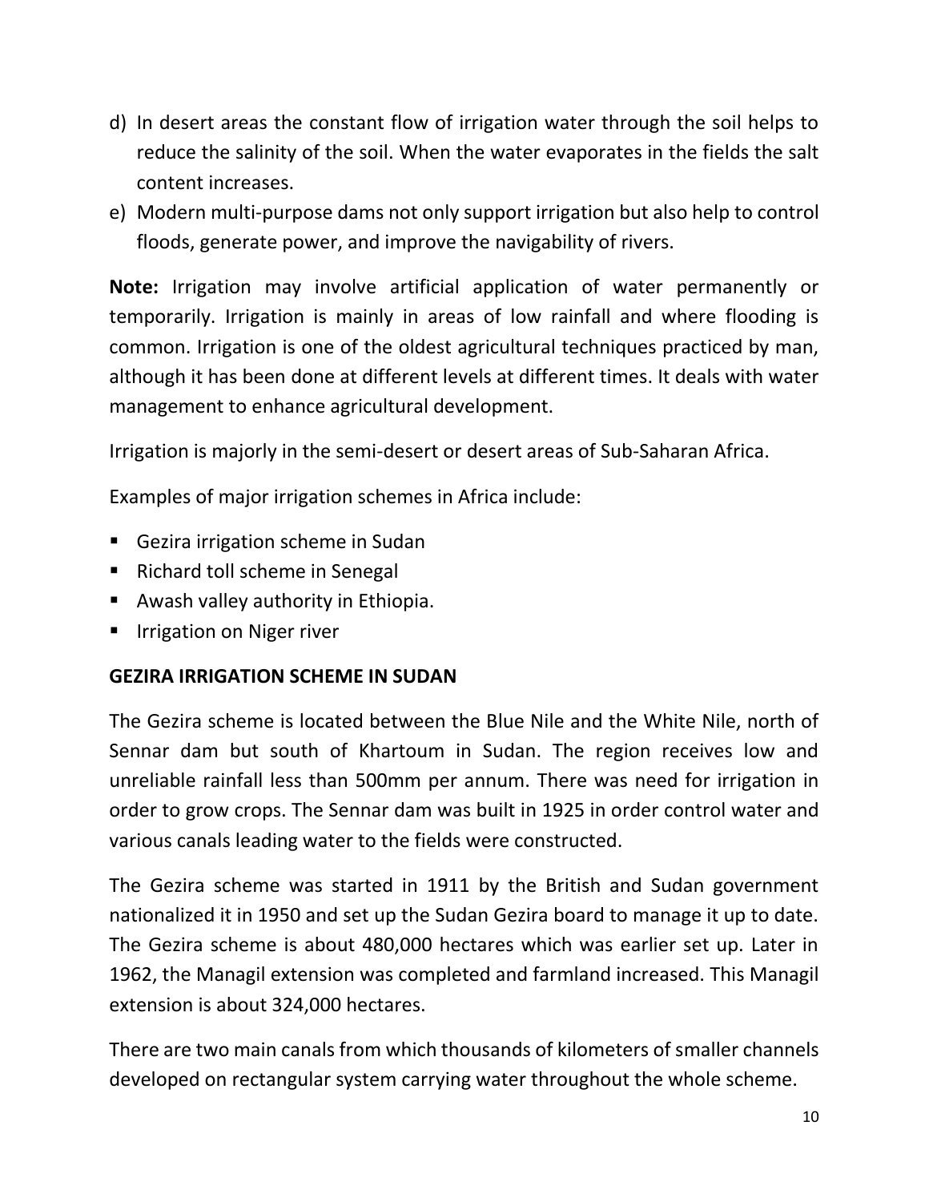d) In desert areas the constant flow of irrigation water through the soil helps to reduce the salinity of the soil. When the water evaporates in the fields the salt content increases.
e) Modern multi-purpose dams not only support irrigation but also help to control floods, generate power, and improve the navigability of rivers.

**Note:** Irrigation may involve artificial application of water permanently or temporarily. Irrigation is mainly in areas of low rainfall and where flooding is common. Irrigation is one of the oldest agricultural techniques practiced by man, although it has been done at different levels at different times. It deals with water management to enhance agricultural development.

Irrigation is majorly in the semi-desert or desert areas of Sub-Saharan Africa.

Examples of major irrigation schemes in Africa include:

- Gezira irrigation scheme in Sudan
- Richard toll scheme in Senegal
- Awash valley authority in Ethiopia.
- Irrigation on Niger river

**GEZIRA IRRIGATION SCHEME IN SUDAN**

The Gezira scheme is located between the Blue Nile and the White Nile, north of Sennar dam but south of Khartoum in Sudan. The region receives low and unreliable rainfall less than 500mm per annum. There was need for irrigation in order to grow crops. The Sennar dam was built in 1925 in order control water and various canals leading water to the fields were constructed.

The Gezira scheme was started in 1911 by the British and Sudan government nationalized it in 1950 and set up the Sudan Gezira board to manage it up to date. The Gezira scheme is about 480,000 hectares which was earlier set up. Later in 1962, the Managil extension was completed and farmland increased. This Managil extension is about 324,000 hectares.

There are two main canals from which thousands of kilometers of smaller channels developed on rectangular system carrying water throughout the whole scheme.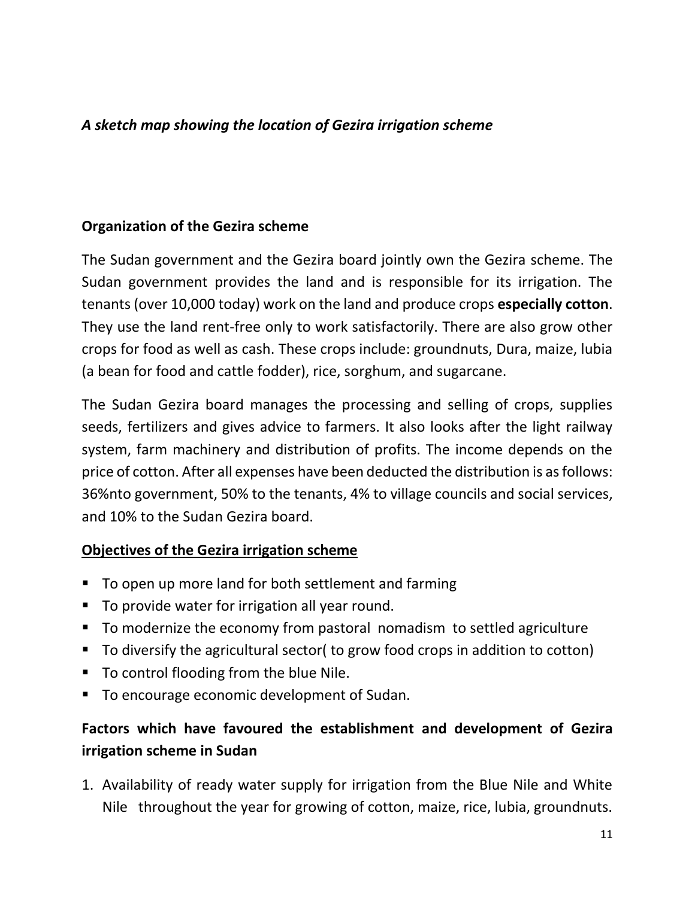*A sketch map showing the location of Gezira irrigation scheme*

**Organization of the Gezira scheme**

The Sudan government and the Gezira board jointly own the Gezira scheme. The Sudan government provides the land and is responsible for its irrigation. The tenants (over 10,000 today) work on the land and produce crops **especially cotton**. They use the land rent-free only to work satisfactorily. There are also grow other crops for food as well as cash. These crops include: groundnuts, Dura, maize, lubia (a bean for food and cattle fodder), rice, sorghum, and sugarcane.

The Sudan Gezira board manages the processing and selling of crops, supplies seeds, fertilizers and gives advice to farmers. It also looks after the light railway system, farm machinery and distribution of profits. The income depends on the price of cotton. After all expenses have been deducted the distribution is as follows: 36%nto government, 50% to the tenants, 4% to village councils and social services, and 10% to the Sudan Gezira board.

**<u>Objectives of the Gezira irrigation scheme</u>**

- To open up more land for both settlement and farming
- To provide water for irrigation all year round.
- To modernize the economy from pastoral nomadism to settled agriculture
- To diversify the agricultural sector( to grow food crops in addition to cotton)
- To control flooding from the blue Nile.
- To encourage economic development of Sudan.

**Factors which have favoured the establishment and development of Gezira irrigation scheme in Sudan**

1. Availability of ready water supply for irrigation from the Blue Nile and White Nile throughout the year for growing of cotton, maize, rice, lubia, groundnuts.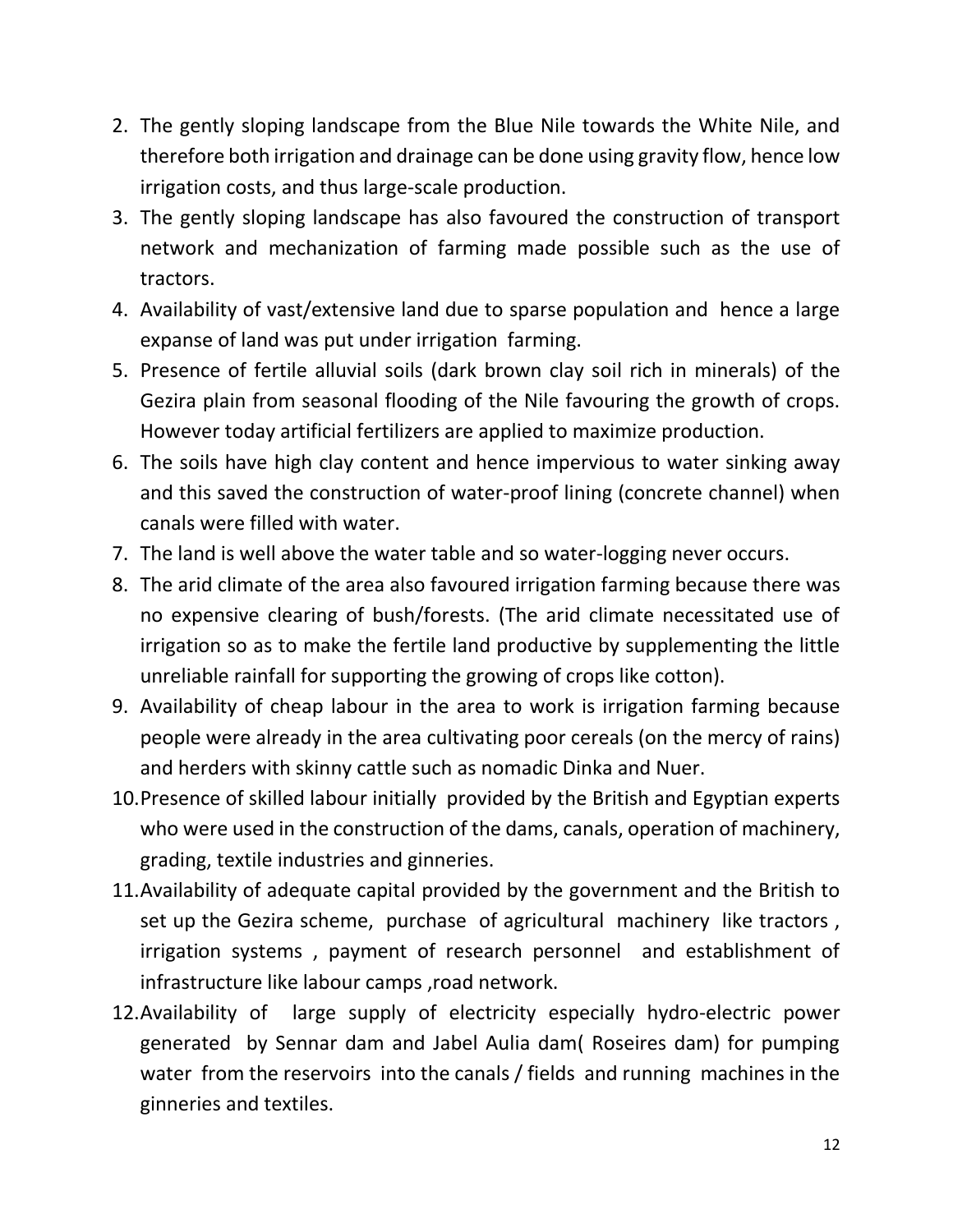2. The gently sloping landscape from the Blue Nile towards the White Nile, and therefore both irrigation and drainage can be done using gravity flow, hence low irrigation costs, and thus large-scale production.
3. The gently sloping landscape has also favoured the construction of transport network and mechanization of farming made possible such as the use of tractors.
4. Availability of vast/extensive land due to sparse population and hence a large expanse of land was put under irrigation farming.
5. Presence of fertile alluvial soils (dark brown clay soil rich in minerals) of the Gezira plain from seasonal flooding of the Nile favouring the growth of crops. However today artificial fertilizers are applied to maximize production.
6. The soils have high clay content and hence impervious to water sinking away and this saved the construction of water-proof lining (concrete channel) when canals were filled with water.
7. The land is well above the water table and so water-logging never occurs.
8. The arid climate of the area also favoured irrigation farming because there was no expensive clearing of bush/forests. (The arid climate necessitated use of irrigation so as to make the fertile land productive by supplementing the little unreliable rainfall for supporting the growing of crops like cotton).
9. Availability of cheap labour in the area to work is irrigation farming because people were already in the area cultivating poor cereals (on the mercy of rains) and herders with skinny cattle such as nomadic Dinka and Nuer.
10. Presence of skilled labour initially provided by the British and Egyptian experts who were used in the construction of the dams, canals, operation of machinery, grading, textile industries and ginneries.
11. Availability of adequate capital provided by the government and the British to set up the Gezira scheme, purchase of agricultural machinery like tractors , irrigation systems , payment of research personnel and establishment of infrastructure like labour camps ,road network.
12. Availability of large supply of electricity especially hydro-electric power generated by Sennar dam and Jabel Aulia dam( Roseires dam) for pumping water from the reservoirs into the canals / fields and running machines in the ginneries and textiles.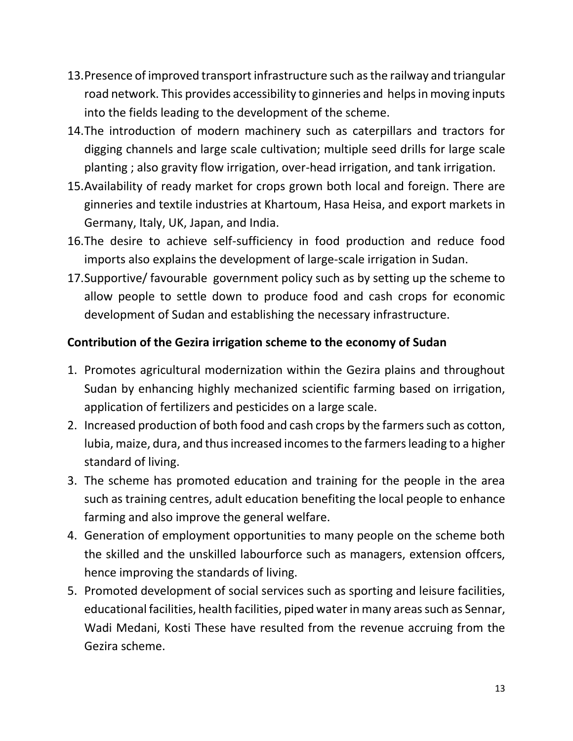13. Presence of improved transport infrastructure such as the railway and triangular road network. This provides accessibility to ginneries and helps in moving inputs into the fields leading to the development of the scheme.
14. The introduction of modern machinery such as caterpillars and tractors for digging channels and large scale cultivation; multiple seed drills for large scale planting ; also gravity flow irrigation, over-head irrigation, and tank irrigation.
15. Availability of ready market for crops grown both local and foreign. There are ginneries and textile industries at Khartoum, Hasa Heisa, and export markets in Germany, Italy, UK, Japan, and India.
16. The desire to achieve self-sufficiency in food production and reduce food imports also explains the development of large-scale irrigation in Sudan.
17. Supportive/ favourable government policy such as by setting up the scheme to allow people to settle down to produce food and cash crops for economic development of Sudan and establishing the necessary infrastructure.

**Contribution of the Gezira irrigation scheme to the economy of Sudan**

1. Promotes agricultural modernization within the Gezira plains and throughout Sudan by enhancing highly mechanized scientific farming based on irrigation, application of fertilizers and pesticides on a large scale.
2. Increased production of both food and cash crops by the farmers such as cotton, lubia, maize, dura, and thus increased incomes to the farmers leading to a higher standard of living.
3. The scheme has promoted education and training for the people in the area such as training centres, adult education benefiting the local people to enhance farming and also improve the general welfare.
4. Generation of employment opportunities to many people on the scheme both the skilled and the unskilled labourforce such as managers, extension offcers, hence improving the standards of living.
5. Promoted development of social services such as sporting and leisure facilities, educational facilities, health facilities, piped water in many areas such as Sennar, Wadi Medani, Kosti These have resulted from the revenue accruing from the Gezira scheme.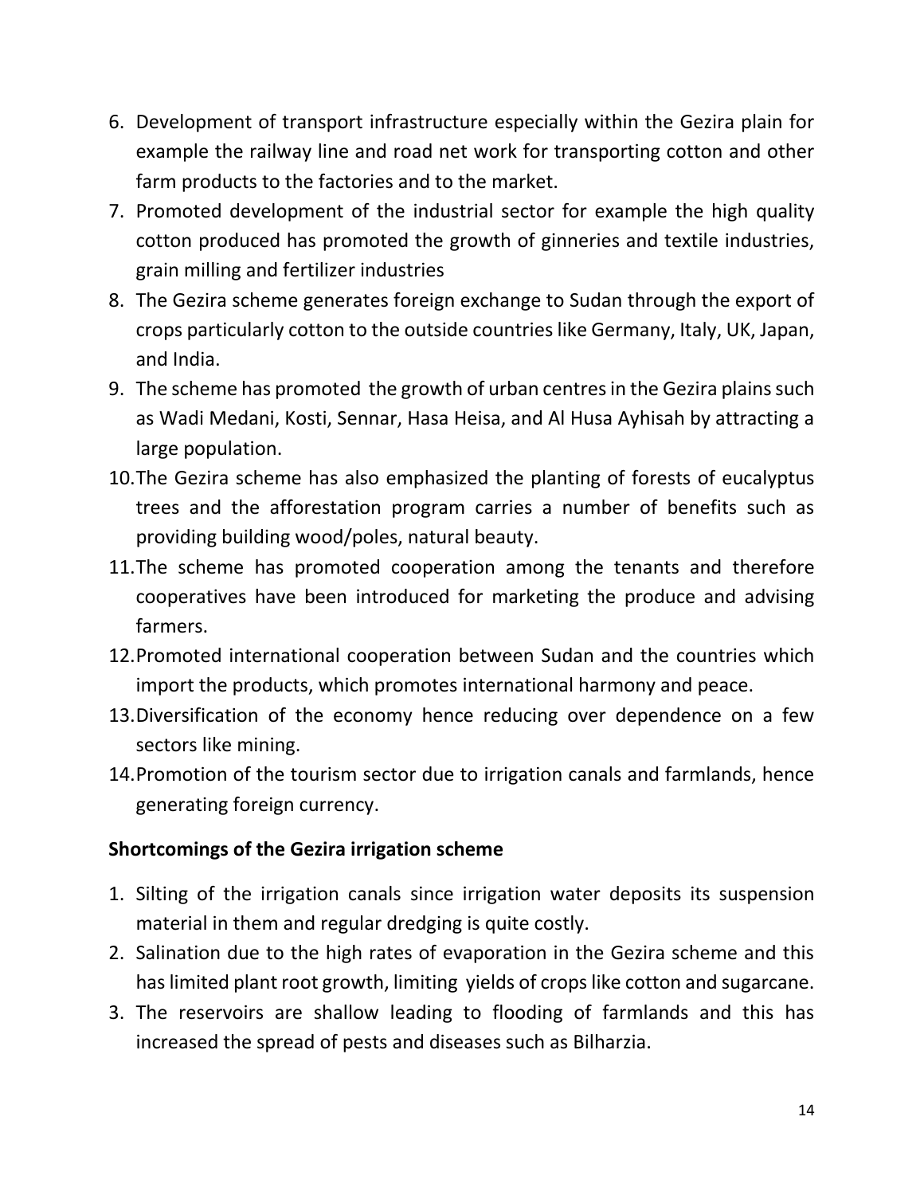6. Development of transport infrastructure especially within the Gezira plain for example the railway line and road net work for transporting cotton and other farm products to the factories and to the market.
7. Promoted development of the industrial sector for example the high quality cotton produced has promoted the growth of ginneries and textile industries, grain milling and fertilizer industries
8. The Gezira scheme generates foreign exchange to Sudan through the export of crops particularly cotton to the outside countries like Germany, Italy, UK, Japan, and India.
9. The scheme has promoted the growth of urban centres in the Gezira plains such as Wadi Medani, Kosti, Sennar, Hasa Heisa, and Al Husa Ayhisah by attracting a large population.
10. The Gezira scheme has also emphasized the planting of forests of eucalyptus trees and the afforestation program carries a number of benefits such as providing building wood/poles, natural beauty.
11. The scheme has promoted cooperation among the tenants and therefore cooperatives have been introduced for marketing the produce and advising farmers.
12. Promoted international cooperation between Sudan and the countries which import the products, which promotes international harmony and peace.
13. Diversification of the economy hence reducing over dependence on a few sectors like mining.
14. Promotion of the tourism sector due to irrigation canals and farmlands, hence generating foreign currency.

**Shortcomings of the Gezira irrigation scheme**

1. Silting of the irrigation canals since irrigation water deposits its suspension material in them and regular dredging is quite costly.
2. Salination due to the high rates of evaporation in the Gezira scheme and this has limited plant root growth, limiting yields of crops like cotton and sugarcane.
3. The reservoirs are shallow leading to flooding of farmlands and this has increased the spread of pests and diseases such as Bilharzia.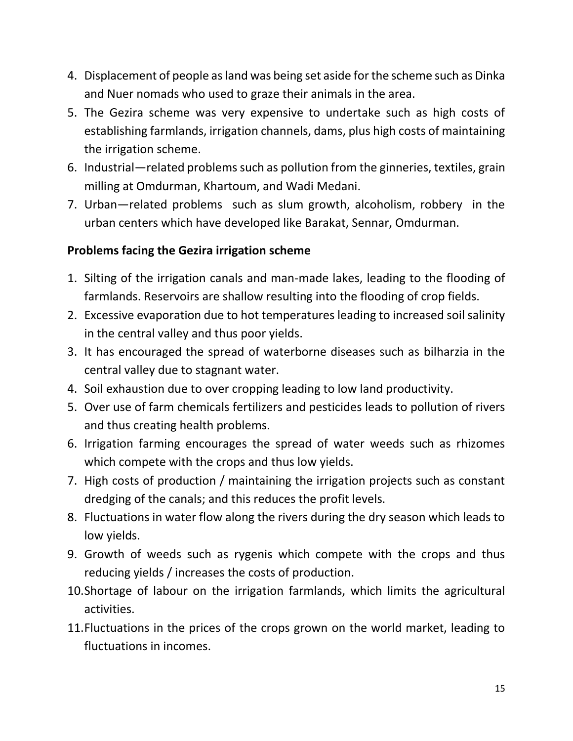4. Displacement of people as land was being set aside for the scheme such as Dinka and Nuer nomads who used to graze their animals in the area.
5. The Gezira scheme was very expensive to undertake such as high costs of establishing farmlands, irrigation channels, dams, plus high costs of maintaining the irrigation scheme.
6. Industrial—related problems such as pollution from the ginneries, textiles, grain milling at Omdurman, Khartoum, and Wadi Medani.
7. Urban—related problems such as slum growth, alcoholism, robbery in the urban centers which have developed like Barakat, Sennar, Omdurman.

**Problems facing the Gezira irrigation scheme**

1. Silting of the irrigation canals and man-made lakes, leading to the flooding of farmlands. Reservoirs are shallow resulting into the flooding of crop fields.
2. Excessive evaporation due to hot temperatures leading to increased soil salinity in the central valley and thus poor yields.
3. It has encouraged the spread of waterborne diseases such as bilharzia in the central valley due to stagnant water.
4. Soil exhaustion due to over cropping leading to low land productivity.
5. Over use of farm chemicals fertilizers and pesticides leads to pollution of rivers and thus creating health problems.
6. Irrigation farming encourages the spread of water weeds such as rhizomes which compete with the crops and thus low yields.
7. High costs of production / maintaining the irrigation projects such as constant dredging of the canals; and this reduces the profit levels.
8. Fluctuations in water flow along the rivers during the dry season which leads to low yields.
9. Growth of weeds such as rygenis which compete with the crops and thus reducing yields / increases the costs of production.
10. Shortage of labour on the irrigation farmlands, which limits the agricultural activities.
11. Fluctuations in the prices of the crops grown on the world market, leading to fluctuations in incomes.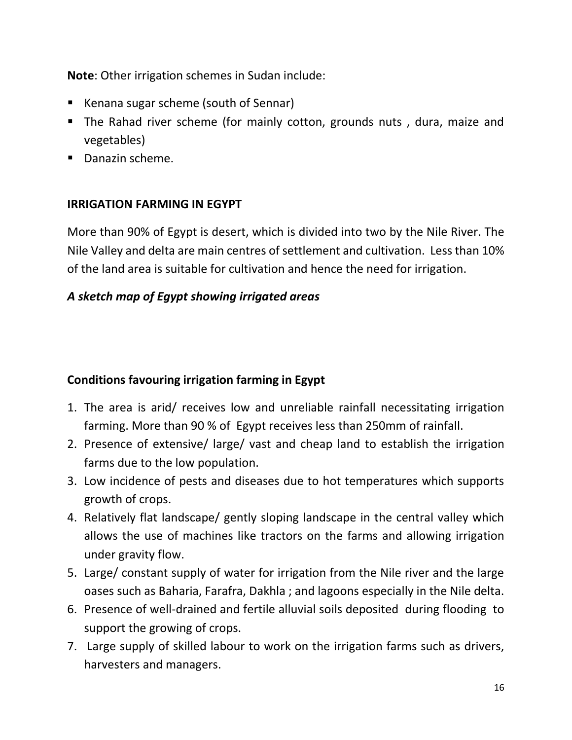**Note**: Other irrigation schemes in Sudan include:

- Kenana sugar scheme (south of Sennar)
- The Rahad river scheme (for mainly cotton, grounds nuts , dura, maize and vegetables)
- Danazin scheme.

## IRRIGATION FARMING IN EGYPT

More than 90% of Egypt is desert, which is divided into two by the Nile River. The Nile Valley and delta are main centres of settlement and cultivation. Less than 10% of the land area is suitable for cultivation and hence the need for irrigation.

***A sketch map of Egypt showing irrigated areas***

### Conditions favouring irrigation farming in Egypt

1. The area is arid/ receives low and unreliable rainfall necessitating irrigation farming. More than 90 % of Egypt receives less than 250mm of rainfall.
2. Presence of extensive/ large/ vast and cheap land to establish the irrigation farms due to the low population.
3. Low incidence of pests and diseases due to hot temperatures which supports growth of crops.
4. Relatively flat landscape/ gently sloping landscape in the central valley which allows the use of machines like tractors on the farms and allowing irrigation under gravity flow.
5. Large/ constant supply of water for irrigation from the Nile river and the large oases such as Baharia, Farafra, Dakhla ; and lagoons especially in the Nile delta.
6. Presence of well-drained and fertile alluvial soils deposited during flooding to support the growing of crops.
7. Large supply of skilled labour to work on the irrigation farms such as drivers, harvesters and managers.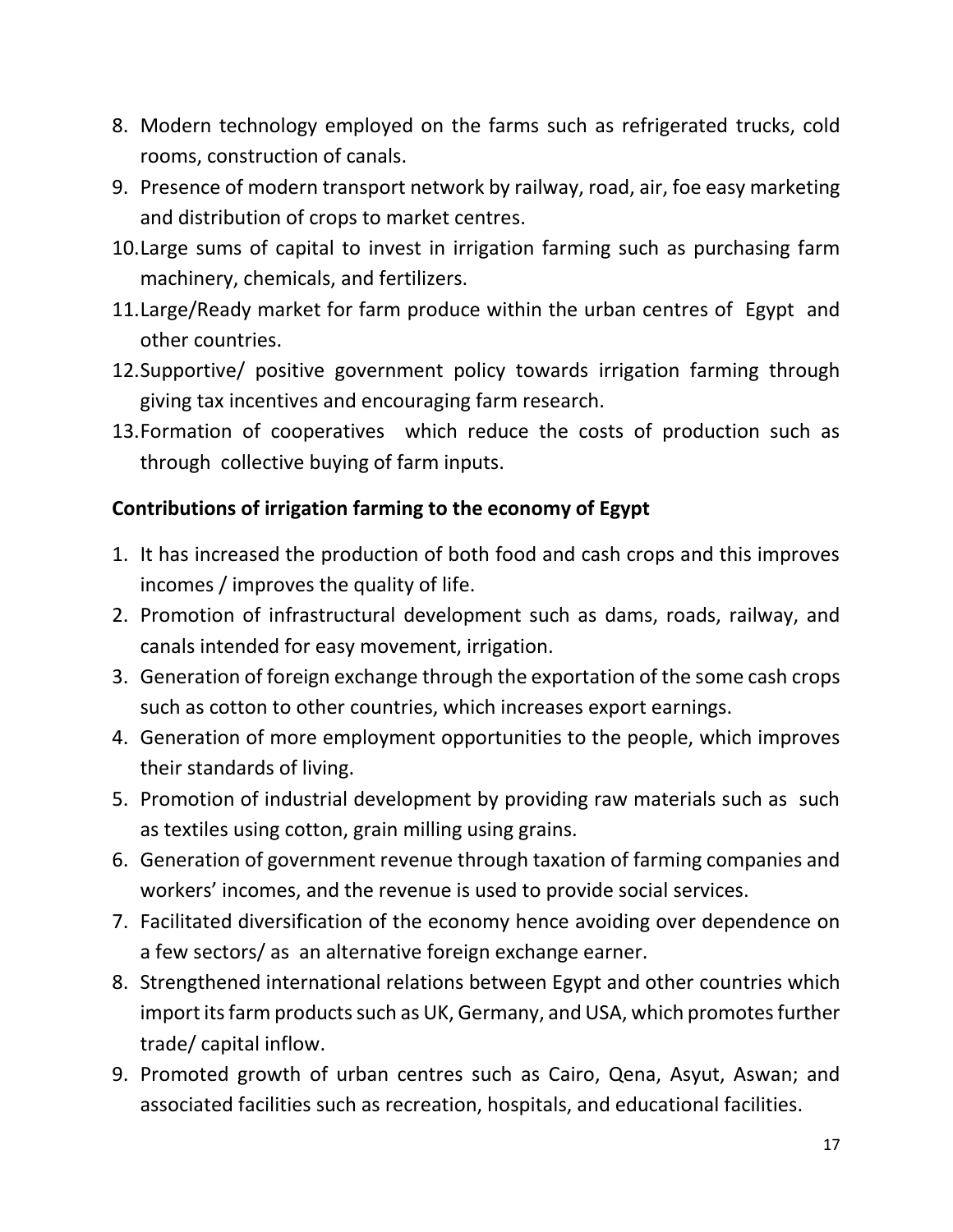8. Modern technology employed on the farms such as refrigerated trucks, cold rooms, construction of canals.
9. Presence of modern transport network by railway, road, air, foe easy marketing and distribution of crops to market centres.
10. Large sums of capital to invest in irrigation farming such as purchasing farm machinery, chemicals, and fertilizers.
11. Large/Ready market for farm produce within the urban centres of Egypt and other countries.
12. Supportive/ positive government policy towards irrigation farming through giving tax incentives and encouraging farm research.
13. Formation of cooperatives which reduce the costs of production such as through collective buying of farm inputs.

**Contributions of irrigation farming to the economy of Egypt**

1. It has increased the production of both food and cash crops and this improves incomes / improves the quality of life.
2. Promotion of infrastructural development such as dams, roads, railway, and canals intended for easy movement, irrigation.
3. Generation of foreign exchange through the exportation of the some cash crops such as cotton to other countries, which increases export earnings.
4. Generation of more employment opportunities to the people, which improves their standards of living.
5. Promotion of industrial development by providing raw materials such as such as textiles using cotton, grain milling using grains.
6. Generation of government revenue through taxation of farming companies and workers' incomes, and the revenue is used to provide social services.
7. Facilitated diversification of the economy hence avoiding over dependence on a few sectors/ as an alternative foreign exchange earner.
8. Strengthened international relations between Egypt and other countries which import its farm products such as UK, Germany, and USA, which promotes further trade/ capital inflow.
9. Promoted growth of urban centres such as Cairo, Qena, Asyut, Aswan; and associated facilities such as recreation, hospitals, and educational facilities.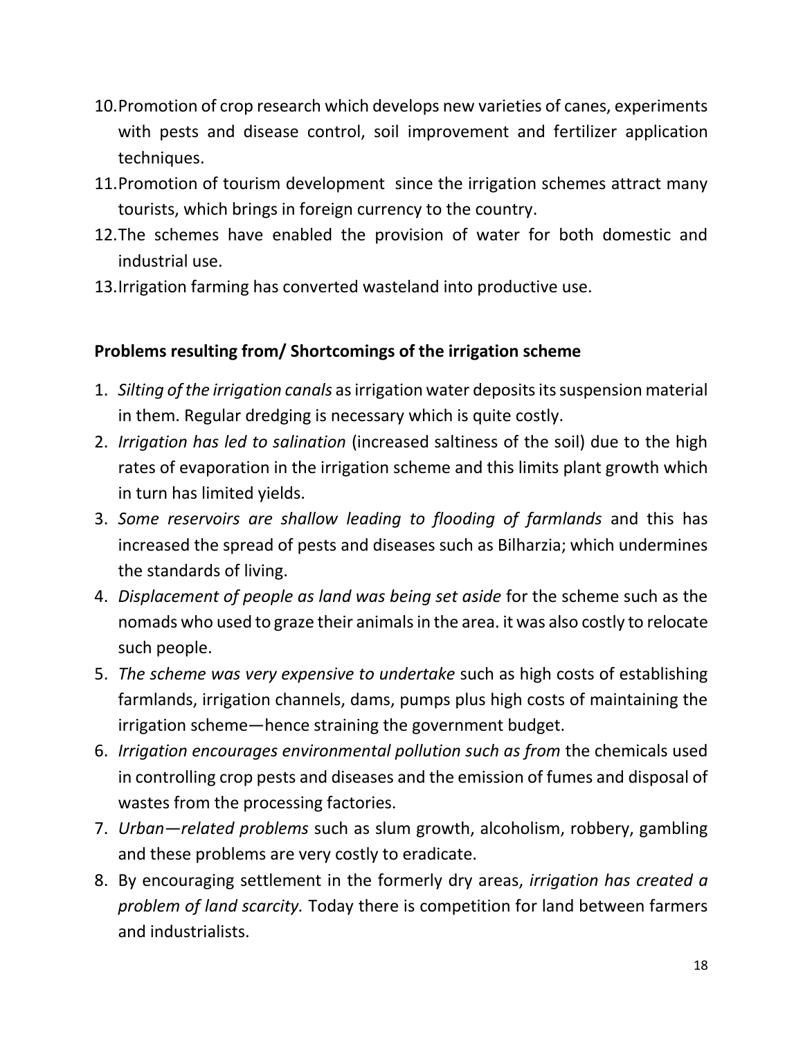10. Promotion of crop research which develops new varieties of canes, experiments with pests and disease control, soil improvement and fertilizer application techniques.
11. Promotion of tourism development since the irrigation schemes attract many tourists, which brings in foreign currency to the country.
12. The schemes have enabled the provision of water for both domestic and industrial use.
13. Irrigation farming has converted wasteland into productive use.

**Problems resulting from/ Shortcomings of the irrigation scheme**

1. *Silting of the irrigation canals* as irrigation water deposits its suspension material in them. Regular dredging is necessary which is quite costly.
2. *Irrigation has led to salination* (increased saltiness of the soil) due to the high rates of evaporation in the irrigation scheme and this limits plant growth which in turn has limited yields.
3. *Some reservoirs are shallow leading to flooding of farmlands* and this has increased the spread of pests and diseases such as Bilharzia; which undermines the standards of living.
4. *Displacement of people as land was being set aside* for the scheme such as the nomads who used to graze their animals in the area. it was also costly to relocate such people.
5. *The scheme was very expensive to undertake* such as high costs of establishing farmlands, irrigation channels, dams, pumps plus high costs of maintaining the irrigation scheme—hence straining the government budget.
6. *Irrigation encourages environmental pollution such as from* the chemicals used in controlling crop pests and diseases and the emission of fumes and disposal of wastes from the processing factories.
7. *Urban—related problems* such as slum growth, alcoholism, robbery, gambling and these problems are very costly to eradicate.
8. By encouraging settlement in the formerly dry areas, *irrigation has created a problem of land scarcity.* Today there is competition for land between farmers and industrialists.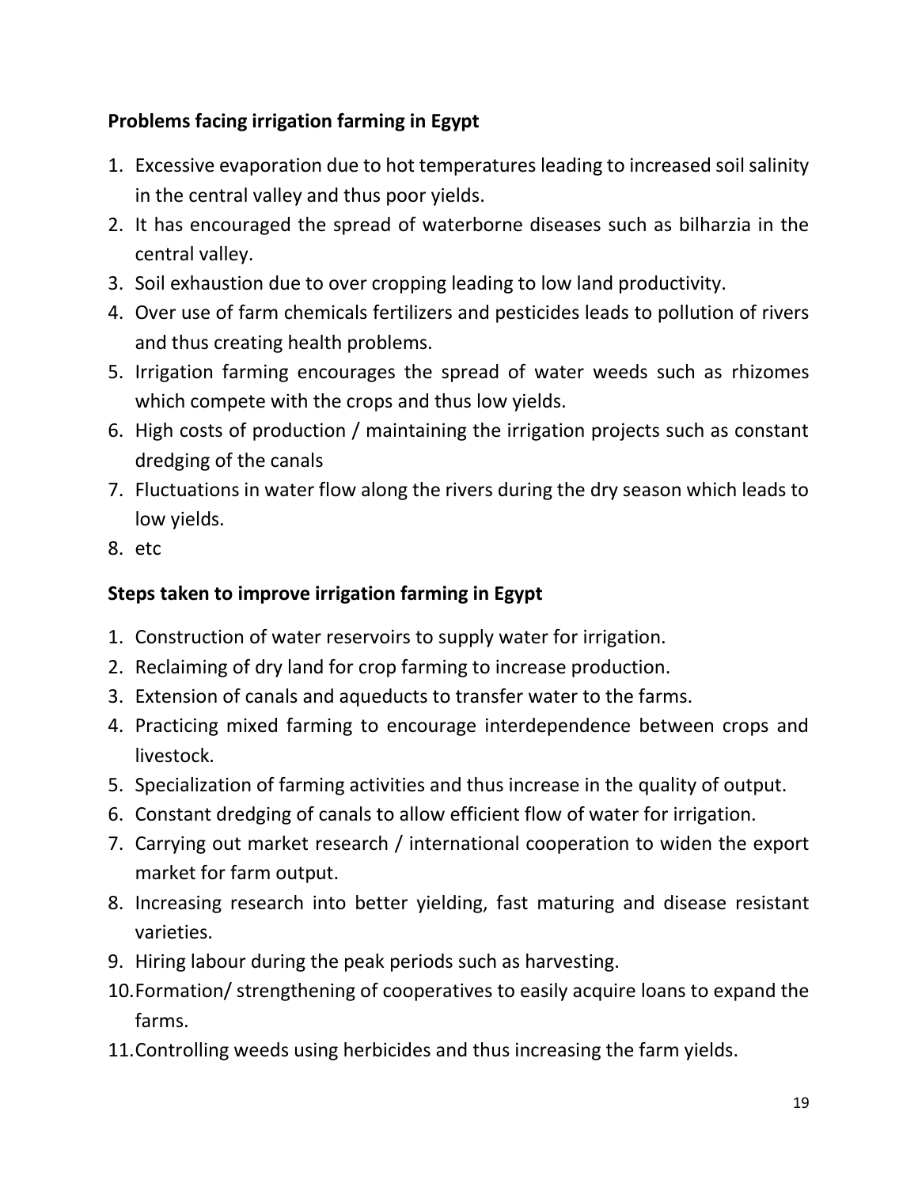**Problems facing irrigation farming in Egypt**

1. Excessive evaporation due to hot temperatures leading to increased soil salinity in the central valley and thus poor yields.
2. It has encouraged the spread of waterborne diseases such as bilharzia in the central valley.
3. Soil exhaustion due to over cropping leading to low land productivity.
4. Over use of farm chemicals fertilizers and pesticides leads to pollution of rivers and thus creating health problems.
5. Irrigation farming encourages the spread of water weeds such as rhizomes which compete with the crops and thus low yields.
6. High costs of production / maintaining the irrigation projects such as constant dredging of the canals
7. Fluctuations in water flow along the rivers during the dry season which leads to low yields.
8. etc

**Steps taken to improve irrigation farming in Egypt**

1. Construction of water reservoirs to supply water for irrigation.
2. Reclaiming of dry land for crop farming to increase production.
3. Extension of canals and aqueducts to transfer water to the farms.
4. Practicing mixed farming to encourage interdependence between crops and livestock.
5. Specialization of farming activities and thus increase in the quality of output.
6. Constant dredging of canals to allow efficient flow of water for irrigation.
7. Carrying out market research / international cooperation to widen the export market for farm output.
8. Increasing research into better yielding, fast maturing and disease resistant varieties.
9. Hiring labour during the peak periods such as harvesting.
10. Formation/ strengthening of cooperatives to easily acquire loans to expand the farms.
11. Controlling weeds using herbicides and thus increasing the farm yields.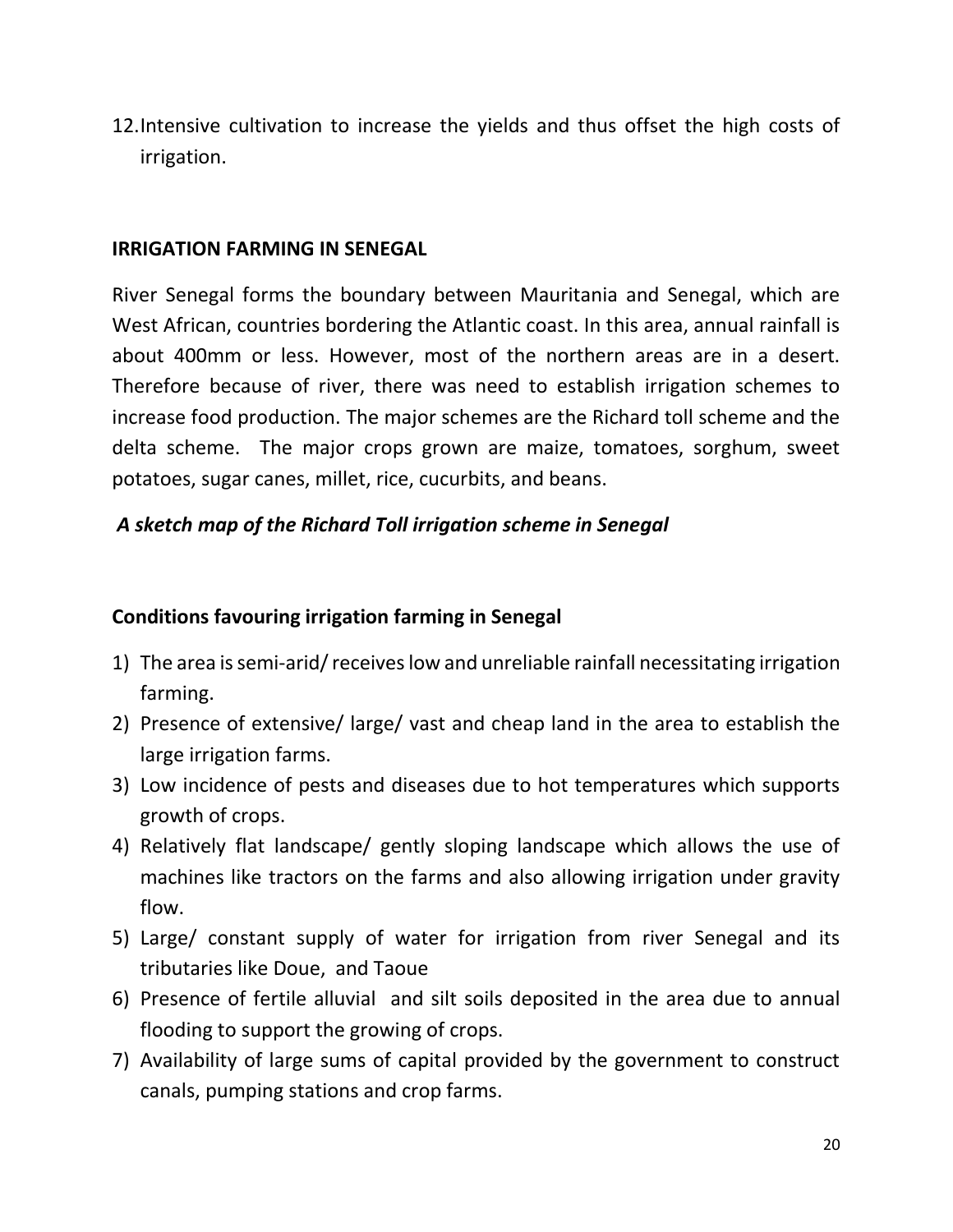12. Intensive cultivation to increase the yields and thus offset the high costs of irrigation.

### IRRIGATION FARMING IN SENEGAL

River Senegal forms the boundary between Mauritania and Senegal, which are West African, countries bordering the Atlantic coast. In this area, annual rainfall is about 400mm or less. However, most of the northern areas are in a desert. Therefore because of river, there was need to establish irrigation schemes to increase food production. The major schemes are the Richard toll scheme and the delta scheme. The major crops grown are maize, tomatoes, sorghum, sweet potatoes, sugar canes, millet, rice, cucurbits, and beans.

***A sketch map of the Richard Toll irrigation scheme in Senegal***

### Conditions favouring irrigation farming in Senegal

1) The area is semi-arid/ receives low and unreliable rainfall necessitating irrigation farming.
2) Presence of extensive/ large/ vast and cheap land in the area to establish the large irrigation farms.
3) Low incidence of pests and diseases due to hot temperatures which supports growth of crops.
4) Relatively flat landscape/ gently sloping landscape which allows the use of machines like tractors on the farms and also allowing irrigation under gravity flow.
5) Large/ constant supply of water for irrigation from river Senegal and its tributaries like Doue, and Taoue
6) Presence of fertile alluvial and silt soils deposited in the area due to annual flooding to support the growing of crops.
7) Availability of large sums of capital provided by the government to construct canals, pumping stations and crop farms.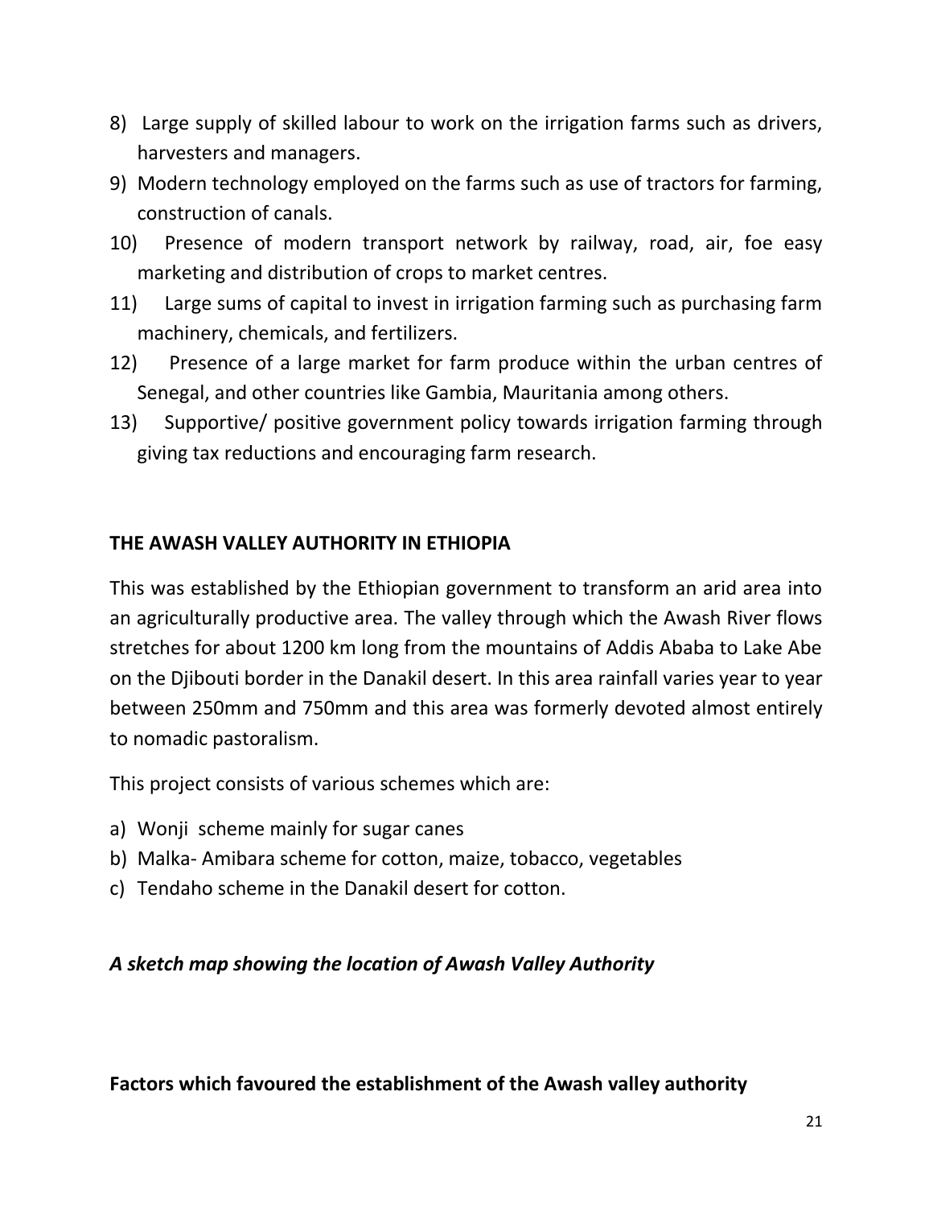8) Large supply of skilled labour to work on the irrigation farms such as drivers, harvesters and managers.
9) Modern technology employed on the farms such as use of tractors for farming, construction of canals.
10) Presence of modern transport network by railway, road, air, foe easy marketing and distribution of crops to market centres.
11) Large sums of capital to invest in irrigation farming such as purchasing farm machinery, chemicals, and fertilizers.
12) Presence of a large market for farm produce within the urban centres of Senegal, and other countries like Gambia, Mauritania among others.
13) Supportive/ positive government policy towards irrigation farming through giving tax reductions and encouraging farm research.

**THE AWASH VALLEY AUTHORITY IN ETHIOPIA**

This was established by the Ethiopian government to transform an arid area into an agriculturally productive area. The valley through which the Awash River flows stretches for about 1200 km long from the mountains of Addis Ababa to Lake Abe on the Djibouti border in the Danakil desert. In this area rainfall varies year to year between 250mm and 750mm and this area was formerly devoted almost entirely to nomadic pastoralism.

This project consists of various schemes which are:

a) Wonji scheme mainly for sugar canes
b) Malka- Amibara scheme for cotton, maize, tobacco, vegetables
c) Tendaho scheme in the Danakil desert for cotton.

***A sketch map showing the location of Awash Valley Authority***

**Factors which favoured the establishment of the Awash valley authority**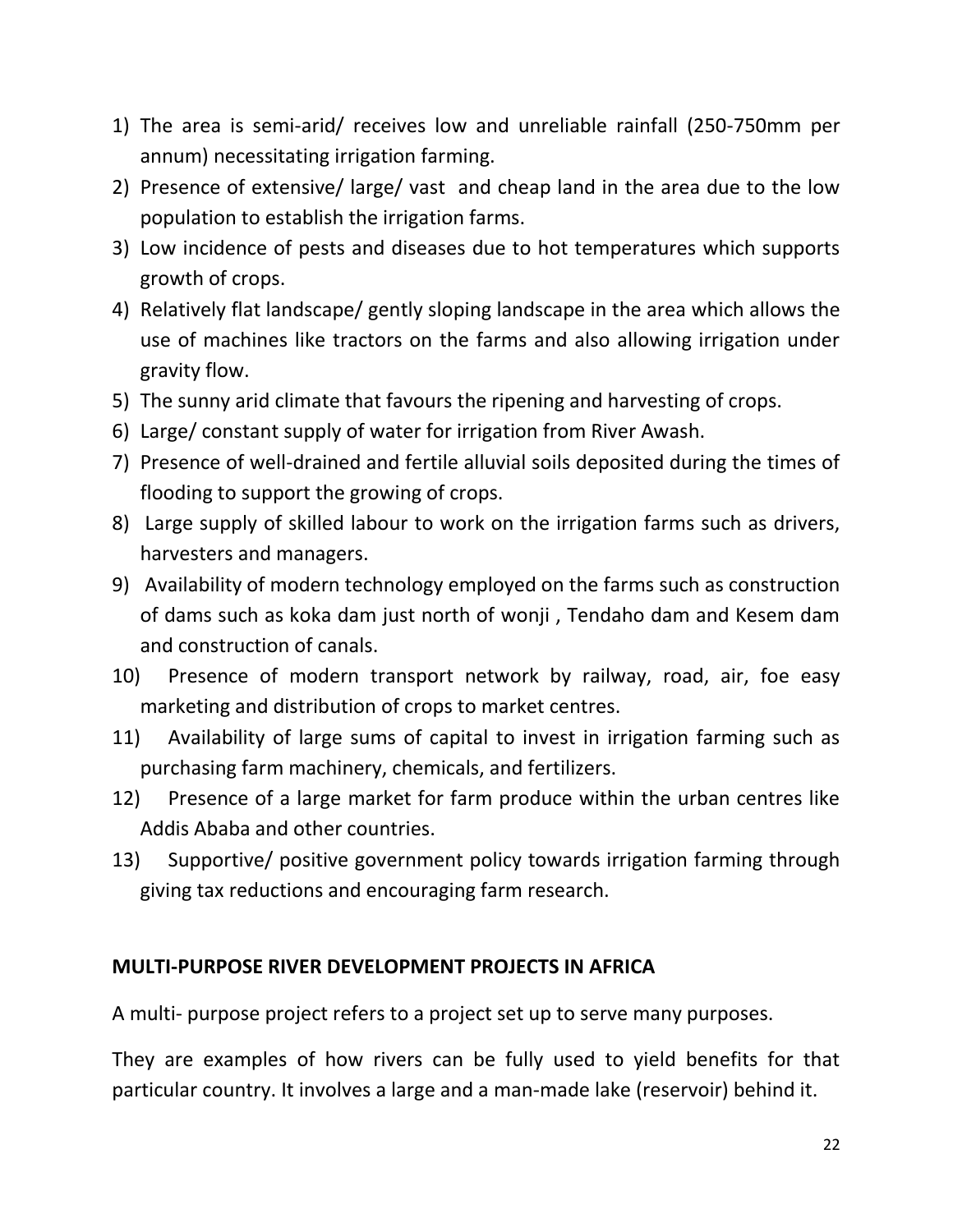1) The area is semi-arid/ receives low and unreliable rainfall (250-750mm per annum) necessitating irrigation farming.
2) Presence of extensive/ large/ vast and cheap land in the area due to the low population to establish the irrigation farms.
3) Low incidence of pests and diseases due to hot temperatures which supports growth of crops.
4) Relatively flat landscape/ gently sloping landscape in the area which allows the use of machines like tractors on the farms and also allowing irrigation under gravity flow.
5) The sunny arid climate that favours the ripening and harvesting of crops.
6) Large/ constant supply of water for irrigation from River Awash.
7) Presence of well-drained and fertile alluvial soils deposited during the times of flooding to support the growing of crops.
8) Large supply of skilled labour to work on the irrigation farms such as drivers, harvesters and managers.
9) Availability of modern technology employed on the farms such as construction of dams such as koka dam just north of wonji , Tendaho dam and Kesem dam and construction of canals.
10) Presence of modern transport network by railway, road, air, foe easy marketing and distribution of crops to market centres.
11) Availability of large sums of capital to invest in irrigation farming such as purchasing farm machinery, chemicals, and fertilizers.
12) Presence of a large market for farm produce within the urban centres like Addis Ababa and other countries.
13) Supportive/ positive government policy towards irrigation farming through giving tax reductions and encouraging farm research.

## MULTI-PURPOSE RIVER DEVELOPMENT PROJECTS IN AFRICA

A multi- purpose project refers to a project set up to serve many purposes.

They are examples of how rivers can be fully used to yield benefits for that particular country. It involves a large and a man-made lake (reservoir) behind it.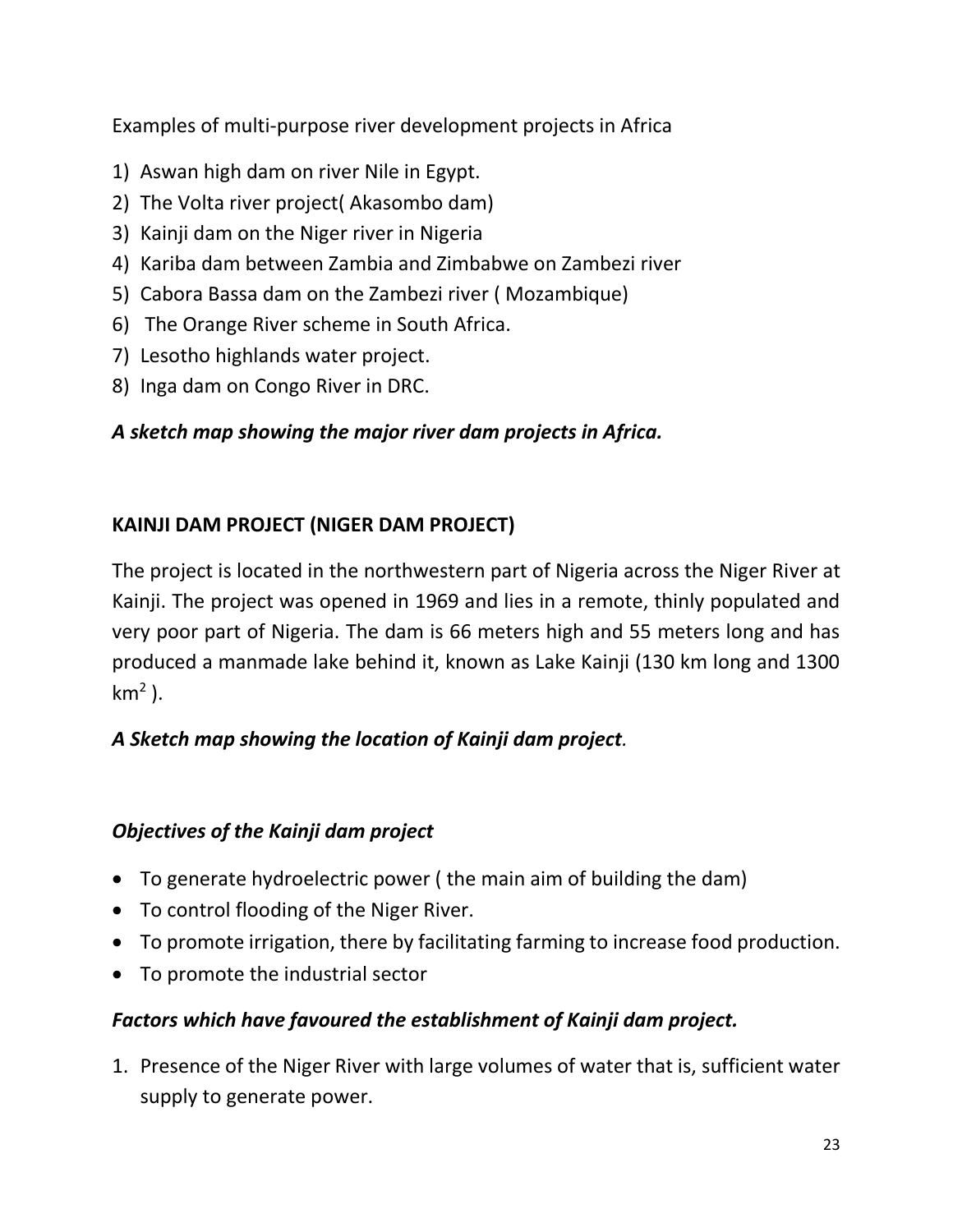Examples of multi-purpose river development projects in Africa

1) Aswan high dam on river Nile in Egypt.
2) The Volta river project( Akasombo dam)
3) Kainji dam on the Niger river in Nigeria
4) Kariba dam between Zambia and Zimbabwe on Zambezi river
5) Cabora Bassa dam on the Zambezi river ( Mozambique)
6) The Orange River scheme in South Africa.
7) Lesotho highlands water project.
8) Inga dam on Congo River in DRC.

***A sketch map showing the major river dam projects in Africa.***

**KAINJI DAM PROJECT (NIGER DAM PROJECT)**

The project is located in the northwestern part of Nigeria across the Niger River at Kainji. The project was opened in 1969 and lies in a remote, thinly populated and very poor part of Nigeria. The dam is 66 meters high and 55 meters long and has produced a manmade lake behind it, known as Lake Kainji (130 km long and 1300 $km^2$ ).

***A Sketch map showing the location of Kainji dam project***.

***Objectives of the Kainji dam project***

- To generate hydroelectric power ( the main aim of building the dam)
- To control flooding of the Niger River.
- To promote irrigation, there by facilitating farming to increase food production.
- To promote the industrial sector

***Factors which have favoured the establishment of Kainji dam project.***

1. Presence of the Niger River with large volumes of water that is, sufficient water supply to generate power.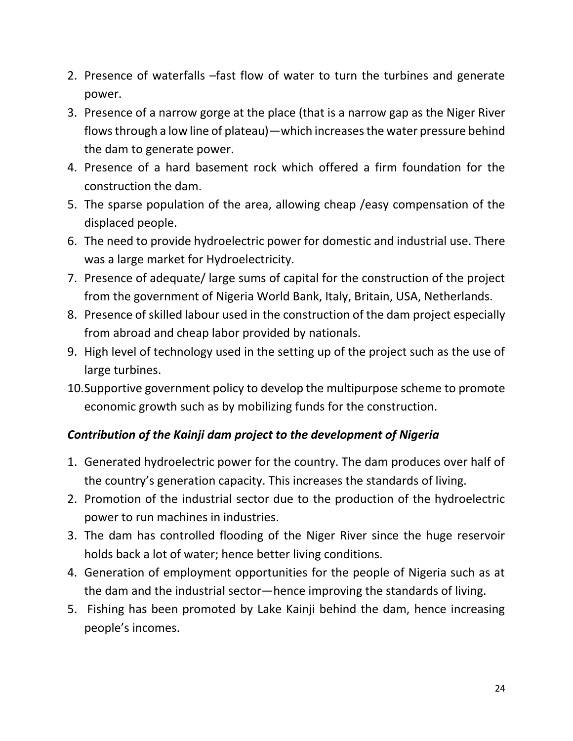2. Presence of waterfalls –fast flow of water to turn the turbines and generate power.
3. Presence of a narrow gorge at the place (that is a narrow gap as the Niger River flows through a low line of plateau)—which increases the water pressure behind the dam to generate power.
4. Presence of a hard basement rock which offered a firm foundation for the construction the dam.
5. The sparse population of the area, allowing cheap /easy compensation of the displaced people.
6. The need to provide hydroelectric power for domestic and industrial use. There was a large market for Hydroelectricity.
7. Presence of adequate/ large sums of capital for the construction of the project from the government of Nigeria World Bank, Italy, Britain, USA, Netherlands.
8. Presence of skilled labour used in the construction of the dam project especially from abroad and cheap labor provided by nationals.
9. High level of technology used in the setting up of the project such as the use of large turbines.
10. Supportive government policy to develop the multipurpose scheme to promote economic growth such as by mobilizing funds for the construction.

***Contribution of the Kainji dam project to the development of Nigeria***

1. Generated hydroelectric power for the country. The dam produces over half of the country's generation capacity. This increases the standards of living.
2. Promotion of the industrial sector due to the production of the hydroelectric power to run machines in industries.
3. The dam has controlled flooding of the Niger River since the huge reservoir holds back a lot of water; hence better living conditions.
4. Generation of employment opportunities for the people of Nigeria such as at the dam and the industrial sector—hence improving the standards of living.
5. Fishing has been promoted by Lake Kainji behind the dam, hence increasing people's incomes.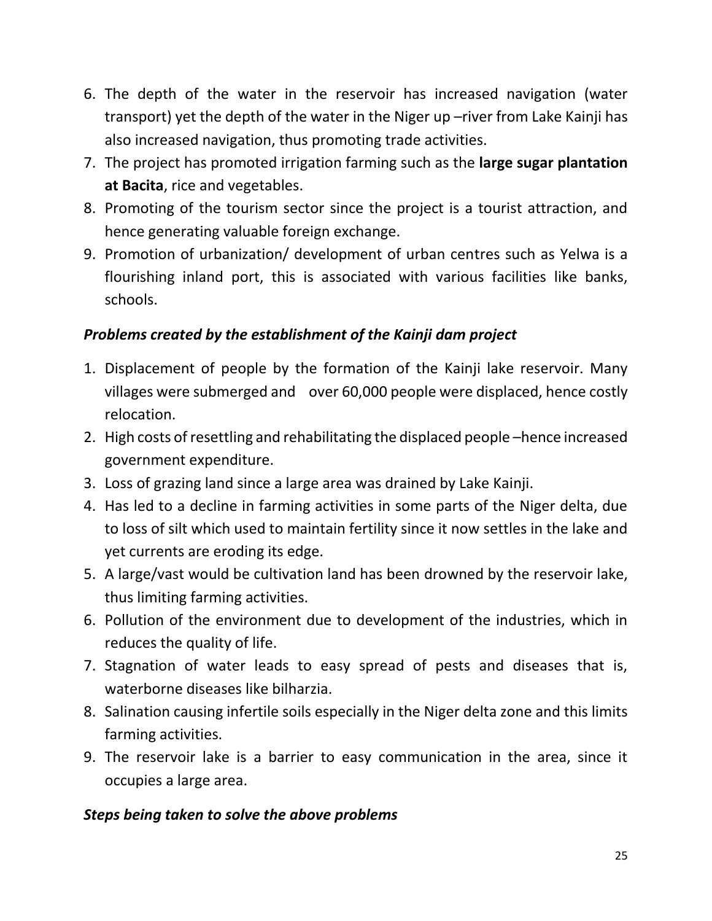6. The depth of the water in the reservoir has increased navigation (water transport) yet the depth of the water in the Niger up –river from Lake Kainji has also increased navigation, thus promoting trade activities.
7. The project has promoted irrigation farming such as the **large sugar plantation at Bacita**, rice and vegetables.
8. Promoting of the tourism sector since the project is a tourist attraction, and hence generating valuable foreign exchange.
9. Promotion of urbanization/ development of urban centres such as Yelwa is a flourishing inland port, this is associated with various facilities like banks, schools.

***Problems created by the establishment of the Kainji dam project***

1. Displacement of people by the formation of the Kainji lake reservoir. Many villages were submerged and  over 60,000 people were displaced, hence costly relocation.
2. High costs of resettling and rehabilitating the displaced people –hence increased government expenditure.
3. Loss of grazing land since a large area was drained by Lake Kainji.
4. Has led to a decline in farming activities in some parts of the Niger delta, due to loss of silt which used to maintain fertility since it now settles in the lake and yet currents are eroding its edge.
5. A large/vast would be cultivation land has been drowned by the reservoir lake, thus limiting farming activities.
6. Pollution of the environment due to development of the industries, which in reduces the quality of life.
7. Stagnation of water leads to easy spread of pests and diseases that is, waterborne diseases like bilharzia.
8. Salination causing infertile soils especially in the Niger delta zone and this limits farming activities.
9. The reservoir lake is a barrier to easy communication in the area, since it occupies a large area.

***Steps being taken to solve the above problems***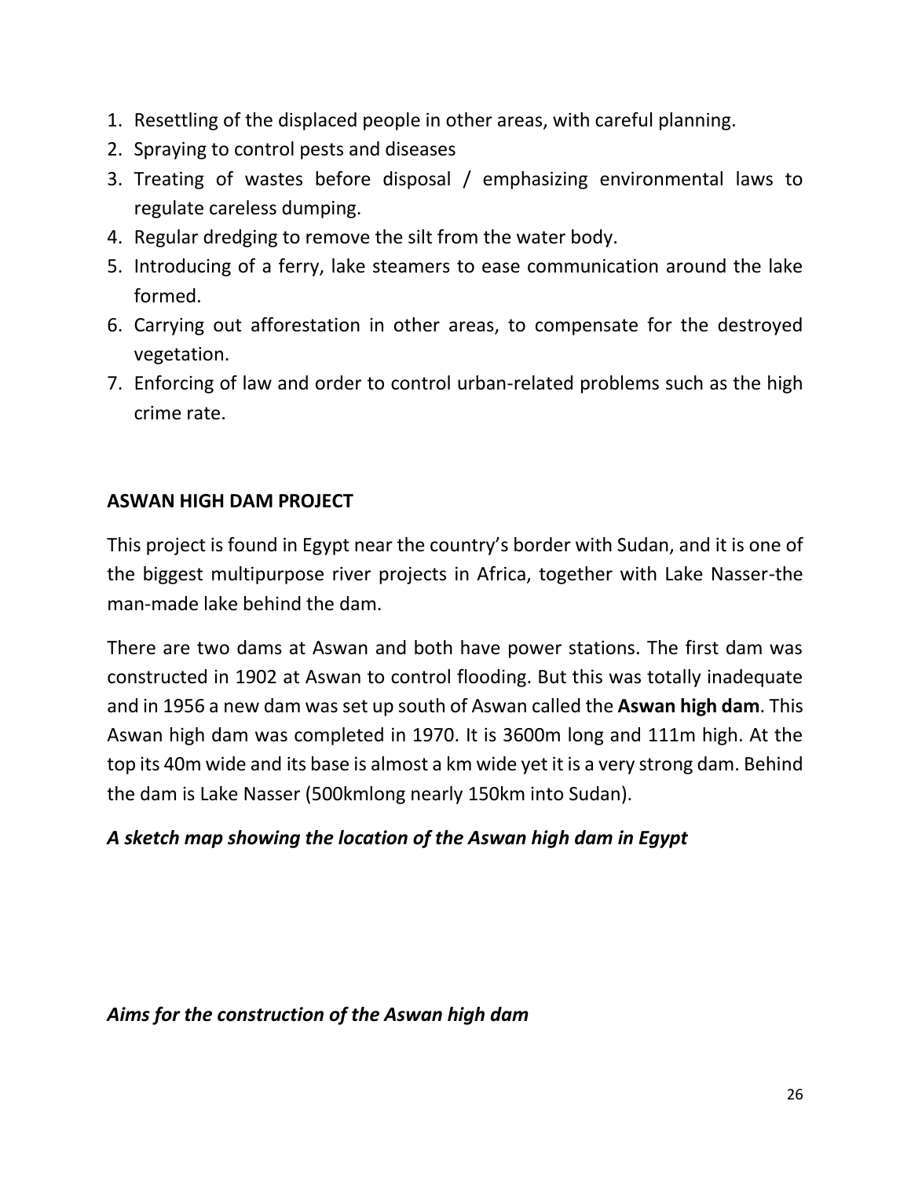1. Resettling of the displaced people in other areas, with careful planning.
2. Spraying to control pests and diseases
3. Treating of wastes before disposal / emphasizing environmental laws to regulate careless dumping.
4. Regular dredging to remove the silt from the water body.
5. Introducing of a ferry, lake steamers to ease communication around the lake formed.
6. Carrying out afforestation in other areas, to compensate for the destroyed vegetation.
7. Enforcing of law and order to control urban-related problems such as the high crime rate.

## ASWAN HIGH DAM PROJECT

This project is found in Egypt near the country's border with Sudan, and it is one of the biggest multipurpose river projects in Africa, together with Lake Nasser-the man-made lake behind the dam.

There are two dams at Aswan and both have power stations. The first dam was constructed in 1902 at Aswan to control flooding. But this was totally inadequate and in 1956 a new dam was set up south of Aswan called the **Aswan high dam**. This Aswan high dam was completed in 1970. It is 3600m long and 111m high. At the top its 40m wide and its base is almost a km wide yet it is a very strong dam. Behind the dam is Lake Nasser (500kmlong nearly 150km into Sudan).

***A sketch map showing the location of the Aswan high dam in Egypt***

***Aims for the construction of the Aswan high dam***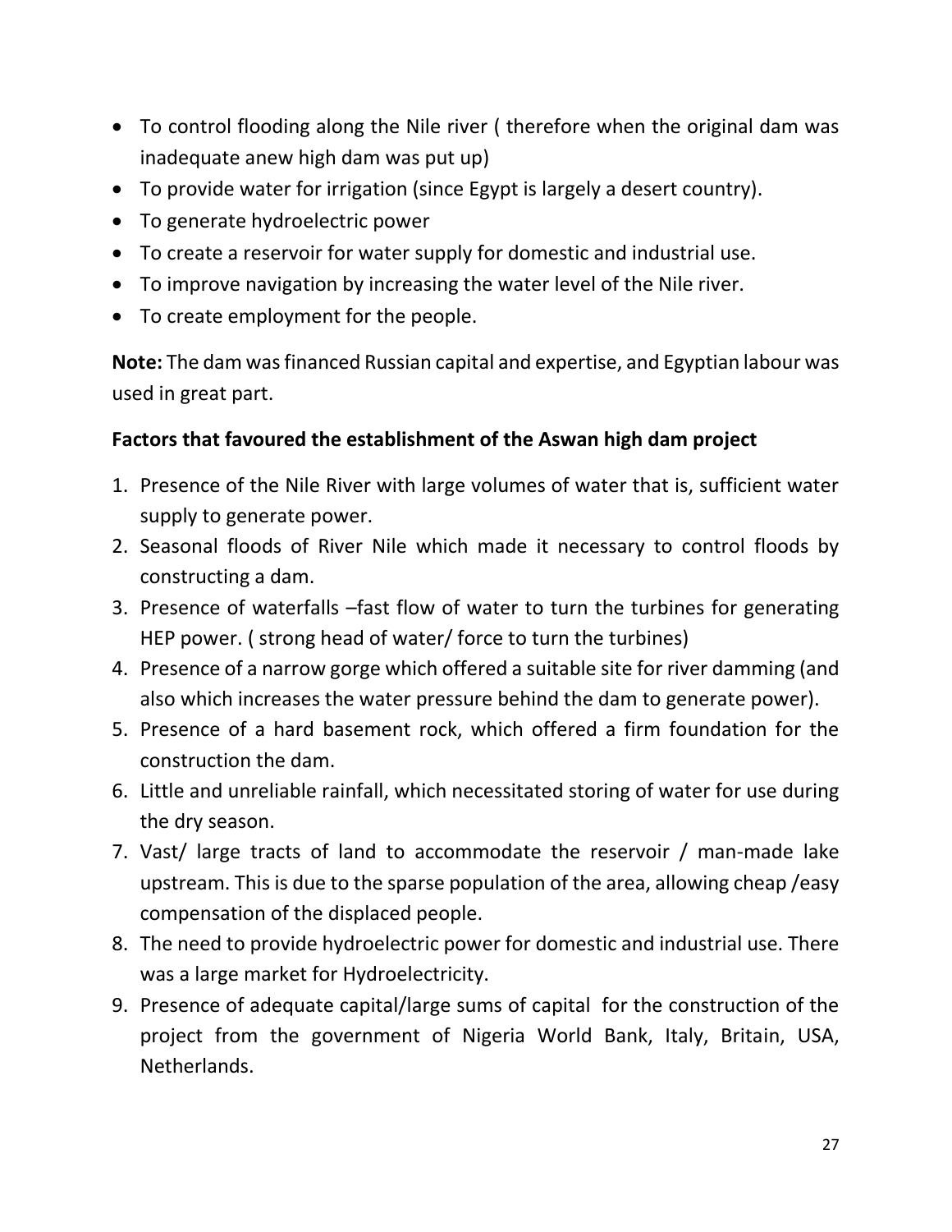- To control flooding along the Nile river ( therefore when the original dam was inadequate anew high dam was put up)
- To provide water for irrigation (since Egypt is largely a desert country).
- To generate hydroelectric power
- To create a reservoir for water supply for domestic and industrial use.
- To improve navigation by increasing the water level of the Nile river.
- To create employment for the people.

**Note:** The dam was financed Russian capital and expertise, and Egyptian labour was used in great part.

**Factors that favoured the establishment of the Aswan high dam project**

1. Presence of the Nile River with large volumes of water that is, sufficient water supply to generate power.
2. Seasonal floods of River Nile which made it necessary to control floods by constructing a dam.
3. Presence of waterfalls –fast flow of water to turn the turbines for generating HEP power. ( strong head of water/ force to turn the turbines)
4. Presence of a narrow gorge which offered a suitable site for river damming (and also which increases the water pressure behind the dam to generate power).
5. Presence of a hard basement rock, which offered a firm foundation for the construction the dam.
6. Little and unreliable rainfall, which necessitated storing of water for use during the dry season.
7. Vast/ large tracts of land to accommodate the reservoir / man-made lake upstream. This is due to the sparse population of the area, allowing cheap /easy compensation of the displaced people.
8. The need to provide hydroelectric power for domestic and industrial use. There was a large market for Hydroelectricity.
9. Presence of adequate capital/large sums of capital for the construction of the project from the government of Nigeria World Bank, Italy, Britain, USA, Netherlands.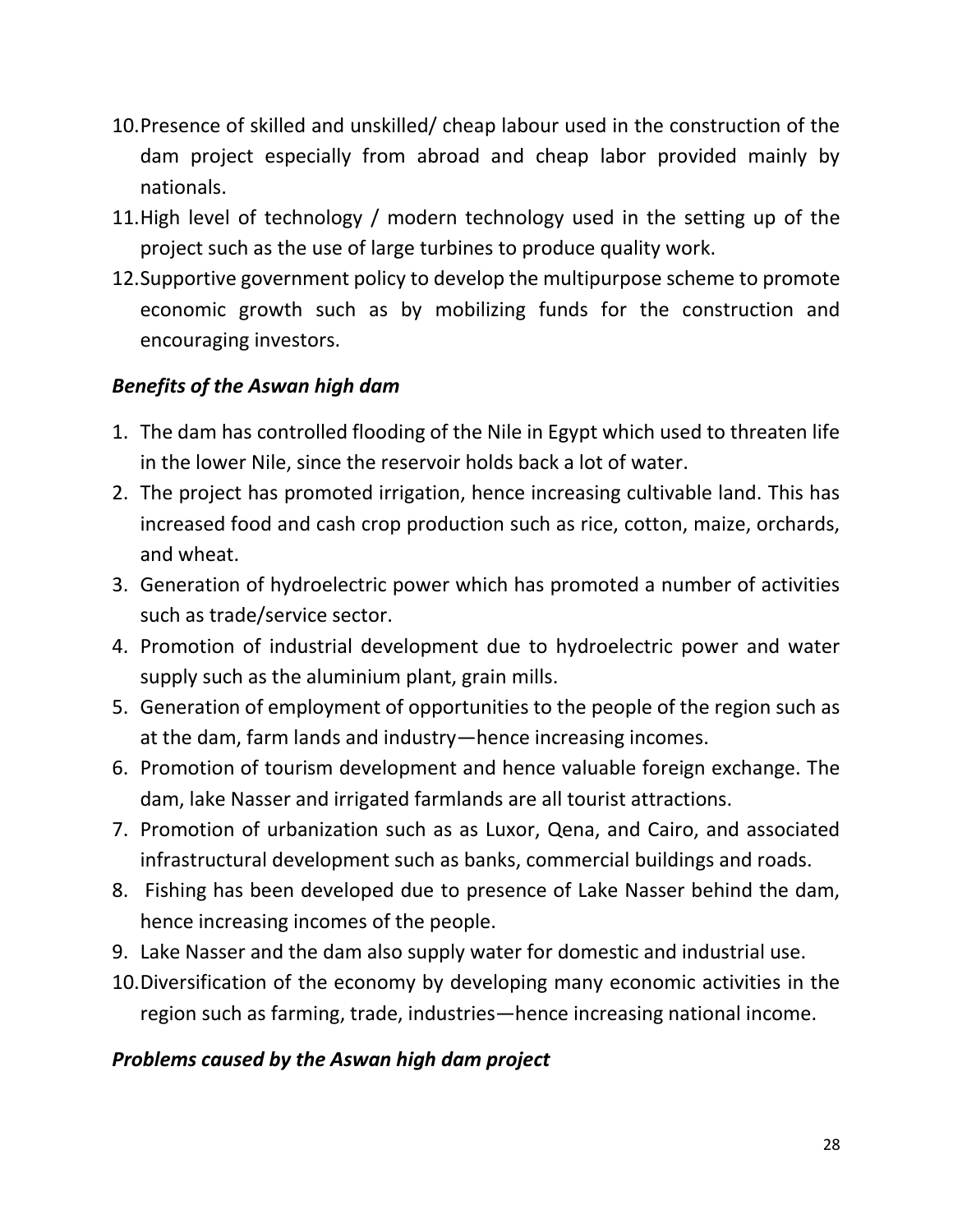10. Presence of skilled and unskilled/ cheap labour used in the construction of the dam project especially from abroad and cheap labor provided mainly by nationals.
11. High level of technology / modern technology used in the setting up of the project such as the use of large turbines to produce quality work.
12. Supportive government policy to develop the multipurpose scheme to promote economic growth such as by mobilizing funds for the construction and encouraging investors.

***Benefits of the Aswan high dam***

1. The dam has controlled flooding of the Nile in Egypt which used to threaten life in the lower Nile, since the reservoir holds back a lot of water.
2. The project has promoted irrigation, hence increasing cultivable land. This has increased food and cash crop production such as rice, cotton, maize, orchards, and wheat.
3. Generation of hydroelectric power which has promoted a number of activities such as trade/service sector.
4. Promotion of industrial development due to hydroelectric power and water supply such as the aluminium plant, grain mills.
5. Generation of employment of opportunities to the people of the region such as at the dam, farm lands and industry—hence increasing incomes.
6. Promotion of tourism development and hence valuable foreign exchange. The dam, lake Nasser and irrigated farmlands are all tourist attractions.
7. Promotion of urbanization such as as Luxor, Qena, and Cairo, and associated infrastructural development such as banks, commercial buildings and roads.
8. Fishing has been developed due to presence of Lake Nasser behind the dam, hence increasing incomes of the people.
9. Lake Nasser and the dam also supply water for domestic and industrial use.
10. Diversification of the economy by developing many economic activities in the region such as farming, trade, industries—hence increasing national income.

***Problems caused by the Aswan high dam project***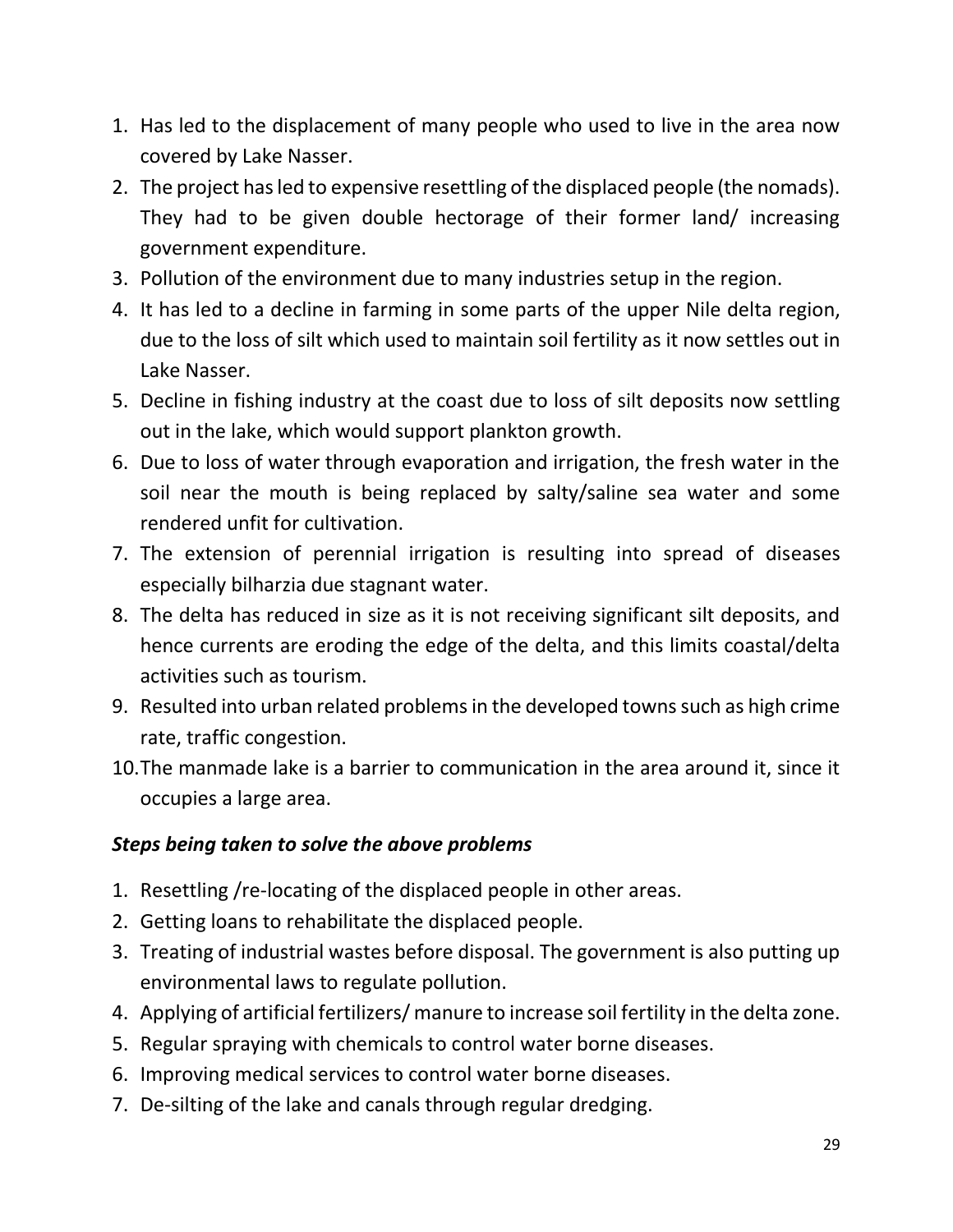1. Has led to the displacement of many people who used to live in the area now covered by Lake Nasser.
2. The project has led to expensive resettling of the displaced people (the nomads). They had to be given double hectorage of their former land/ increasing government expenditure.
3. Pollution of the environment due to many industries setup in the region.
4. It has led to a decline in farming in some parts of the upper Nile delta region, due to the loss of silt which used to maintain soil fertility as it now settles out in Lake Nasser.
5. Decline in fishing industry at the coast due to loss of silt deposits now settling out in the lake, which would support plankton growth.
6. Due to loss of water through evaporation and irrigation, the fresh water in the soil near the mouth is being replaced by salty/saline sea water and some rendered unfit for cultivation.
7. The extension of perennial irrigation is resulting into spread of diseases especially bilharzia due stagnant water.
8. The delta has reduced in size as it is not receiving significant silt deposits, and hence currents are eroding the edge of the delta, and this limits coastal/delta activities such as tourism.
9. Resulted into urban related problems in the developed towns such as high crime rate, traffic congestion.
10. The manmade lake is a barrier to communication in the area around it, since it occupies a large area.

### *Steps being taken to solve the above problems*

1. Resettling /re-locating of the displaced people in other areas.
2. Getting loans to rehabilitate the displaced people.
3. Treating of industrial wastes before disposal. The government is also putting up environmental laws to regulate pollution.
4. Applying of artificial fertilizers/ manure to increase soil fertility in the delta zone.
5. Regular spraying with chemicals to control water borne diseases.
6. Improving medical services to control water borne diseases.
7. De-silting of the lake and canals through regular dredging.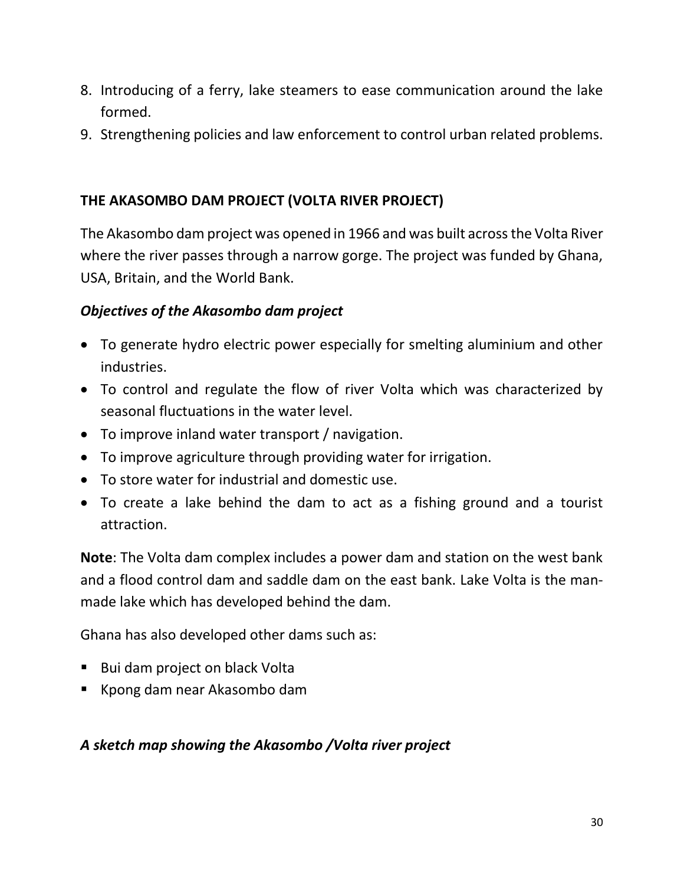8. Introducing of a ferry, lake steamers to ease communication around the lake formed.
9. Strengthening policies and law enforcement to control urban related problems.

**THE AKASOMBO DAM PROJECT (VOLTA RIVER PROJECT)**

The Akasombo dam project was opened in 1966 and was built across the Volta River where the river passes through a narrow gorge. The project was funded by Ghana, USA, Britain, and the World Bank.

***Objectives of the Akasombo dam project***

- To generate hydro electric power especially for smelting aluminium and other industries.
- To control and regulate the flow of river Volta which was characterized by seasonal fluctuations in the water level.
- To improve inland water transport / navigation.
- To improve agriculture through providing water for irrigation.
- To store water for industrial and domestic use.
- To create a lake behind the dam to act as a fishing ground and a tourist attraction.

**Note**: The Volta dam complex includes a power dam and station on the west bank and a flood control dam and saddle dam on the east bank. Lake Volta is the man-made lake which has developed behind the dam.

Ghana has also developed other dams such as:

- Bui dam project on black Volta
- Kpong dam near Akasombo dam

***A sketch map showing the Akasombo /Volta river project***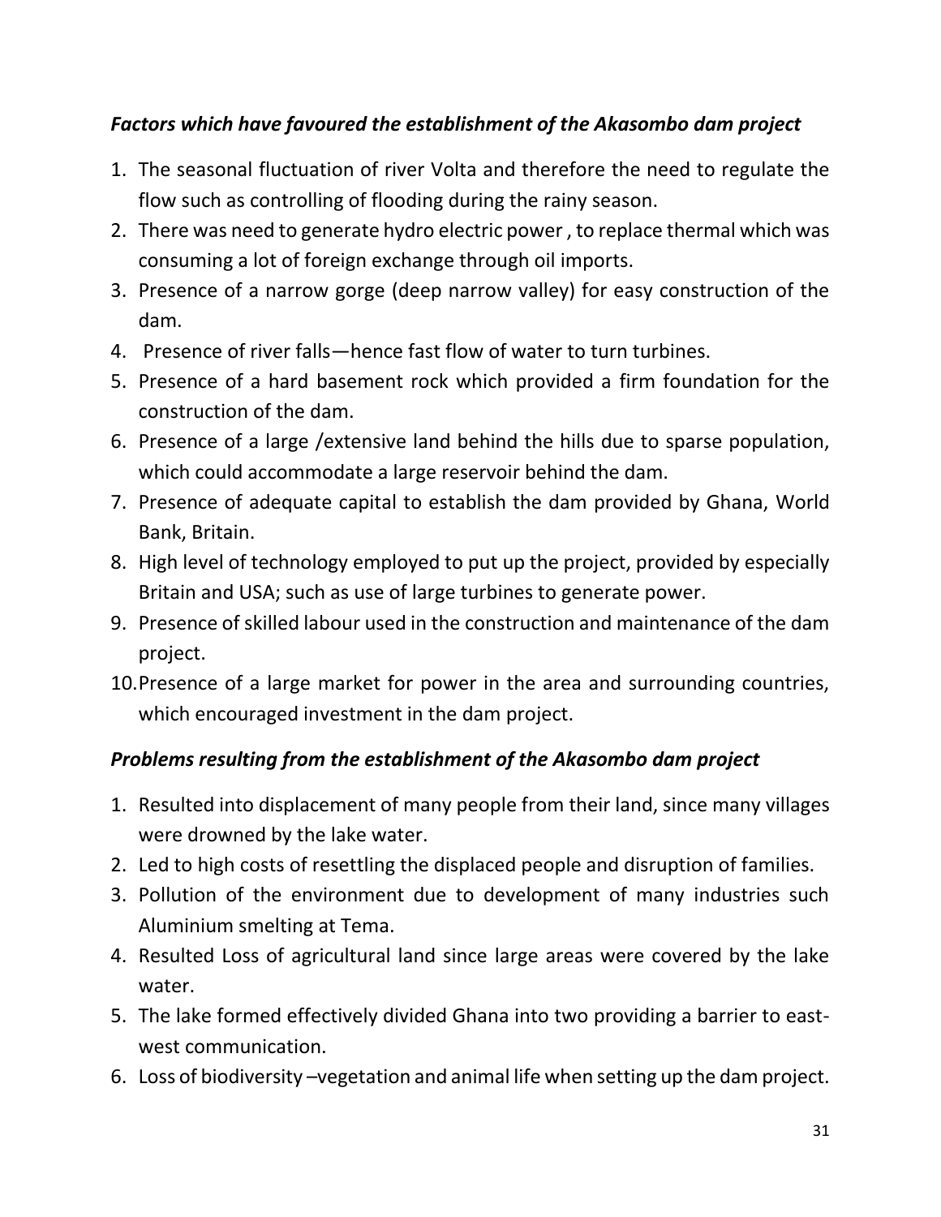***Factors which have favoured the establishment of the Akasombo dam project***

1. The seasonal fluctuation of river Volta and therefore the need to regulate the flow such as controlling of flooding during the rainy season.
2. There was need to generate hydro electric power , to replace thermal which was consuming a lot of foreign exchange through oil imports.
3. Presence of a narrow gorge (deep narrow valley) for easy construction of the dam.
4. Presence of river falls—hence fast flow of water to turn turbines.
5. Presence of a hard basement rock which provided a firm foundation for the construction of the dam.
6. Presence of a large /extensive land behind the hills due to sparse population, which could accommodate a large reservoir behind the dam.
7. Presence of adequate capital to establish the dam provided by Ghana, World Bank, Britain.
8. High level of technology employed to put up the project, provided by especially Britain and USA; such as use of large turbines to generate power.
9. Presence of skilled labour used in the construction and maintenance of the dam project.
10. Presence of a large market for power in the area and surrounding countries, which encouraged investment in the dam project.

***Problems resulting from the establishment of the Akasombo dam project***

1. Resulted into displacement of many people from their land, since many villages were drowned by the lake water.
2. Led to high costs of resettling the displaced people and disruption of families.
3. Pollution of the environment due to development of many industries such Aluminium smelting at Tema.
4. Resulted Loss of agricultural land since large areas were covered by the lake water.
5. The lake formed effectively divided Ghana into two providing a barrier to east-west communication.
6. Loss of biodiversity –vegetation and animal life when setting up the dam project.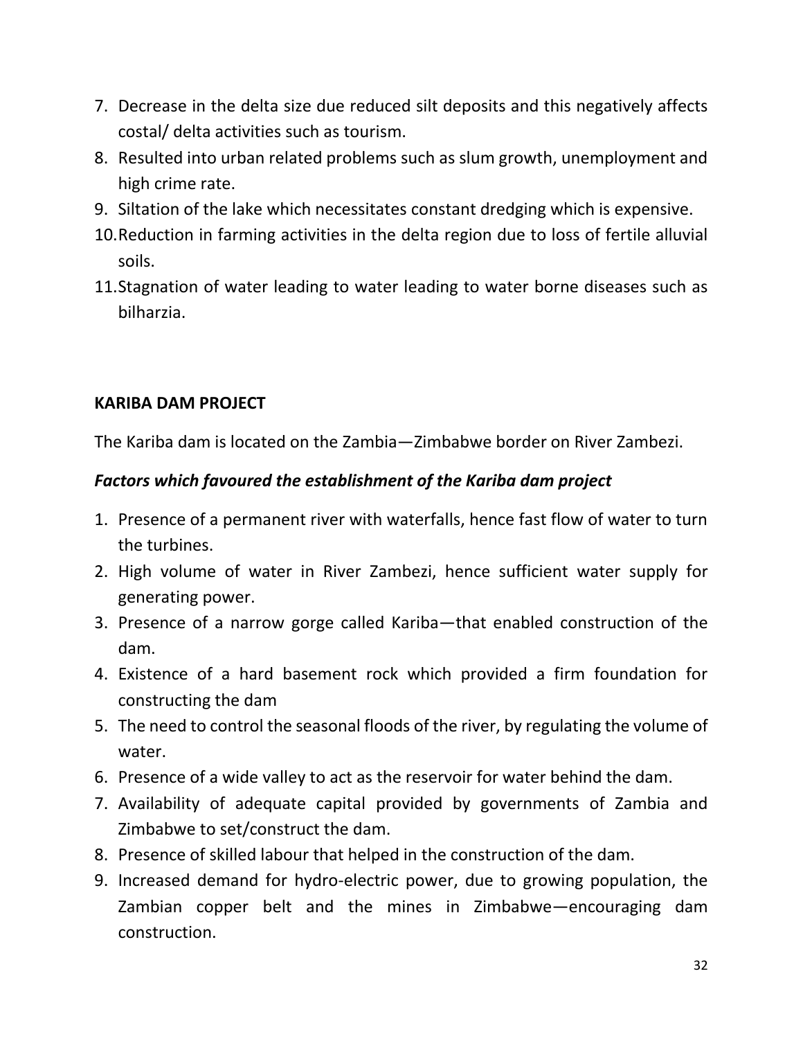7. Decrease in the delta size due reduced silt deposits and this negatively affects costal/ delta activities such as tourism.
8. Resulted into urban related problems such as slum growth, unemployment and high crime rate.
9. Siltation of the lake which necessitates constant dredging which is expensive.
10. Reduction in farming activities in the delta region due to loss of fertile alluvial soils.
11. Stagnation of water leading to water leading to water borne diseases such as bilharzia.

**KARIBA DAM PROJECT**

The Kariba dam is located on the Zambia—Zimbabwe border on River Zambezi.

***Factors which favoured the establishment of the Kariba dam project***

1. Presence of a permanent river with waterfalls, hence fast flow of water to turn the turbines.
2. High volume of water in River Zambezi, hence sufficient water supply for generating power.
3. Presence of a narrow gorge called Kariba—that enabled construction of the dam.
4. Existence of a hard basement rock which provided a firm foundation for constructing the dam
5. The need to control the seasonal floods of the river, by regulating the volume of water.
6. Presence of a wide valley to act as the reservoir for water behind the dam.
7. Availability of adequate capital provided by governments of Zambia and Zimbabwe to set/construct the dam.
8. Presence of skilled labour that helped in the construction of the dam.
9. Increased demand for hydro-electric power, due to growing population, the Zambian copper belt and the mines in Zimbabwe—encouraging dam construction.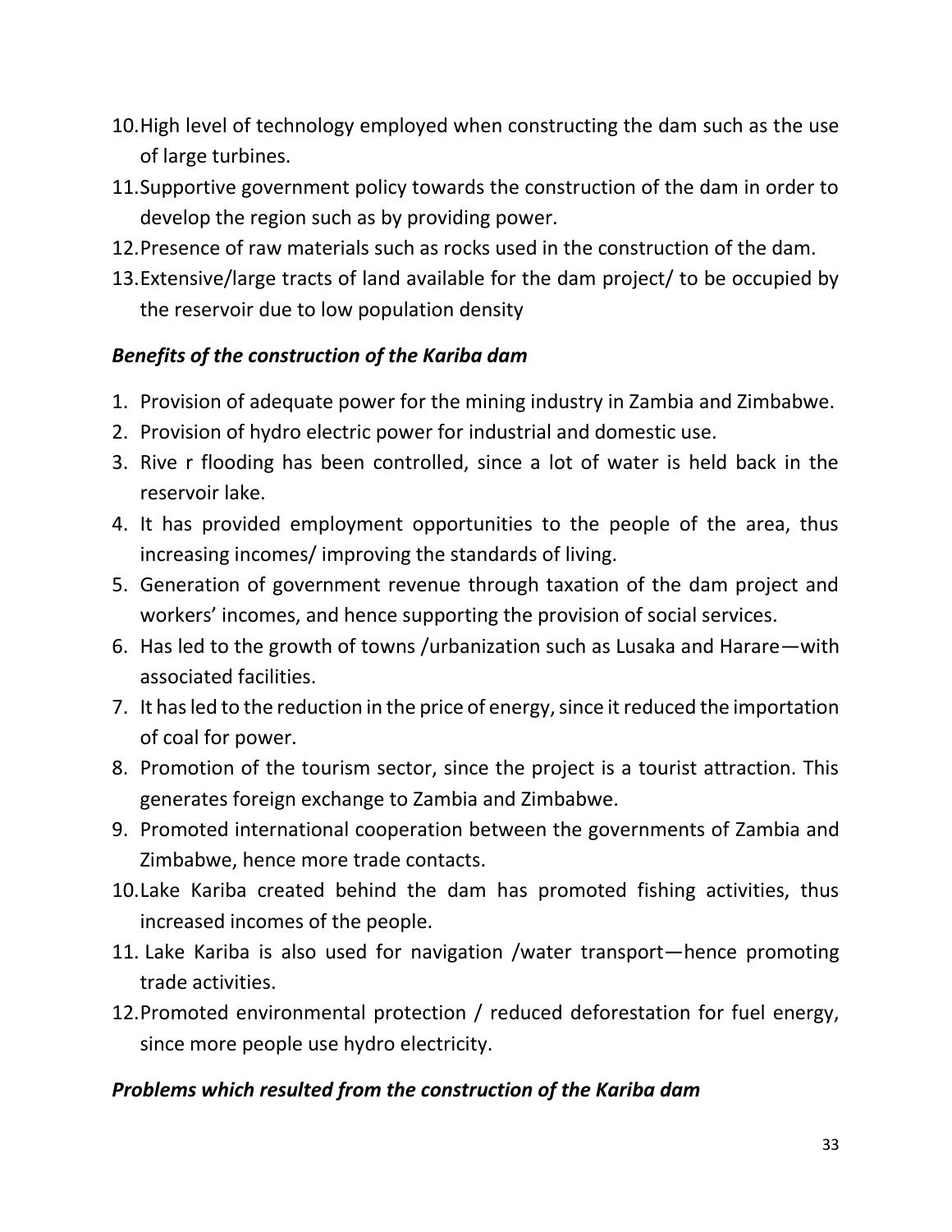10. High level of technology employed when constructing the dam such as the use of large turbines.
11. Supportive government policy towards the construction of the dam in order to develop the region such as by providing power.
12. Presence of raw materials such as rocks used in the construction of the dam.
13. Extensive/large tracts of land available for the dam project/ to be occupied by the reservoir due to low population density

***Benefits of the construction of the Kariba dam***

1. Provision of adequate power for the mining industry in Zambia and Zimbabwe.
2. Provision of hydro electric power for industrial and domestic use.
3. Rive r flooding has been controlled, since a lot of water is held back in the reservoir lake.
4. It has provided employment opportunities to the people of the area, thus increasing incomes/ improving the standards of living.
5. Generation of government revenue through taxation of the dam project and workers' incomes, and hence supporting the provision of social services.
6. Has led to the growth of towns /urbanization such as Lusaka and Harare—with associated facilities.
7. It has led to the reduction in the price of energy, since it reduced the importation of coal for power.
8. Promotion of the tourism sector, since the project is a tourist attraction. This generates foreign exchange to Zambia and Zimbabwe.
9. Promoted international cooperation between the governments of Zambia and Zimbabwe, hence more trade contacts.
10. Lake Kariba created behind the dam has promoted fishing activities, thus increased incomes of the people.
11. Lake Kariba is also used for navigation /water transport—hence promoting trade activities.
12. Promoted environmental protection / reduced deforestation for fuel energy, since more people use hydro electricity.

***Problems which resulted from the construction of the Kariba dam***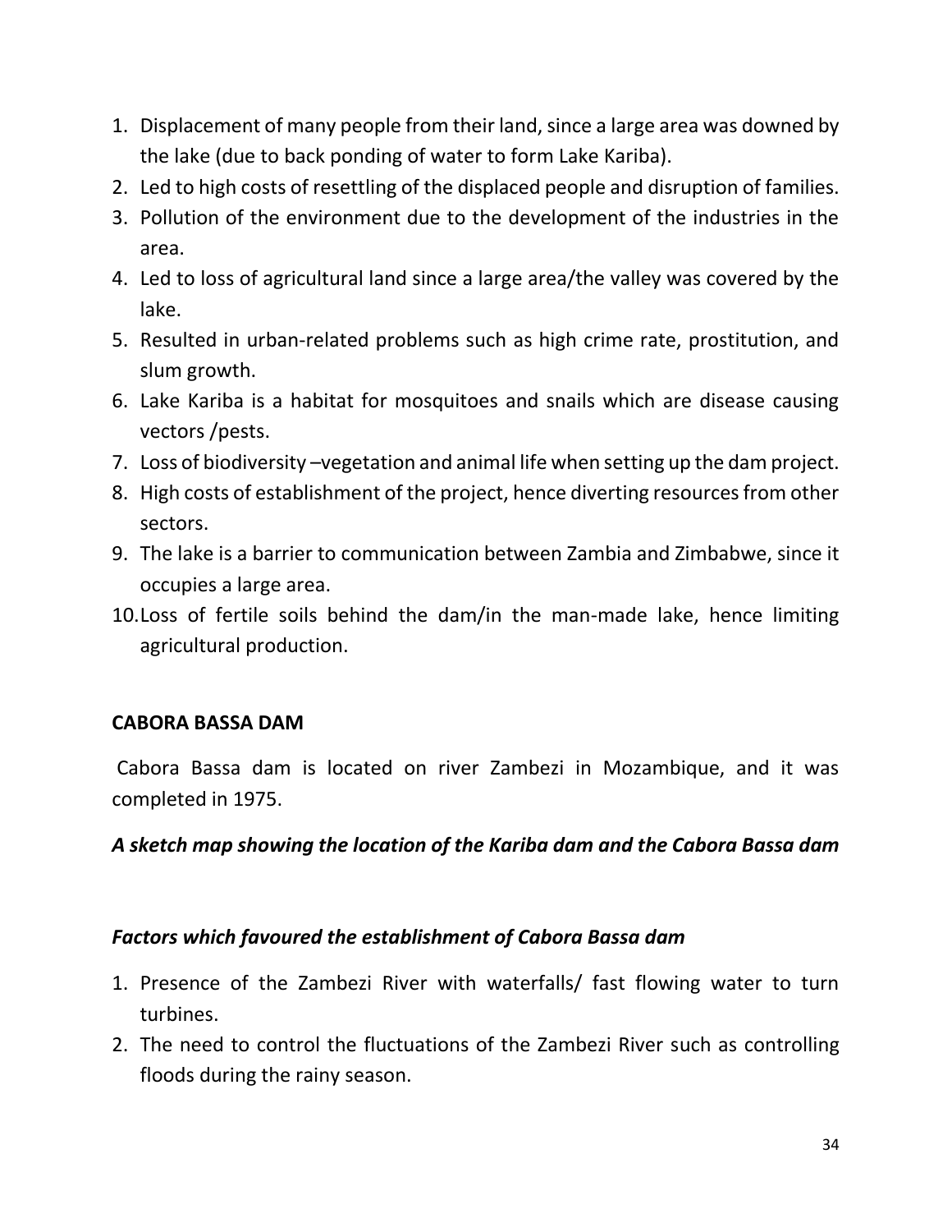1. Displacement of many people from their land, since a large area was downed by the lake (due to back ponding of water to form Lake Kariba).
2. Led to high costs of resettling of the displaced people and disruption of families.
3. Pollution of the environment due to the development of the industries in the area.
4. Led to loss of agricultural land since a large area/the valley was covered by the lake.
5. Resulted in urban-related problems such as high crime rate, prostitution, and slum growth.
6. Lake Kariba is a habitat for mosquitoes and snails which are disease causing vectors /pests.
7. Loss of biodiversity –vegetation and animal life when setting up the dam project.
8. High costs of establishment of the project, hence diverting resources from other sectors.
9. The lake is a barrier to communication between Zambia and Zimbabwe, since it occupies a large area.
10. Loss of fertile soils behind the dam/in the man-made lake, hence limiting agricultural production.

**CABORA BASSA DAM**

Cabora Bassa dam is located on river Zambezi in Mozambique, and it was completed in 1975.

***A sketch map showing the location of the Kariba dam and the Cabora Bassa dam***

***Factors which favoured the establishment of Cabora Bassa dam***

1. Presence of the Zambezi River with waterfalls/ fast flowing water to turn turbines.
2. The need to control the fluctuations of the Zambezi River such as controlling floods during the rainy season.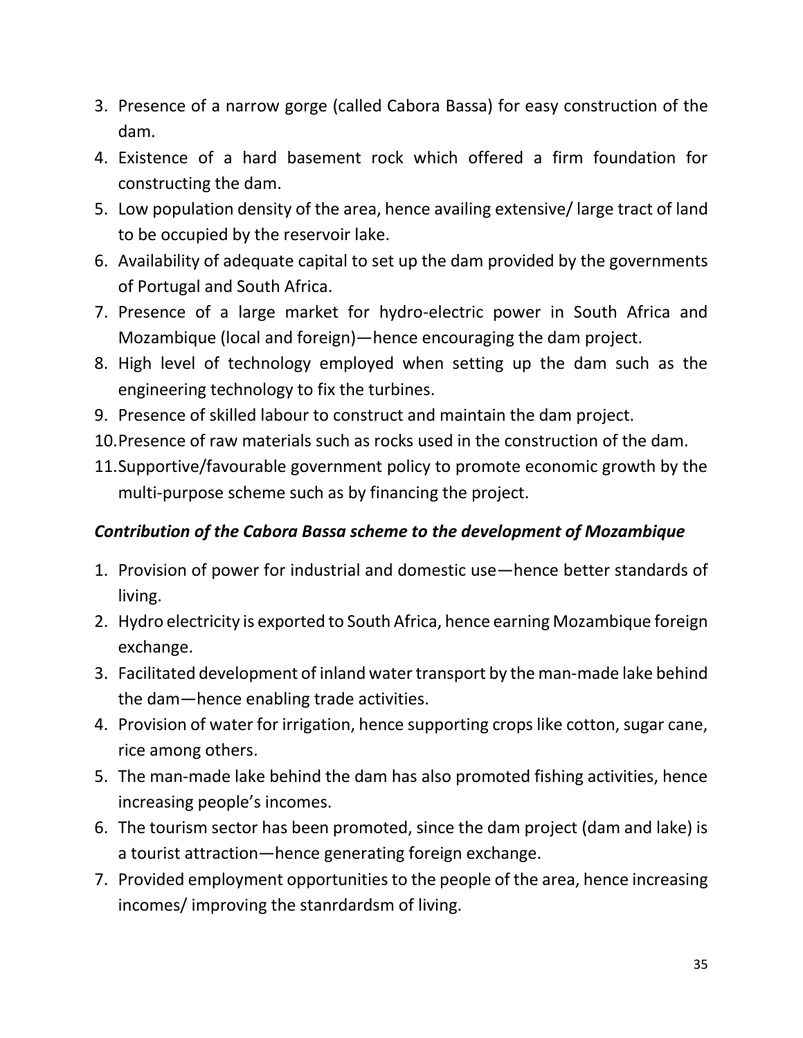3. Presence of a narrow gorge (called Cabora Bassa) for easy construction of the dam.
4. Existence of a hard basement rock which offered a firm foundation for constructing the dam.
5. Low population density of the area, hence availing extensive/ large tract of land to be occupied by the reservoir lake.
6. Availability of adequate capital to set up the dam provided by the governments of Portugal and South Africa.
7. Presence of a large market for hydro-electric power in South Africa and Mozambique (local and foreign)—hence encouraging the dam project.
8. High level of technology employed when setting up the dam such as the engineering technology to fix the turbines.
9. Presence of skilled labour to construct and maintain the dam project.
10. Presence of raw materials such as rocks used in the construction of the dam.
11. Supportive/favourable government policy to promote economic growth by the multi-purpose scheme such as by financing the project.

### *Contribution of the Cabora Bassa scheme to the development of Mozambique*

1. Provision of power for industrial and domestic use—hence better standards of living.
2. Hydro electricity is exported to South Africa, hence earning Mozambique foreign exchange.
3. Facilitated development of inland water transport by the man-made lake behind the dam—hence enabling trade activities.
4. Provision of water for irrigation, hence supporting crops like cotton, sugar cane, rice among others.
5. The man-made lake behind the dam has also promoted fishing activities, hence increasing people's incomes.
6. The tourism sector has been promoted, since the dam project (dam and lake) is a tourist attraction—hence generating foreign exchange.
7. Provided employment opportunities to the people of the area, hence increasing incomes/ improving the stanrdardsm of living.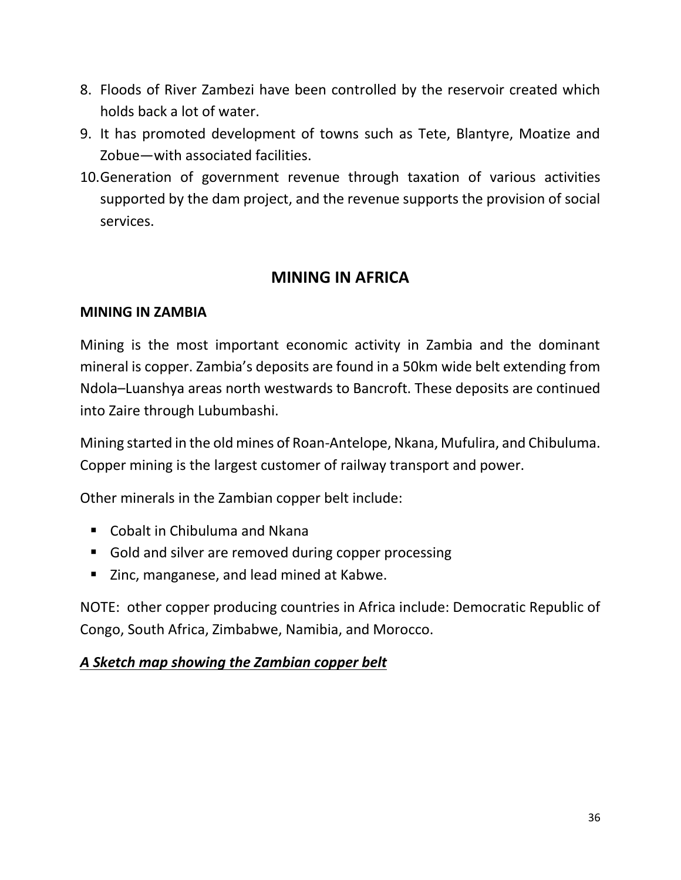8. Floods of River Zambezi have been controlled by the reservoir created which holds back a lot of water.
9. It has promoted development of towns such as Tete, Blantyre, Moatize and Zobue—with associated facilities.
10. Generation of government revenue through taxation of various activities supported by the dam project, and the revenue supports the provision of social services.

## MINING IN AFRICA

### MINING IN ZAMBIA

Mining is the most important economic activity in Zambia and the dominant mineral is copper. Zambia's deposits are found in a 50km wide belt extending from Ndola–Luanshya areas north westwards to Bancroft. These deposits are continued into Zaire through Lubumbashi.

Mining started in the old mines of Roan-Antelope, Nkana, Mufulira, and Chibuluma. Copper mining is the largest customer of railway transport and power.

Other minerals in the Zambian copper belt include:

- Cobalt in Chibuluma and Nkana
- Gold and silver are removed during copper processing
- Zinc, manganese, and lead mined at Kabwe.

NOTE: other copper producing countries in Africa include: Democratic Republic of Congo, South Africa, Zimbabwe, Namibia, and Morocco.

***A Sketch map showing the Zambian copper belt***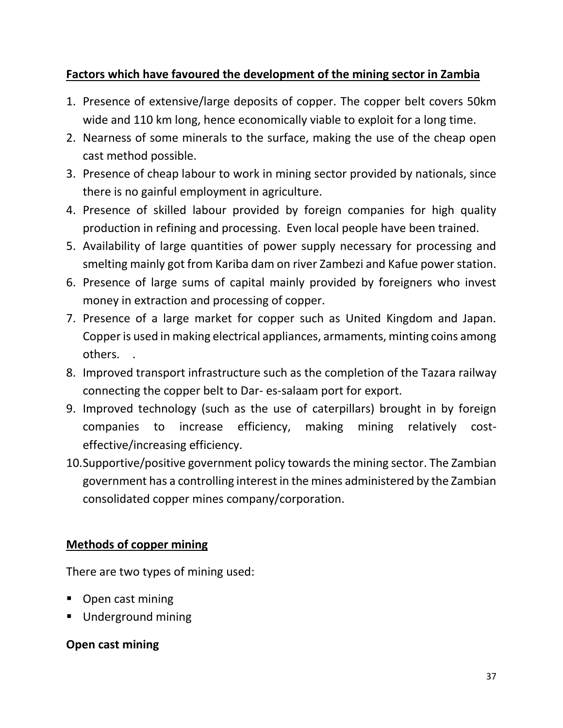## Factors which have favoured the development of the mining sector in Zambia

1. Presence of extensive/large deposits of copper. The copper belt covers 50km wide and 110 km long, hence economically viable to exploit for a long time.
2. Nearness of some minerals to the surface, making the use of the cheap open cast method possible.
3. Presence of cheap labour to work in mining sector provided by nationals, since there is no gainful employment in agriculture.
4. Presence of skilled labour provided by foreign companies for high quality production in refining and processing. Even local people have been trained.
5. Availability of large quantities of power supply necessary for processing and smelting mainly got from Kariba dam on river Zambezi and Kafue power station.
6. Presence of large sums of capital mainly provided by foreigners who invest money in extraction and processing of copper.
7. Presence of a large market for copper such as United Kingdom and Japan. Copper is used in making electrical appliances, armaments, minting coins among others. .
8. Improved transport infrastructure such as the completion of the Tazara railway connecting the copper belt to Dar- es-salaam port for export.
9. Improved technology (such as the use of caterpillars) brought in by foreign companies to increase efficiency, making mining relatively cost-effective/increasing efficiency.
10. Supportive/positive government policy towards the mining sector. The Zambian government has a controlling interest in the mines administered by the Zambian consolidated copper mines company/corporation.

## Methods of copper mining

There are two types of mining used:

- Open cast mining
- Underground mining

### Open cast mining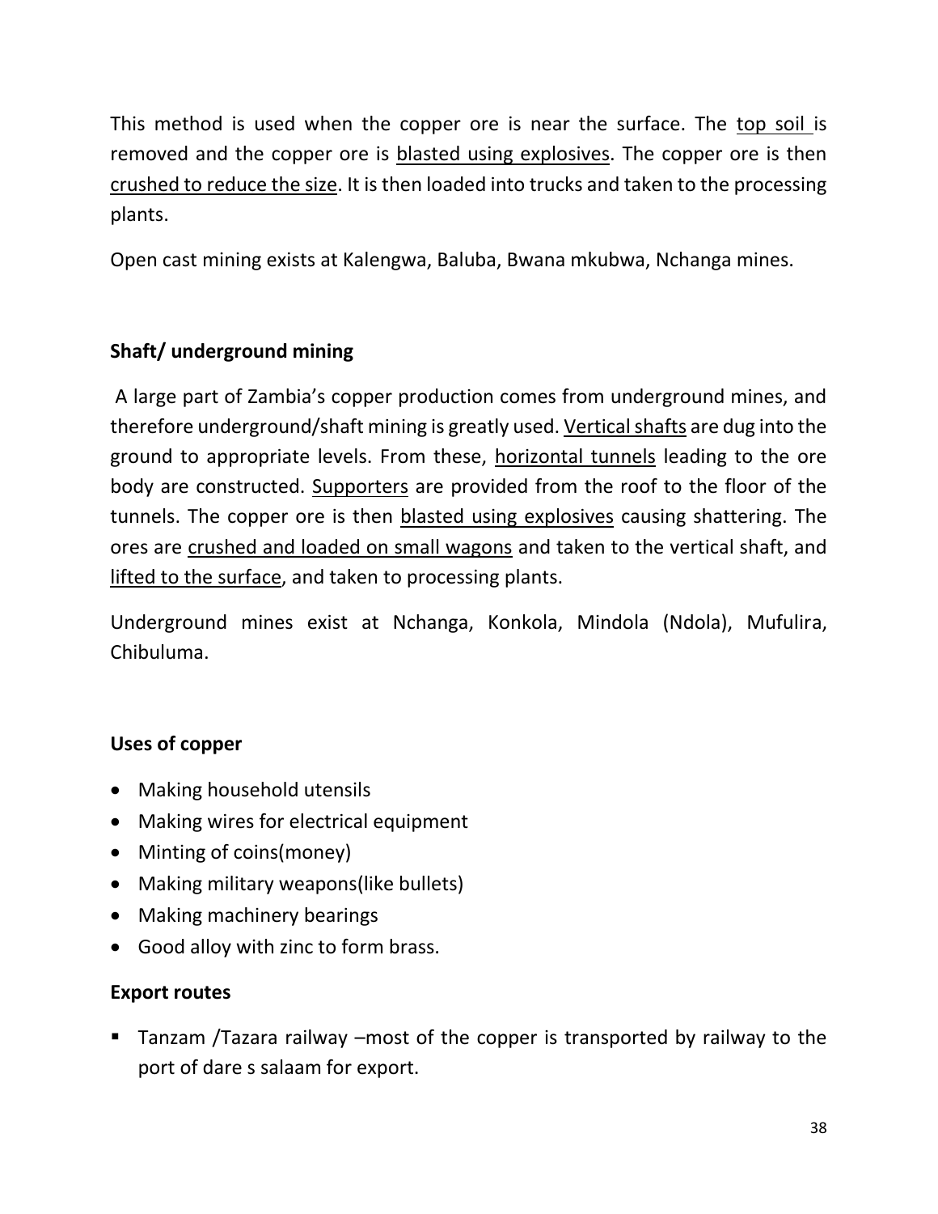This method is used when the copper ore is near the surface. The <u>top soil</u> is removed and the copper ore is <u>blasted using explosives</u>. The copper ore is then <u>crushed to reduce the size</u>. It is then loaded into trucks and taken to the processing plants.

Open cast mining exists at Kalengwa, Baluba, Bwana mkubwa, Nchanga mines.

**Shaft/ underground mining**

A large part of Zambia's copper production comes from underground mines, and therefore underground/shaft mining is greatly used. <u>Vertical shafts</u> are dug into the ground to appropriate levels. From these, <u>horizontal tunnels</u> leading to the ore body are constructed. <u>Supporters</u> are provided from the roof to the floor of the tunnels. The copper ore is then <u>blasted using explosives</u> causing shattering. The ores are <u>crushed and loaded on small wagons</u> and taken to the vertical shaft, and <u>lifted to the surface</u>, and taken to processing plants.

Underground mines exist at Nchanga, Konkola, Mindola (Ndola), Mufulira, Chibuluma.

**Uses of copper**

- Making household utensils
- Making wires for electrical equipment
- Minting of coins(money)
- Making military weapons(like bullets)
- Making machinery bearings
- Good alloy with zinc to form brass.

**Export routes**

- Tanzam /Tazara railway –most of the copper is transported by railway to the port of dare s salaam for export.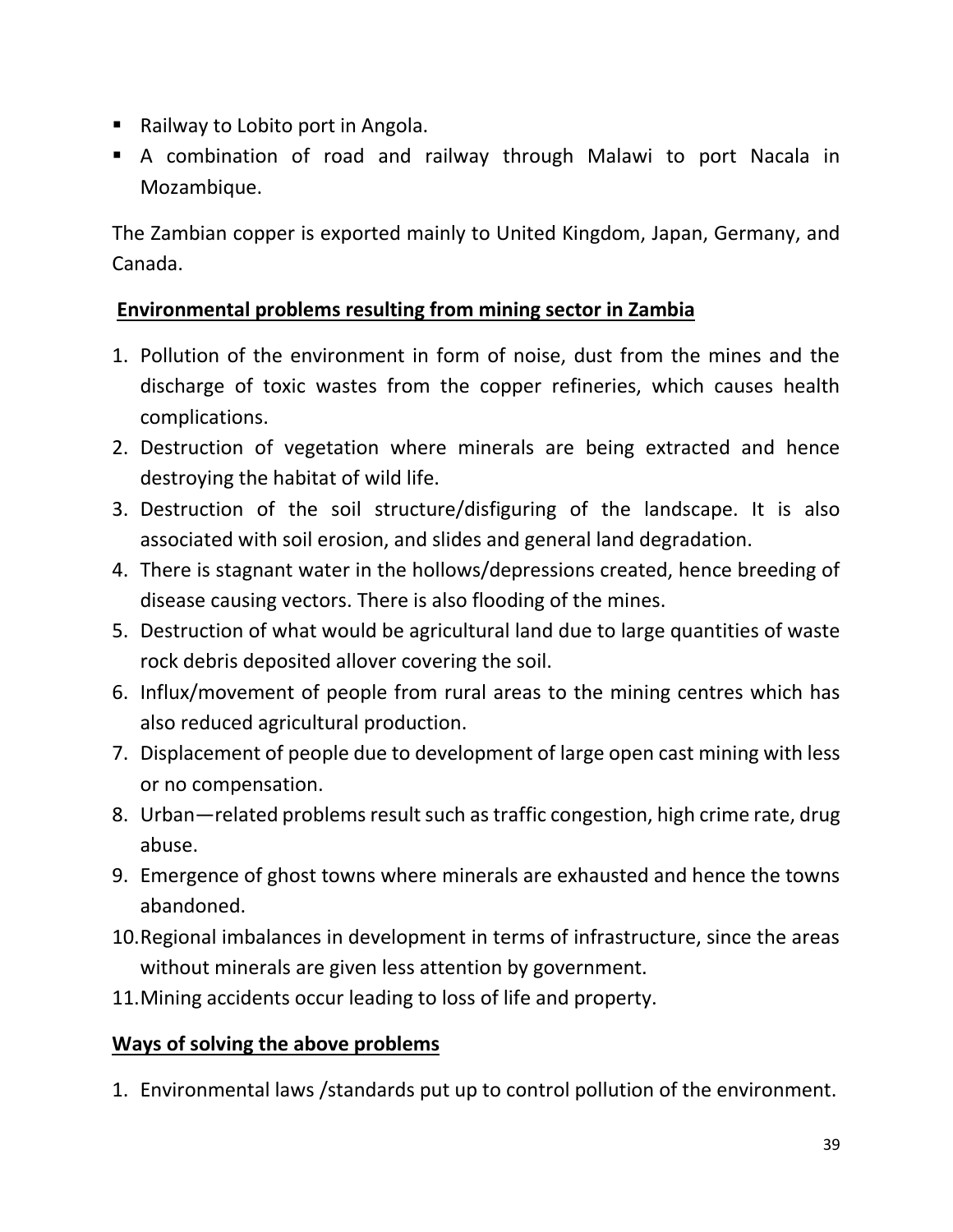- Railway to Lobito port in Angola.
- A combination of road and railway through Malawi to port Nacala in Mozambique.

The Zambian copper is exported mainly to United Kingdom, Japan, Germany, and Canada.

**Environmental problems resulting from mining sector in Zambia**

1. Pollution of the environment in form of noise, dust from the mines and the discharge of toxic wastes from the copper refineries, which causes health complications.
2. Destruction of vegetation where minerals are being extracted and hence destroying the habitat of wild life.
3. Destruction of the soil structure/disfiguring of the landscape. It is also associated with soil erosion, and slides and general land degradation.
4. There is stagnant water in the hollows/depressions created, hence breeding of disease causing vectors. There is also flooding of the mines.
5. Destruction of what would be agricultural land due to large quantities of waste rock debris deposited allover covering the soil.
6. Influx/movement of people from rural areas to the mining centres which has also reduced agricultural production.
7. Displacement of people due to development of large open cast mining with less or no compensation.
8. Urban—related problems result such as traffic congestion, high crime rate, drug abuse.
9. Emergence of ghost towns where minerals are exhausted and hence the towns abandoned.
10. Regional imbalances in development in terms of infrastructure, since the areas without minerals are given less attention by government.
11. Mining accidents occur leading to loss of life and property.

**Ways of solving the above problems**

1. Environmental laws /standards put up to control pollution of the environment.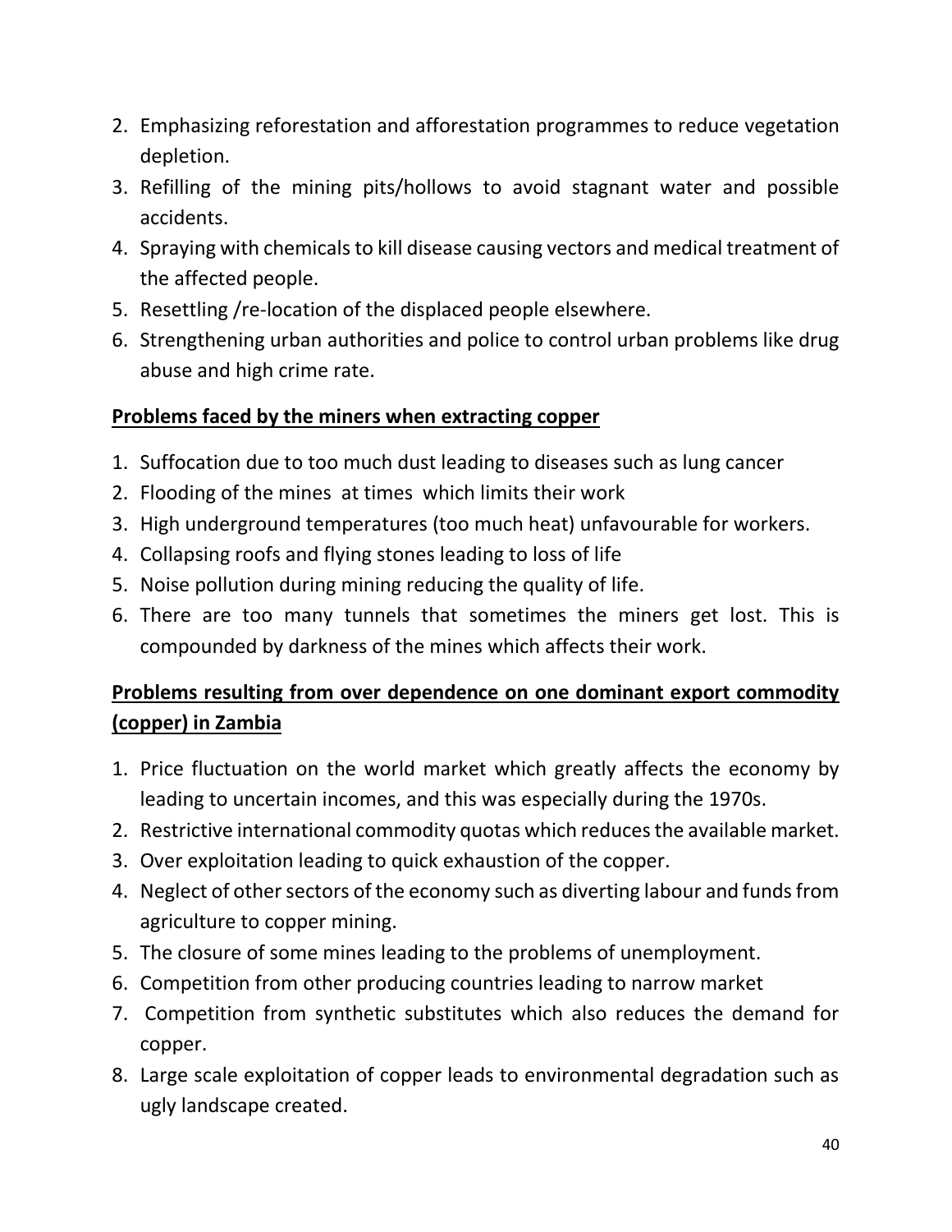2. Emphasizing reforestation and afforestation programmes to reduce vegetation depletion.
3. Refilling of the mining pits/hollows to avoid stagnant water and possible accidents.
4. Spraying with chemicals to kill disease causing vectors and medical treatment of the affected people.
5. Resettling /re-location of the displaced people elsewhere.
6. Strengthening urban authorities and police to control urban problems like drug abuse and high crime rate.

**Problems faced by the miners when extracting copper**

1. Suffocation due to too much dust leading to diseases such as lung cancer
2. Flooding of the mines at times which limits their work
3. High underground temperatures (too much heat) unfavourable for workers.
4. Collapsing roofs and flying stones leading to loss of life
5. Noise pollution during mining reducing the quality of life.
6. There are too many tunnels that sometimes the miners get lost. This is compounded by darkness of the mines which affects their work.

**Problems resulting from over dependence on one dominant export commodity (copper) in Zambia**

1. Price fluctuation on the world market which greatly affects the economy by leading to uncertain incomes, and this was especially during the 1970s.
2. Restrictive international commodity quotas which reduces the available market.
3. Over exploitation leading to quick exhaustion of the copper.
4. Neglect of other sectors of the economy such as diverting labour and funds from agriculture to copper mining.
5. The closure of some mines leading to the problems of unemployment.
6. Competition from other producing countries leading to narrow market
7. Competition from synthetic substitutes which also reduces the demand for copper.
8. Large scale exploitation of copper leads to environmental degradation such as ugly landscape created.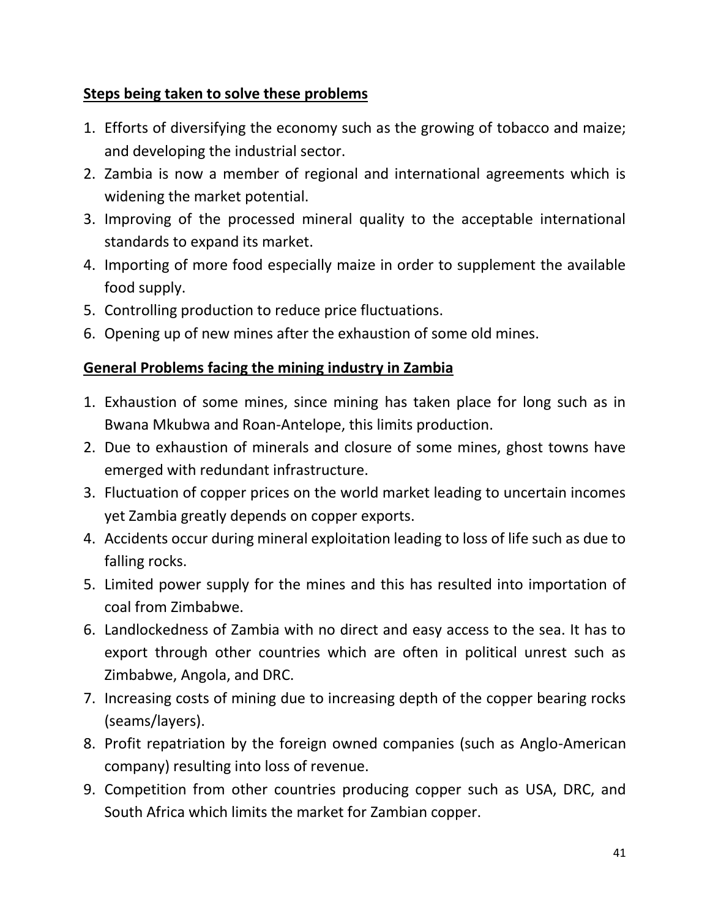**Steps being taken to solve these problems**

1. Efforts of diversifying the economy such as the growing of tobacco and maize; and developing the industrial sector.
2. Zambia is now a member of regional and international agreements which is widening the market potential.
3. Improving of the processed mineral quality to the acceptable international standards to expand its market.
4. Importing of more food especially maize in order to supplement the available food supply.
5. Controlling production to reduce price fluctuations.
6. Opening up of new mines after the exhaustion of some old mines.

**General Problems facing the mining industry in Zambia**

1. Exhaustion of some mines, since mining has taken place for long such as in Bwana Mkubwa and Roan-Antelope, this limits production.
2. Due to exhaustion of minerals and closure of some mines, ghost towns have emerged with redundant infrastructure.
3. Fluctuation of copper prices on the world market leading to uncertain incomes yet Zambia greatly depends on copper exports.
4. Accidents occur during mineral exploitation leading to loss of life such as due to falling rocks.
5. Limited power supply for the mines and this has resulted into importation of coal from Zimbabwe.
6. Landlockedness of Zambia with no direct and easy access to the sea. It has to export through other countries which are often in political unrest such as Zimbabwe, Angola, and DRC.
7. Increasing costs of mining due to increasing depth of the copper bearing rocks (seams/layers).
8. Profit repatriation by the foreign owned companies (such as Anglo-American company) resulting into loss of revenue.
9. Competition from other countries producing copper such as USA, DRC, and South Africa which limits the market for Zambian copper.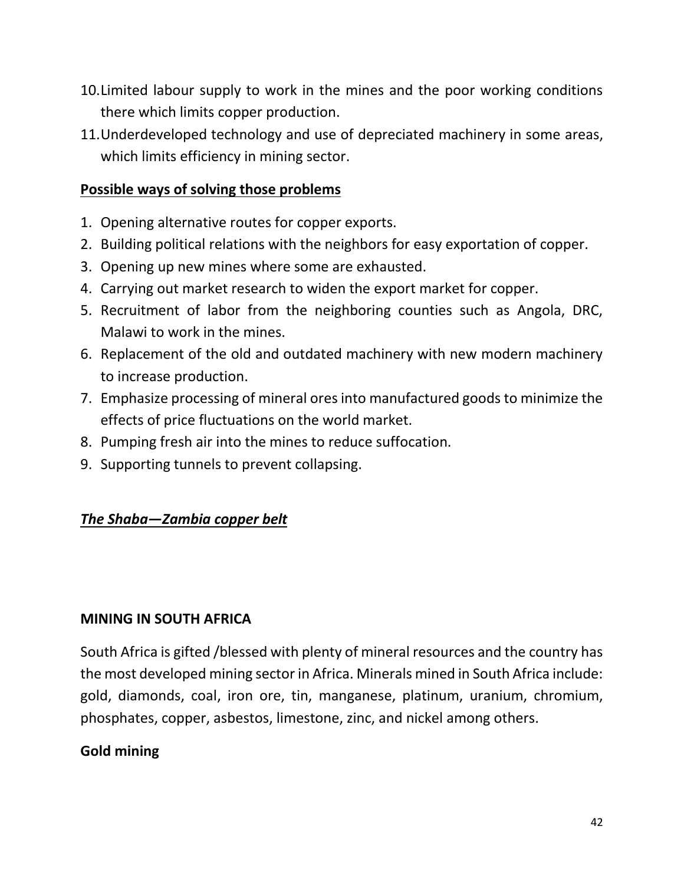10. Limited labour supply to work in the mines and the poor working conditions there which limits copper production.
11. Underdeveloped technology and use of depreciated machinery in some areas, which limits efficiency in mining sector.

**Possible ways of solving those problems**

1. Opening alternative routes for copper exports.
2. Building political relations with the neighbors for easy exportation of copper.
3. Opening up new mines where some are exhausted.
4. Carrying out market research to widen the export market for copper.
5. Recruitment of labor from the neighboring counties such as Angola, DRC, Malawi to work in the mines.
6. Replacement of the old and outdated machinery with new modern machinery to increase production.
7. Emphasize processing of mineral ores into manufactured goods to minimize the effects of price fluctuations on the world market.
8. Pumping fresh air into the mines to reduce suffocation.
9. Supporting tunnels to prevent collapsing.

***The Shaba—Zambia copper belt***

**MINING IN SOUTH AFRICA**

South Africa is gifted /blessed with plenty of mineral resources and the country has the most developed mining sector in Africa. Minerals mined in South Africa include: gold, diamonds, coal, iron ore, tin, manganese, platinum, uranium, chromium, phosphates, copper, asbestos, limestone, zinc, and nickel among others.

**Gold mining**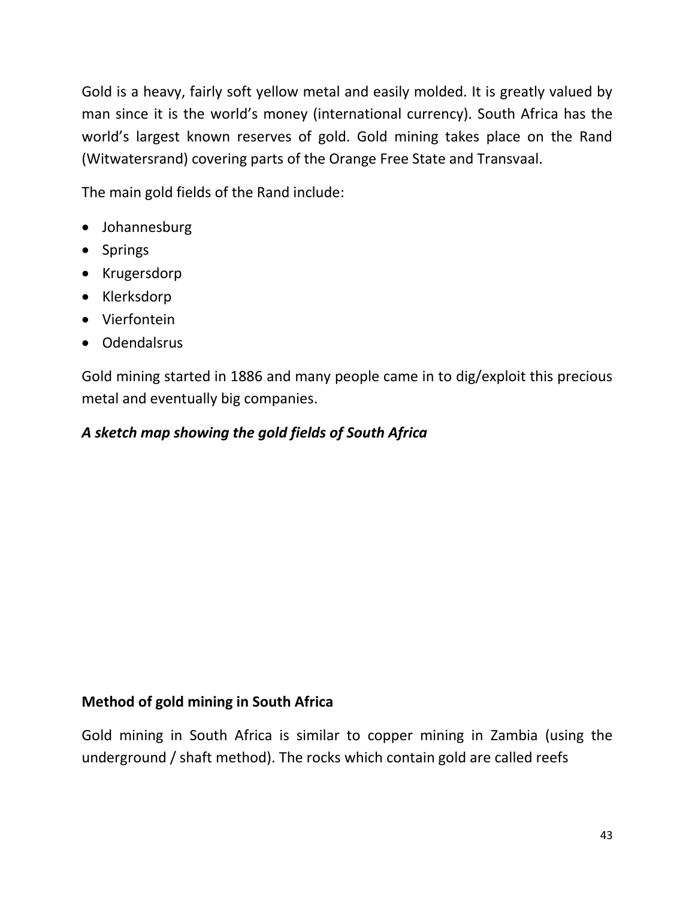Gold is a heavy, fairly soft yellow metal and easily molded. It is greatly valued by man since it is the world's money (international currency). South Africa has the world's largest known reserves of gold. Gold mining takes place on the Rand (Witwatersrand) covering parts of the Orange Free State and Transvaal.

The main gold fields of the Rand include:

- Johannesburg
- Springs
- Krugersdorp
- Klerksdorp
- Vierfontein
- Odendalsrus

Gold mining started in 1886 and many people came in to dig/exploit this precious metal and eventually big companies.

***A sketch map showing the gold fields of South Africa***

**Method of gold mining in South Africa**

Gold mining in South Africa is similar to copper mining in Zambia (using the underground / shaft method). The rocks which contain gold are called reefs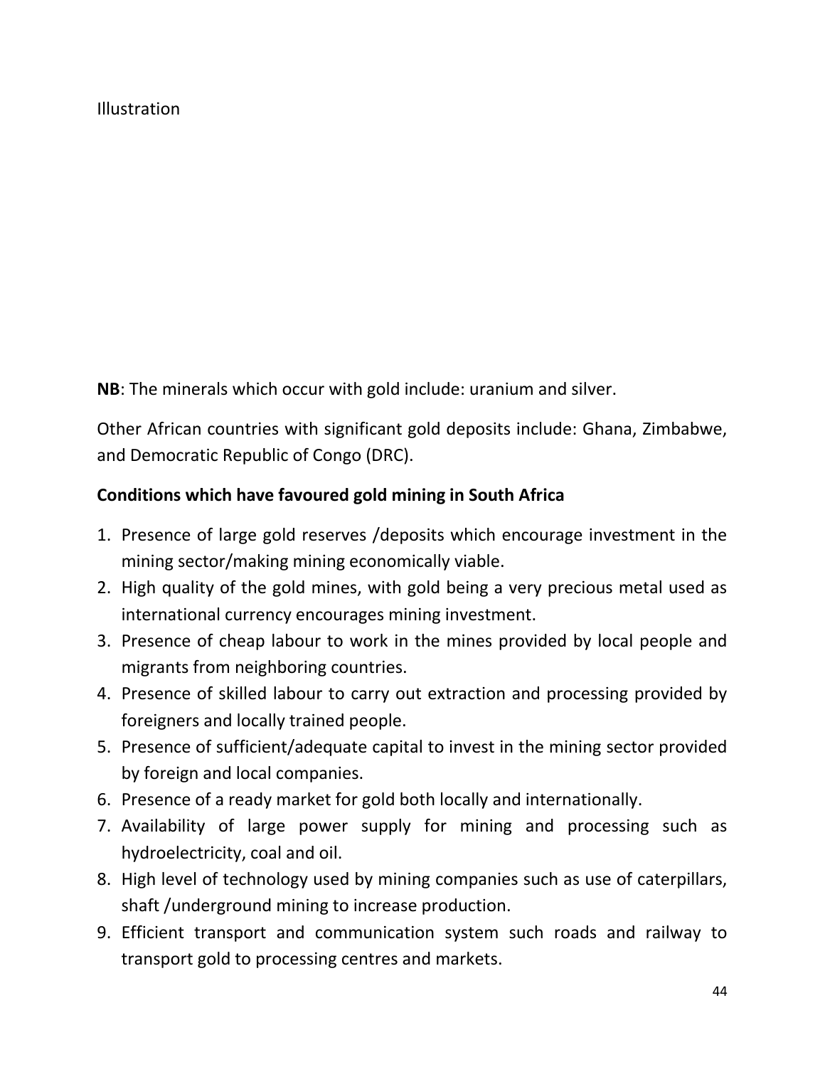Illustration

**NB**: The minerals which occur with gold include: uranium and silver.

Other African countries with significant gold deposits include: Ghana, Zimbabwe, and Democratic Republic of Congo (DRC).

**Conditions which have favoured gold mining in South Africa**

1. Presence of large gold reserves /deposits which encourage investment in the mining sector/making mining economically viable.
2. High quality of the gold mines, with gold being a very precious metal used as international currency encourages mining investment.
3. Presence of cheap labour to work in the mines provided by local people and migrants from neighboring countries.
4. Presence of skilled labour to carry out extraction and processing provided by foreigners and locally trained people.
5. Presence of sufficient/adequate capital to invest in the mining sector provided by foreign and local companies.
6. Presence of a ready market for gold both locally and internationally.
7. Availability of large power supply for mining and processing such as hydroelectricity, coal and oil.
8. High level of technology used by mining companies such as use of caterpillars, shaft /underground mining to increase production.
9. Efficient transport and communication system such roads and railway to transport gold to processing centres and markets.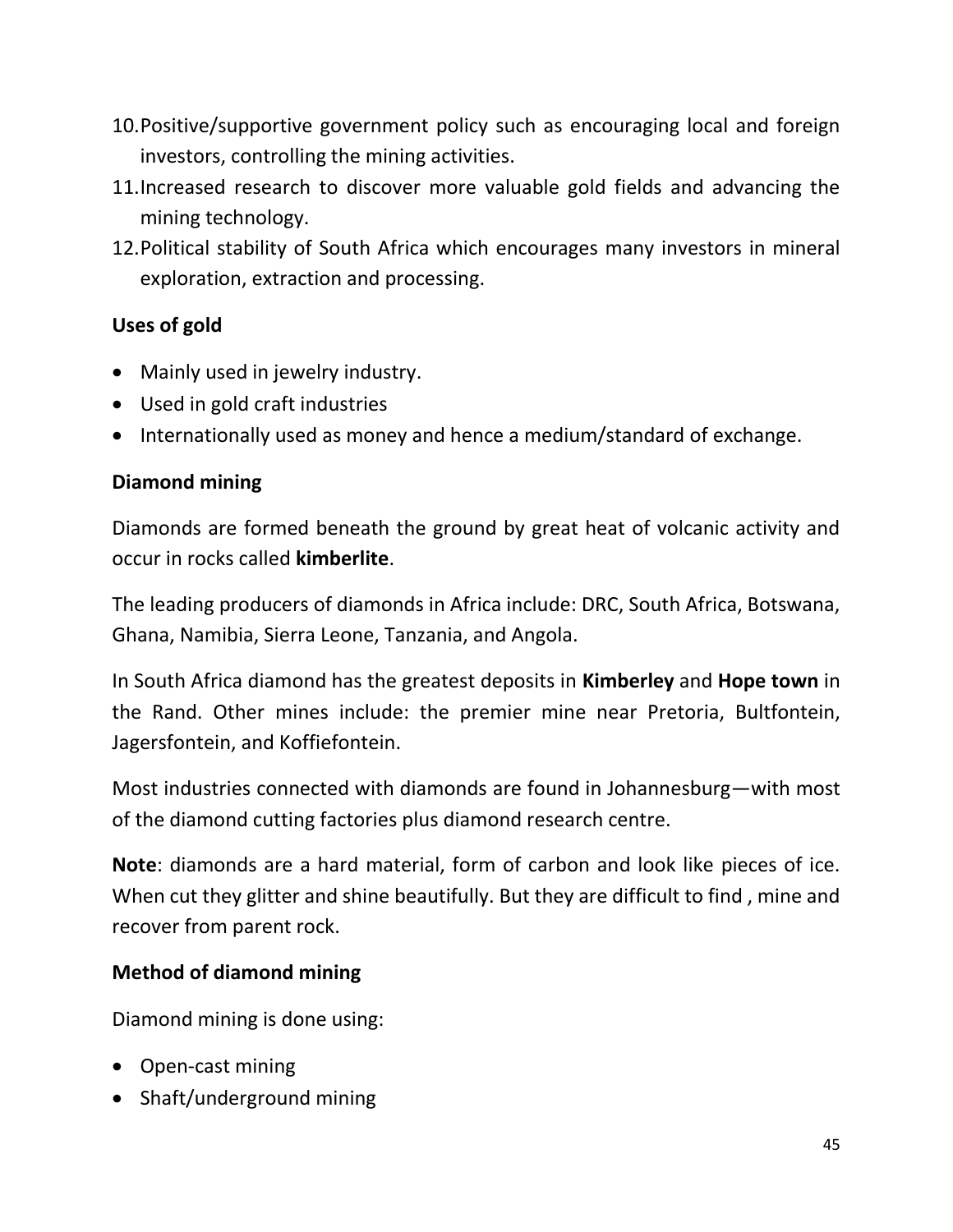10. Positive/supportive government policy such as encouraging local and foreign investors, controlling the mining activities.
11. Increased research to discover more valuable gold fields and advancing the mining technology.
12. Political stability of South Africa which encourages many investors in mineral exploration, extraction and processing.

**Uses of gold**

- Mainly used in jewelry industry.
- Used in gold craft industries
- Internationally used as money and hence a medium/standard of exchange.

**Diamond mining**

Diamonds are formed beneath the ground by great heat of volcanic activity and occur in rocks called **kimberlite**.

The leading producers of diamonds in Africa include: DRC, South Africa, Botswana, Ghana, Namibia, Sierra Leone, Tanzania, and Angola.

In South Africa diamond has the greatest deposits in **Kimberley** and **Hope town** in the Rand. Other mines include: the premier mine near Pretoria, Bultfontein, Jagersfontein, and Koffiefontein.

Most industries connected with diamonds are found in Johannesburg—with most of the diamond cutting factories plus diamond research centre.

**Note**: diamonds are a hard material, form of carbon and look like pieces of ice. When cut they glitter and shine beautifully. But they are difficult to find , mine and recover from parent rock.

**Method of diamond mining**

Diamond mining is done using:

- Open-cast mining
- Shaft/underground mining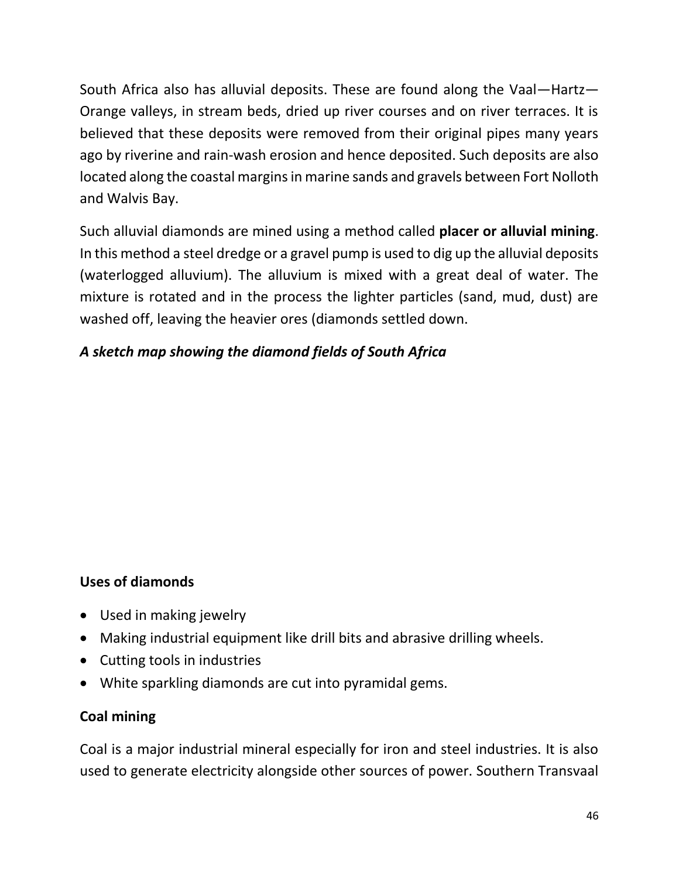South Africa also has alluvial deposits. These are found along the Vaal—Hartz—Orange valleys, in stream beds, dried up river courses and on river terraces. It is believed that these deposits were removed from their original pipes many years ago by riverine and rain-wash erosion and hence deposited. Such deposits are also located along the coastal margins in marine sands and gravels between Fort Nolloth and Walvis Bay.

Such alluvial diamonds are mined using a method called **placer or alluvial mining**. In this method a steel dredge or a gravel pump is used to dig up the alluvial deposits (waterlogged alluvium). The alluvium is mixed with a great deal of water. The mixture is rotated and in the process the lighter particles (sand, mud, dust) are washed off, leaving the heavier ores (diamonds settled down.

***A sketch map showing the diamond fields of South Africa***

**Uses of diamonds**

- Used in making jewelry
- Making industrial equipment like drill bits and abrasive drilling wheels.
- Cutting tools in industries
- White sparkling diamonds are cut into pyramidal gems.

**Coal mining**

Coal is a major industrial mineral especially for iron and steel industries. It is also used to generate electricity alongside other sources of power. Southern Transvaal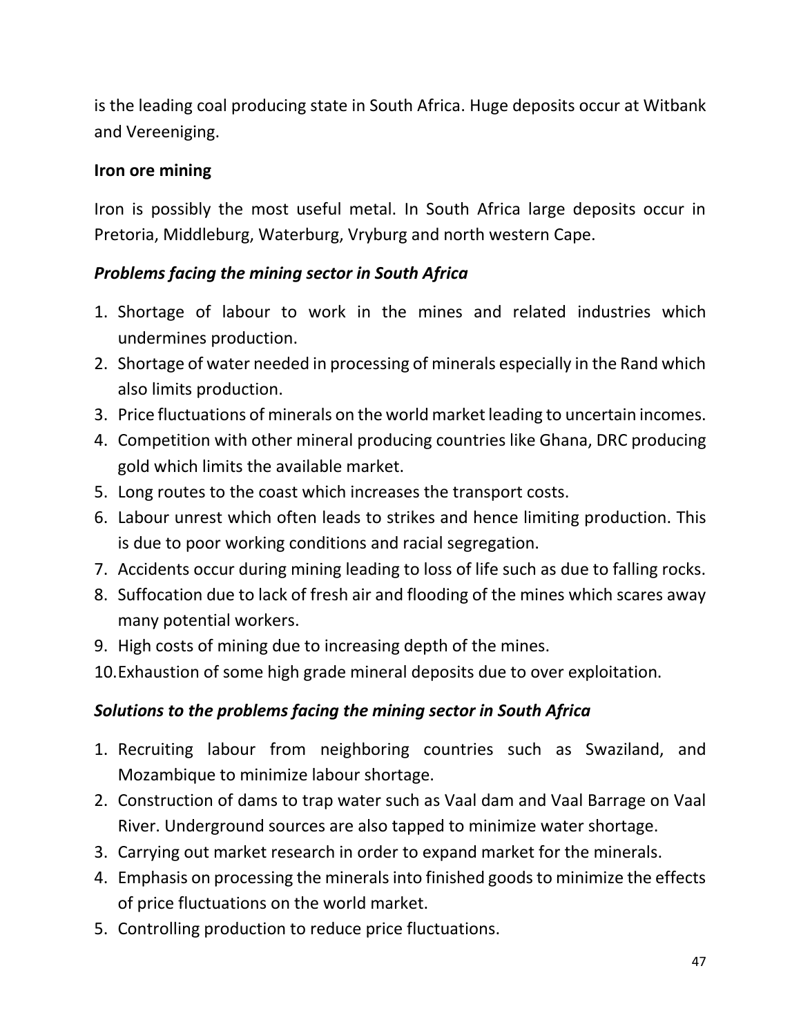is the leading coal producing state in South Africa. Huge deposits occur at Witbank and Vereeniging.

**Iron ore mining**

Iron is possibly the most useful metal. In South Africa large deposits occur in Pretoria, Middleburg, Waterburg, Vryburg and north western Cape.

***Problems facing the mining sector in South Africa***

1. Shortage of labour to work in the mines and related industries which undermines production.
2. Shortage of water needed in processing of minerals especially in the Rand which also limits production.
3. Price fluctuations of minerals on the world market leading to uncertain incomes.
4. Competition with other mineral producing countries like Ghana, DRC producing gold which limits the available market.
5. Long routes to the coast which increases the transport costs.
6. Labour unrest which often leads to strikes and hence limiting production. This is due to poor working conditions and racial segregation.
7. Accidents occur during mining leading to loss of life such as due to falling rocks.
8. Suffocation due to lack of fresh air and flooding of the mines which scares away many potential workers.
9. High costs of mining due to increasing depth of the mines.
10. Exhaustion of some high grade mineral deposits due to over exploitation.

***Solutions to the problems facing the mining sector in South Africa***

1. Recruiting labour from neighboring countries such as Swaziland, and Mozambique to minimize labour shortage.
2. Construction of dams to trap water such as Vaal dam and Vaal Barrage on Vaal River. Underground sources are also tapped to minimize water shortage.
3. Carrying out market research in order to expand market for the minerals.
4. Emphasis on processing the minerals into finished goods to minimize the effects of price fluctuations on the world market.
5. Controlling production to reduce price fluctuations.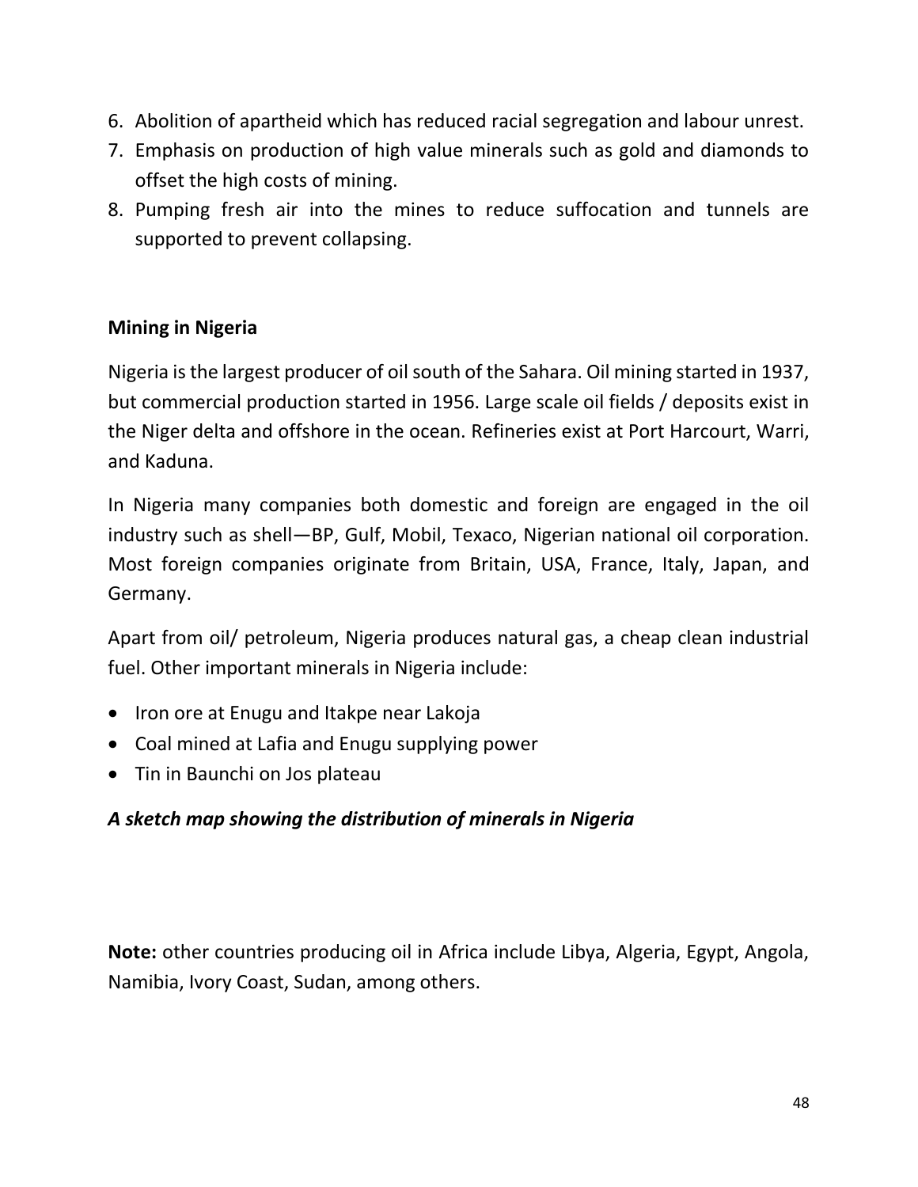6. Abolition of apartheid which has reduced racial segregation and labour unrest.
7. Emphasis on production of high value minerals such as gold and diamonds to offset the high costs of mining.
8. Pumping fresh air into the mines to reduce suffocation and tunnels are supported to prevent collapsing.

**Mining in Nigeria**

Nigeria is the largest producer of oil south of the Sahara. Oil mining started in 1937, but commercial production started in 1956. Large scale oil fields / deposits exist in the Niger delta and offshore in the ocean. Refineries exist at Port Harcourt, Warri, and Kaduna.

In Nigeria many companies both domestic and foreign are engaged in the oil industry such as shell—BP, Gulf, Mobil, Texaco, Nigerian national oil corporation. Most foreign companies originate from Britain, USA, France, Italy, Japan, and Germany.

Apart from oil/ petroleum, Nigeria produces natural gas, a cheap clean industrial fuel. Other important minerals in Nigeria include:

- Iron ore at Enugu and Itakpe near Lakoja
- Coal mined at Lafia and Enugu supplying power
- Tin in Baunchi on Jos plateau

***A sketch map showing the distribution of minerals in Nigeria***

**Note:** other countries producing oil in Africa include Libya, Algeria, Egypt, Angola, Namibia, Ivory Coast, Sudan, among others.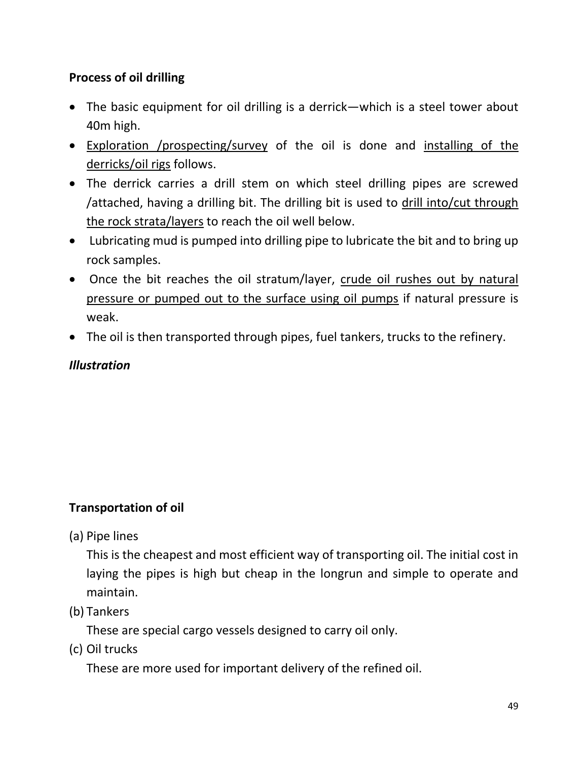**Process of oil drilling**

- The basic equipment for oil drilling is a derrick—which is a steel tower about 40m high.
- Exploration /prospecting/survey of the oil is done and installing of the derricks/oil rigs follows.
- The derrick carries a drill stem on which steel drilling pipes are screwed /attached, having a drilling bit. The drilling bit is used to drill into/cut through the rock strata/layers to reach the oil well below.
- Lubricating mud is pumped into drilling pipe to lubricate the bit and to bring up rock samples.
- Once the bit reaches the oil stratum/layer, crude oil rushes out by natural pressure or pumped out to the surface using oil pumps if natural pressure is weak.
- The oil is then transported through pipes, fuel tankers, trucks to the refinery.

***Illustration***

**Transportation of oil**

(a) Pipe lines

This is the cheapest and most efficient way of transporting oil. The initial cost in laying the pipes is high but cheap in the longrun and simple to operate and maintain.

(b) Tankers

These are special cargo vessels designed to carry oil only.

(c) Oil trucks

These are more used for important delivery of the refined oil.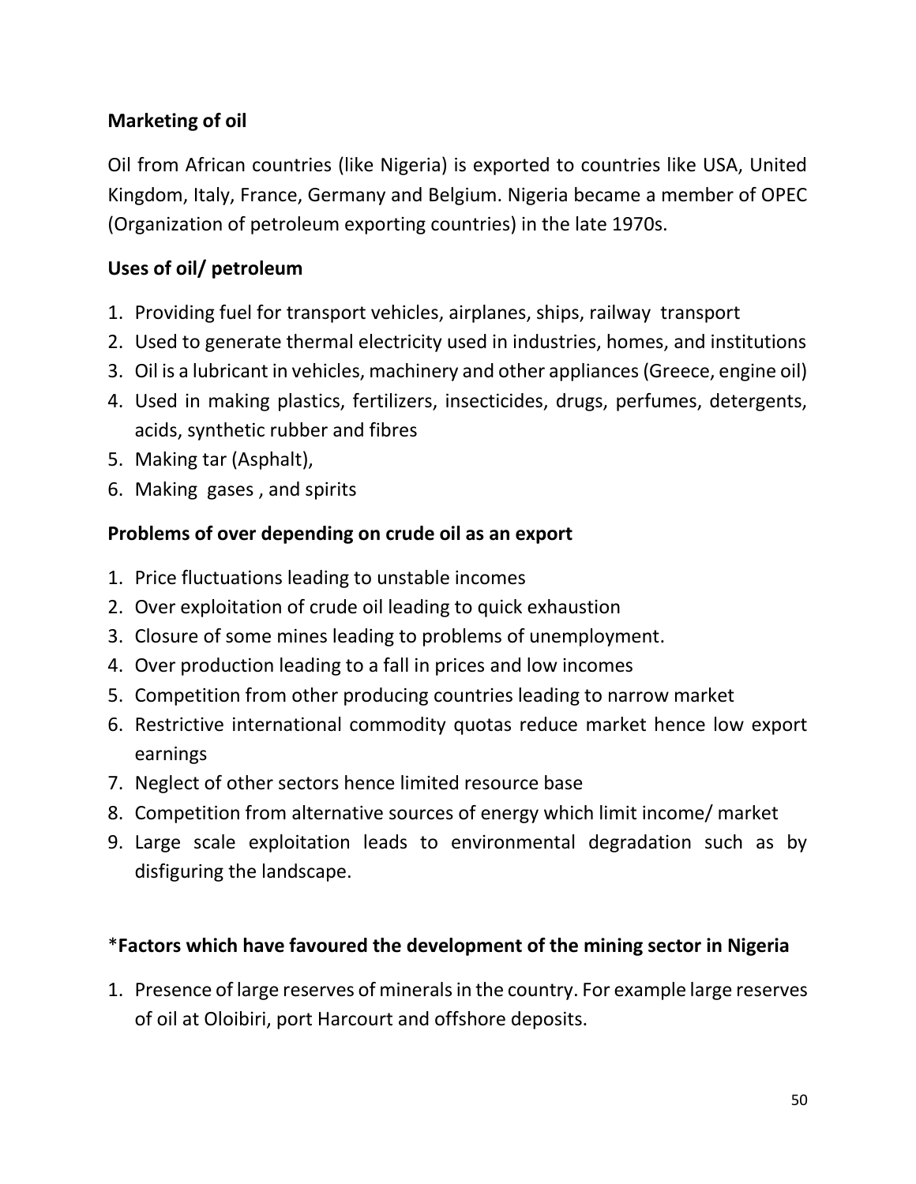**Marketing of oil**

Oil from African countries (like Nigeria) is exported to countries like USA, United Kingdom, Italy, France, Germany and Belgium. Nigeria became a member of OPEC (Organization of petroleum exporting countries) in the late 1970s.

**Uses of oil/ petroleum**

1. Providing fuel for transport vehicles, airplanes, ships, railway transport
2. Used to generate thermal electricity used in industries, homes, and institutions
3. Oil is a lubricant in vehicles, machinery and other appliances (Greece, engine oil)
4. Used in making plastics, fertilizers, insecticides, drugs, perfumes, detergents, acids, synthetic rubber and fibres
5. Making tar (Asphalt),
6. Making gases , and spirits

**Problems of over depending on crude oil as an export**

1. Price fluctuations leading to unstable incomes
2. Over exploitation of crude oil leading to quick exhaustion
3. Closure of some mines leading to problems of unemployment.
4. Over production leading to a fall in prices and low incomes
5. Competition from other producing countries leading to narrow market
6. Restrictive international commodity quotas reduce market hence low export earnings
7. Neglect of other sectors hence limited resource base
8. Competition from alternative sources of energy which limit income/ market
9. Large scale exploitation leads to environmental degradation such as by disfiguring the landscape.

*__Factors which have favoured the development of the mining sector in Nigeria__

1. Presence of large reserves of minerals in the country. For example large reserves of oil at Oloibiri, port Harcourt and offshore deposits.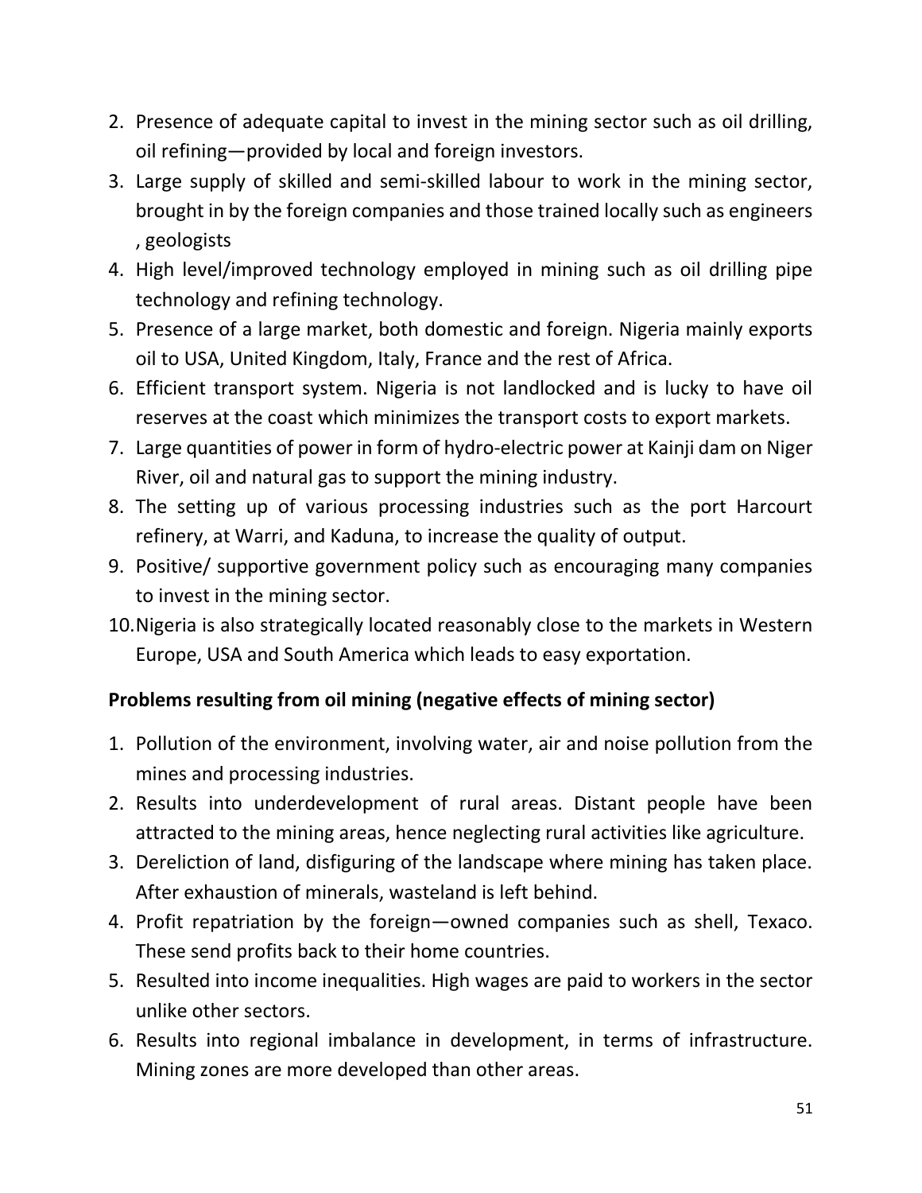2. Presence of adequate capital to invest in the mining sector such as oil drilling, oil refining—provided by local and foreign investors.
3. Large supply of skilled and semi-skilled labour to work in the mining sector, brought in by the foreign companies and those trained locally such as engineers , geologists
4. High level/improved technology employed in mining such as oil drilling pipe technology and refining technology.
5. Presence of a large market, both domestic and foreign. Nigeria mainly exports oil to USA, United Kingdom, Italy, France and the rest of Africa.
6. Efficient transport system. Nigeria is not landlocked and is lucky to have oil reserves at the coast which minimizes the transport costs to export markets.
7. Large quantities of power in form of hydro-electric power at Kainji dam on Niger River, oil and natural gas to support the mining industry.
8. The setting up of various processing industries such as the port Harcourt refinery, at Warri, and Kaduna, to increase the quality of output.
9. Positive/ supportive government policy such as encouraging many companies to invest in the mining sector.
10. Nigeria is also strategically located reasonably close to the markets in Western Europe, USA and South America which leads to easy exportation.

**Problems resulting from oil mining (negative effects of mining sector)**

1. Pollution of the environment, involving water, air and noise pollution from the mines and processing industries.
2. Results into underdevelopment of rural areas. Distant people have been attracted to the mining areas, hence neglecting rural activities like agriculture.
3. Dereliction of land, disfiguring of the landscape where mining has taken place. After exhaustion of minerals, wasteland is left behind.
4. Profit repatriation by the foreign—owned companies such as shell, Texaco. These send profits back to their home countries.
5. Resulted into income inequalities. High wages are paid to workers in the sector unlike other sectors.
6. Results into regional imbalance in development, in terms of infrastructure. Mining zones are more developed than other areas.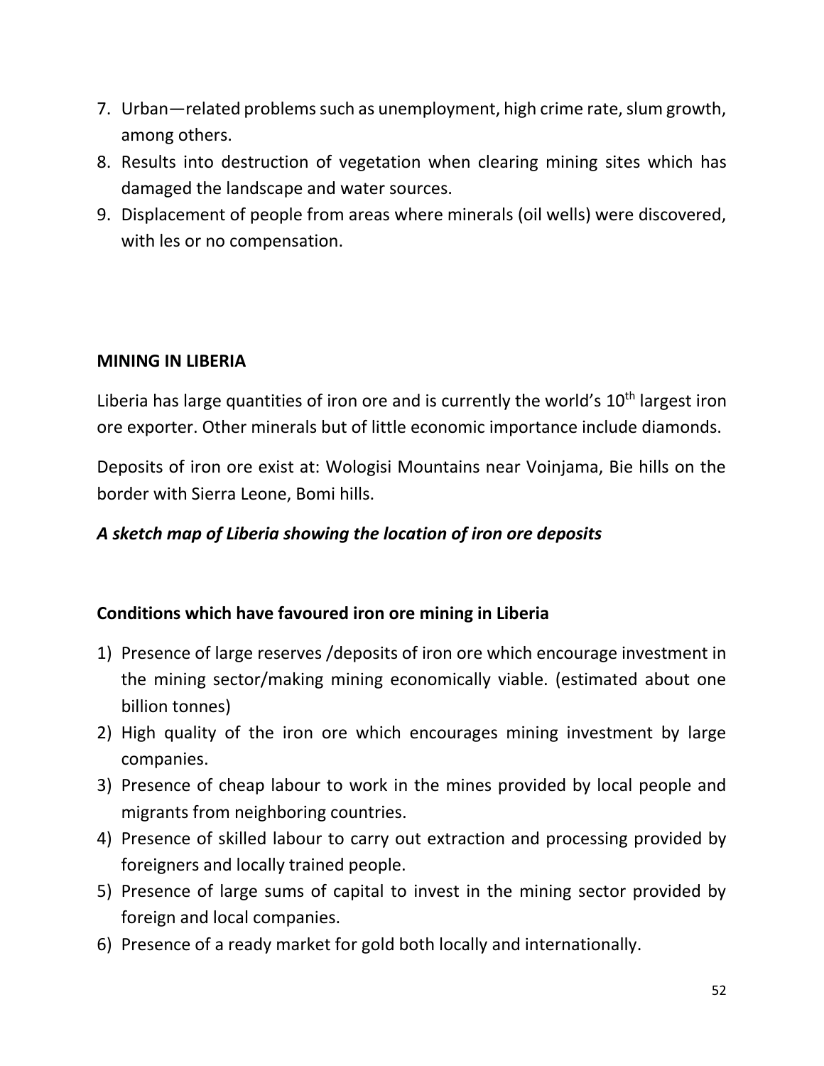7. Urban—related problems such as unemployment, high crime rate, slum growth, among others.
8. Results into destruction of vegetation when clearing mining sites which has damaged the landscape and water sources.
9. Displacement of people from areas where minerals (oil wells) were discovered, with les or no compensation.

**MINING IN LIBERIA**

Liberia has large quantities of iron ore and is currently the world's 10th largest iron ore exporter. Other minerals but of little economic importance include diamonds.

Deposits of iron ore exist at: Wologisi Mountains near Voinjama, Bie hills on the border with Sierra Leone, Bomi hills.

***A sketch map of Liberia showing the location of iron ore deposits***

**Conditions which have favoured iron ore mining in Liberia**

1) Presence of large reserves /deposits of iron ore which encourage investment in the mining sector/making mining economically viable. (estimated about one billion tonnes)
2) High quality of the iron ore which encourages mining investment by large companies.
3) Presence of cheap labour to work in the mines provided by local people and migrants from neighboring countries.
4) Presence of skilled labour to carry out extraction and processing provided by foreigners and locally trained people.
5) Presence of large sums of capital to invest in the mining sector provided by foreign and local companies.
6) Presence of a ready market for gold both locally and internationally.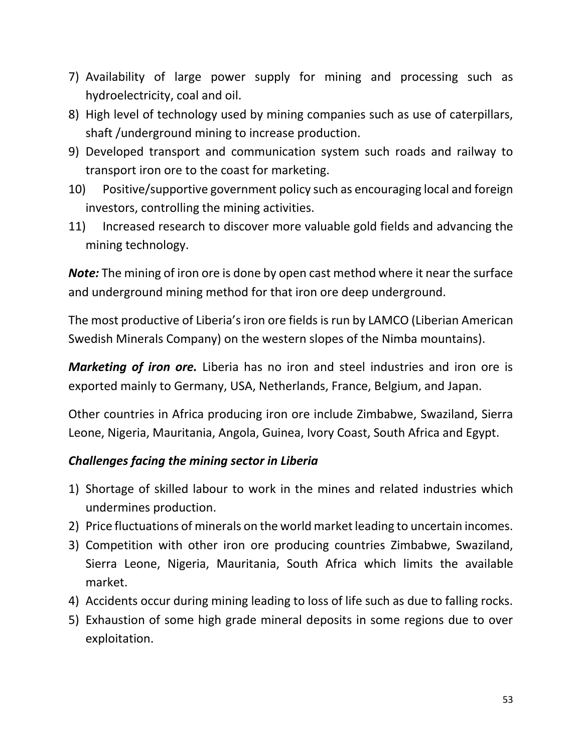7) Availability of large power supply for mining and processing such as hydroelectricity, coal and oil.
8) High level of technology used by mining companies such as use of caterpillars, shaft /underground mining to increase production.
9) Developed transport and communication system such roads and railway to transport iron ore to the coast for marketing.
10) Positive/supportive government policy such as encouraging local and foreign investors, controlling the mining activities.
11) Increased research to discover more valuable gold fields and advancing the mining technology.

***Note:*** The mining of iron ore is done by open cast method where it near the surface and underground mining method for that iron ore deep underground.

The most productive of Liberia's iron ore fields is run by LAMCO (Liberian American Swedish Minerals Company) on the western slopes of the Nimba mountains).

***Marketing of iron ore.*** Liberia has no iron and steel industries and iron ore is exported mainly to Germany, USA, Netherlands, France, Belgium, and Japan.

Other countries in Africa producing iron ore include Zimbabwe, Swaziland, Sierra Leone, Nigeria, Mauritania, Angola, Guinea, Ivory Coast, South Africa and Egypt.

### *Challenges facing the mining sector in Liberia*

1) Shortage of skilled labour to work in the mines and related industries which undermines production.
2) Price fluctuations of minerals on the world market leading to uncertain incomes.
3) Competition with other iron ore producing countries Zimbabwe, Swaziland, Sierra Leone, Nigeria, Mauritania, South Africa which limits the available market.
4) Accidents occur during mining leading to loss of life such as due to falling rocks.
5) Exhaustion of some high grade mineral deposits in some regions due to over exploitation.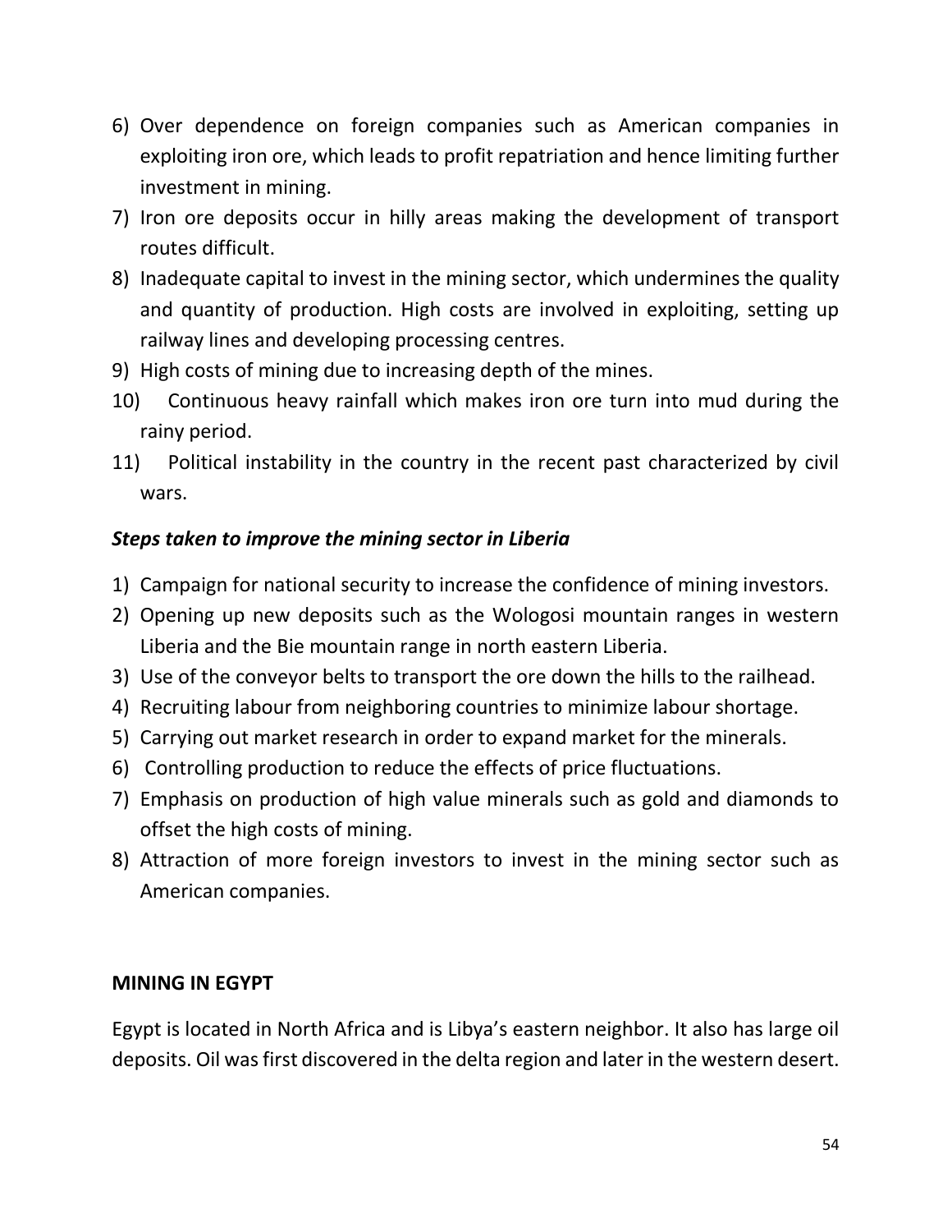6) Over dependence on foreign companies such as American companies in exploiting iron ore, which leads to profit repatriation and hence limiting further investment in mining.
7) Iron ore deposits occur in hilly areas making the development of transport routes difficult.
8) Inadequate capital to invest in the mining sector, which undermines the quality and quantity of production. High costs are involved in exploiting, setting up railway lines and developing processing centres.
9) High costs of mining due to increasing depth of the mines.
10) Continuous heavy rainfall which makes iron ore turn into mud during the rainy period.
11) Political instability in the country in the recent past characterized by civil wars.

***Steps taken to improve the mining sector in Liberia***

1) Campaign for national security to increase the confidence of mining investors.
2) Opening up new deposits such as the Wologosi mountain ranges in western Liberia and the Bie mountain range in north eastern Liberia.
3) Use of the conveyor belts to transport the ore down the hills to the railhead.
4) Recruiting labour from neighboring countries to minimize labour shortage.
5) Carrying out market research in order to expand market for the minerals.
6) Controlling production to reduce the effects of price fluctuations.
7) Emphasis on production of high value minerals such as gold and diamonds to offset the high costs of mining.
8) Attraction of more foreign investors to invest in the mining sector such as American companies.

**MINING IN EGYPT**

Egypt is located in North Africa and is Libya's eastern neighbor. It also has large oil deposits. Oil was first discovered in the delta region and later in the western desert.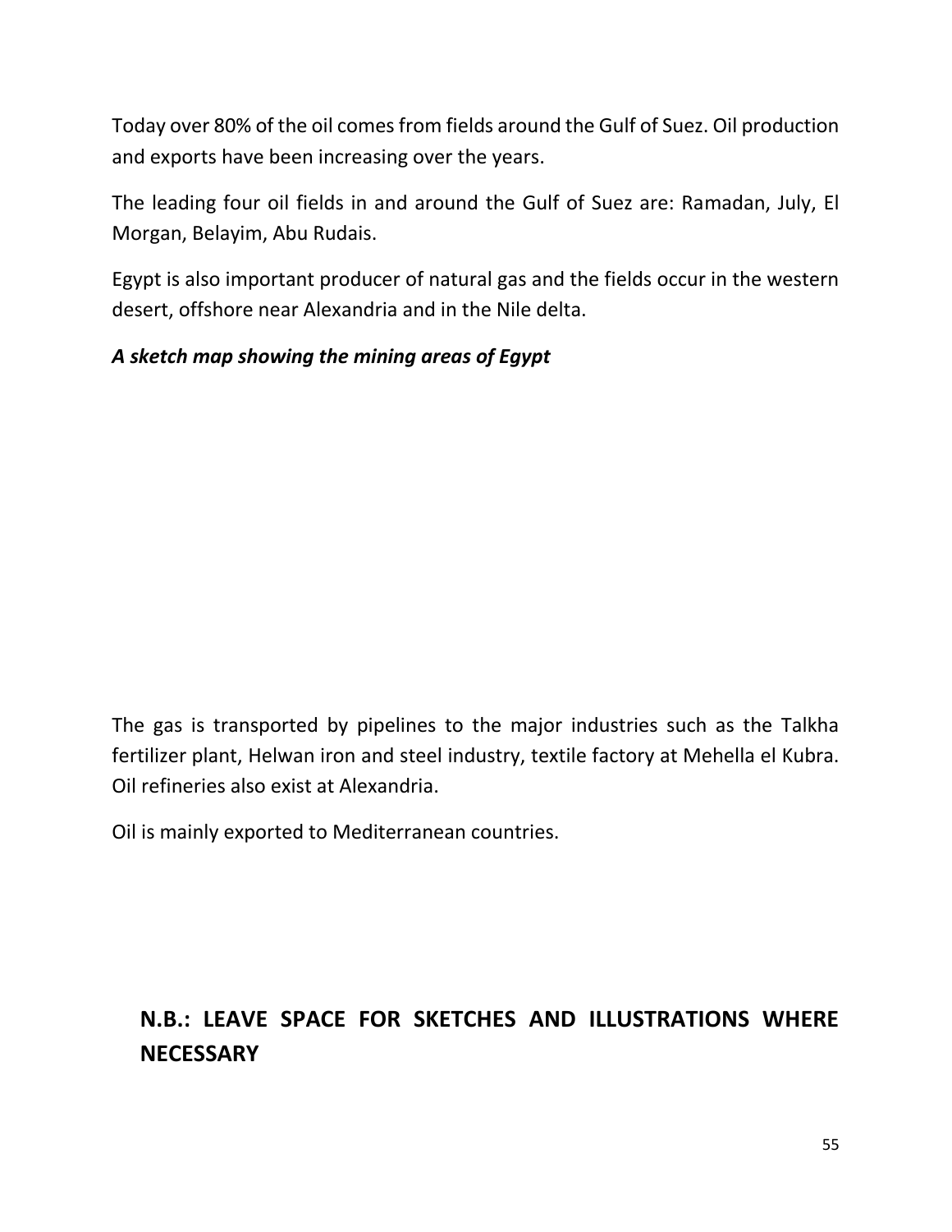Today over 80% of the oil comes from fields around the Gulf of Suez. Oil production and exports have been increasing over the years.

The leading four oil fields in and around the Gulf of Suez are: Ramadan, July, El Morgan, Belayim, Abu Rudais.

Egypt is also important producer of natural gas and the fields occur in the western desert, offshore near Alexandria and in the Nile delta.

***A sketch map showing the mining areas of Egypt***

The gas is transported by pipelines to the major industries such as the Talkha fertilizer plant, Helwan iron and steel industry, textile factory at Mehella el Kubra. Oil refineries also exist at Alexandria.

Oil is mainly exported to Mediterranean countries.

**N.B.: LEAVE SPACE FOR SKETCHES AND ILLUSTRATIONS WHERE NECESSARY**